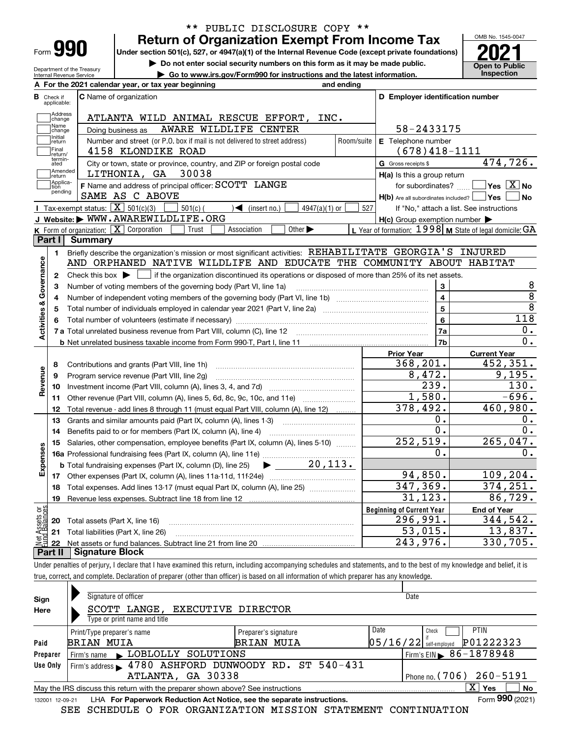** PUBLIC DISCLOSURE COPY **

# Form 990 — Return of Organization Exempt From Income Tax

**Under section 501(c), 527, or 4947(a)(1) of the Internal Revenue Code (except private foundations)**

▶ Do not enter social security numbers on this form as it may be made public.

▶ Go to www.irs.gov/Form990 for instructions and the latest information.

OMB No. 1545-0047

**2021**

**Open to Public Inspection**

Department of the Treasury
Internal Revenue Service

**A** For the 2021 calendar year, or tax year beginning and ending

**B** Check if applicable: Address change, Name change, Initial return, Final return/terminated, Amended return, Application pending

**C** Name of organization: ATLANTA WILD ANIMAL RESCUE EFFORT, INC.

Doing business as: AWARE WILDLIFE CENTER

Number and street (or P.O. box if mail is not delivered to street address): 4158 KLONDIKE ROAD — Room/suite

City or town, state or province, country, and ZIP or foreign postal code: LITHONIA, GA 30038

**D** Employer identification number: 58-2433175

**E** Telephone number: (678)418-1111

**G** Gross receipts $ 474,726.

**F** Name and address of principal officer: SCOTT LANGE, SAME AS C ABOVE

**H(a)** Is this a group return for subordinates? ☐ Yes ☒ No

**H(b)** Are all subordinates included? ☐ Yes ☐ No — If "No," attach a list. See instructions

**H(c)** Group exemption number ▶

**I** Tax-exempt status: ☒ 501(c)(3) ☐ 501(c) ( ) ◀ (insert no.) ☐ 4947(a)(1) or ☐ 527

**J** Website: ▶ WWW.AWAREWILDLIFE.ORG

**K** Form of organization: ☒ Corporation ☐ Trust ☐ Association ☐ Other ▶

**L** Year of formation: 1998 **M** State of legal domicile: GA

## Part I Summary

### Activities & Governance

1. Briefly describe the organization's mission or most significant activities: REHABILITATE GEORGIA'S INJURED AND ORPHANED NATIVE WILDLIFE AND EDUCATE THE COMMUNITY ABOUT HABITAT
2. Check this box ▶ ☐ if the organization discontinued its operations or disposed of more than 25% of its net assets.

| Line | Description | No. | Value |
|---|---|---|---|
| 3 | Number of voting members of the governing body (Part VI, line 1a) | 3 | 8 |
| 4 | Number of independent voting members of the governing body (Part VI, line 1b) | 4 | 8 |
| 5 | Total number of individuals employed in calendar year 2021 (Part V, line 2a) | 5 | 8 |
| 6 | Total number of volunteers (estimate if necessary) | 6 | 118 |
| 7a | Total unrelated business revenue from Part VIII, column (C), line 12 | 7a | 0. |
| 7b | Net unrelated business taxable income from Form 990-T, Part I, line 11 | 7b | 0. |

### Revenue, Expenses, Net Assets

| Line | Description | Prior Year | Current Year |
|---|---|---|---|
| 8 | Contributions and grants (Part VIII, line 1h) | 368,201. | 452,351. |
| 9 | Program service revenue (Part VIII, line 2g) | 8,472. | 9,195. |
| 10 | Investment income (Part VIII, column (A), lines 3, 4, and 7d) | 239. | 130. |
| 11 | Other revenue (Part VIII, column (A), lines 5, 6d, 8c, 9c, 10c, and 11e) | 1,580. | -696. |
| 12 | Total revenue - add lines 8 through 11 (must equal Part VIII, column (A), line 12) | 378,492. | 460,980. |
| 13 | Grants and similar amounts paid (Part IX, column (A), lines 1-3) | 0. | 0. |
| 14 | Benefits paid to or for members (Part IX, column (A), line 4) | 0. | 0. |
| 15 | Salaries, other compensation, employee benefits (Part IX, column (A), lines 5-10) | 252,519. | 265,047. |
| 16a | Professional fundraising fees (Part IX, column (A), line 11e) | 0. | 0. |
| b | Total fundraising expenses (Part IX, column (D), line 25) ▶ 20,113. | | |
| 17 | Other expenses (Part IX, column (A), lines 11a-11d, 11f-24e) | 94,850. | 109,204. |
| 18 | Total expenses. Add lines 13-17 (must equal Part IX, column (A), line 25) | 347,369. | 374,251. |
| 19 | Revenue less expenses. Subtract line 18 from line 12 | 31,123. | 86,729. |

| Line | Description | Beginning of Current Year | End of Year |
|---|---|---|---|
| 20 | Total assets (Part X, line 16) | 296,991. | 344,542. |
| 21 | Total liabilities (Part X, line 26) | 53,015. | 13,837. |
| 22 | Net assets or fund balances. Subtract line 21 from line 20 | 243,976. | 330,705. |

## Part II Signature Block

Under penalties of perjury, I declare that I have examined this return, including accompanying schedules and statements, and to the best of my knowledge and belief, it is true, correct, and complete. Declaration of preparer (other than officer) is based on all information of which preparer has any knowledge.

**Sign Here**

Signature of officer — Date

SCOTT LANGE, EXECUTIVE DIRECTOR
Type or print name and title

**Paid Preparer Use Only**

| Print/Type preparer's name | Preparer's signature | Date | Check if self-employed | PTIN |
|---|---|---|---|---|
| BRIAN MUIA | BRIAN MUIA | 05/16/22 | ☐ | P01222323 |

Firm's name ▶ LOBLOLLY SOLUTIONS — Firm's EIN ▶ 86-1878948

Firm's address ▶ 4780 ASHFORD DUNWOODY RD. ST 540-431, ATLANTA, GA 30338 — Phone no. (706) 260-5191

May the IRS discuss this return with the preparer shown above? See instructions ☒ Yes ☐ No

132001 12-09-21 LHA For Paperwork Reduction Act Notice, see the separate instructions. Form **990** (2021)

SEE SCHEDULE O FOR ORGANIZATION MISSION STATEMENT CONTINUATION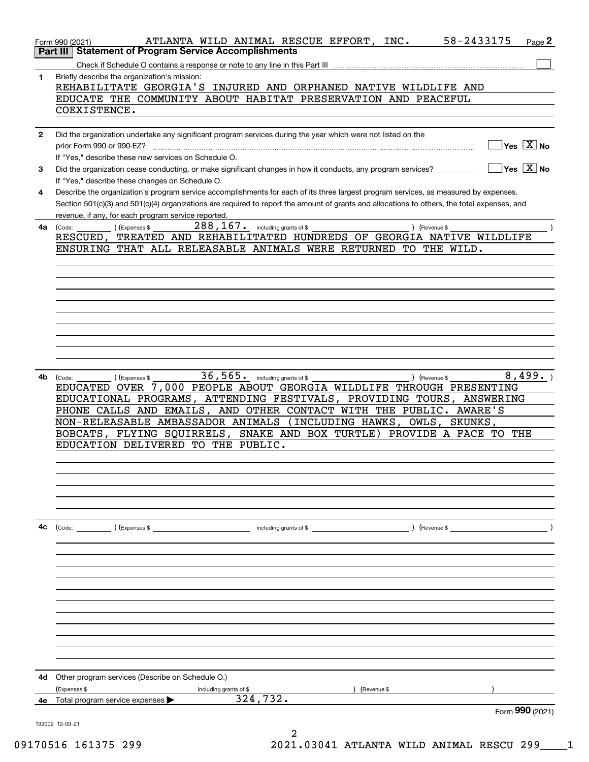Form 990 (2021) ATLANTA WILD ANIMAL RESCUE EFFORT, INC. 58-2433175 Page **2**

## Part III Statement of Program Service Accomplishments

Check if Schedule O contains a response or note to any line in this Part III ☐

**1** Briefly describe the organization's mission:
REHABILITATE GEORGIA'S INJURED AND ORPHANED NATIVE WILDLIFE AND EDUCATE THE COMMUNITY ABOUT HABITAT PRESERVATION AND PEACEFUL COEXISTENCE.

**2** Did the organization undertake any significant program services during the year which were not listed on the prior Form 990 or 990-EZ? ☐ Yes ☒ No
If "Yes," describe these new services on Schedule O.

**3** Did the organization cease conducting, or make significant changes in how it conducts, any program services? ☐ Yes ☒ No
If "Yes," describe these changes on Schedule O.

**4** Describe the organization's program service accomplishments for each of its three largest program services, as measured by expenses. Section 501(c)(3) and 501(c)(4) organizations are required to report the amount of grants and allocations to others, the total expenses, and revenue, if any, for each program service reported.

**4a** (Code: ) (Expenses $ 288,167. including grants of $ ) (Revenue $ )
RESCUED, TREATED AND REHABILITATED HUNDREDS OF GEORGIA NATIVE WILDLIFE ENSURING THAT ALL RELEASABLE ANIMALS WERE RETURNED TO THE WILD.

**4b** (Code: ) (Expenses $ 36,565. including grants of $ ) (Revenue $ 8,499. )
EDUCATED OVER 7,000 PEOPLE ABOUT GEORGIA WILDLIFE THROUGH PRESENTING EDUCATIONAL PROGRAMS, ATTENDING FESTIVALS, PROVIDING TOURS, ANSWERING PHONE CALLS AND EMAILS, AND OTHER CONTACT WITH THE PUBLIC. AWARE'S NON-RELEASABLE AMBASSADOR ANIMALS (INCLUDING HAWKS, OWLS, SKUNKS, BOBCATS, FLYING SQUIRRELS, SNAKE AND BOX TURTLE) PROVIDE A FACE TO THE EDUCATION DELIVERED TO THE PUBLIC.

**4c** (Code: ) (Expenses $ including grants of $ ) (Revenue $ )

**4d** Other program services (Describe on Schedule O.)
(Expenses $ including grants of $ ) (Revenue $ )

**4e** Total program service expenses ▶ 324,732.

Form **990** (2021)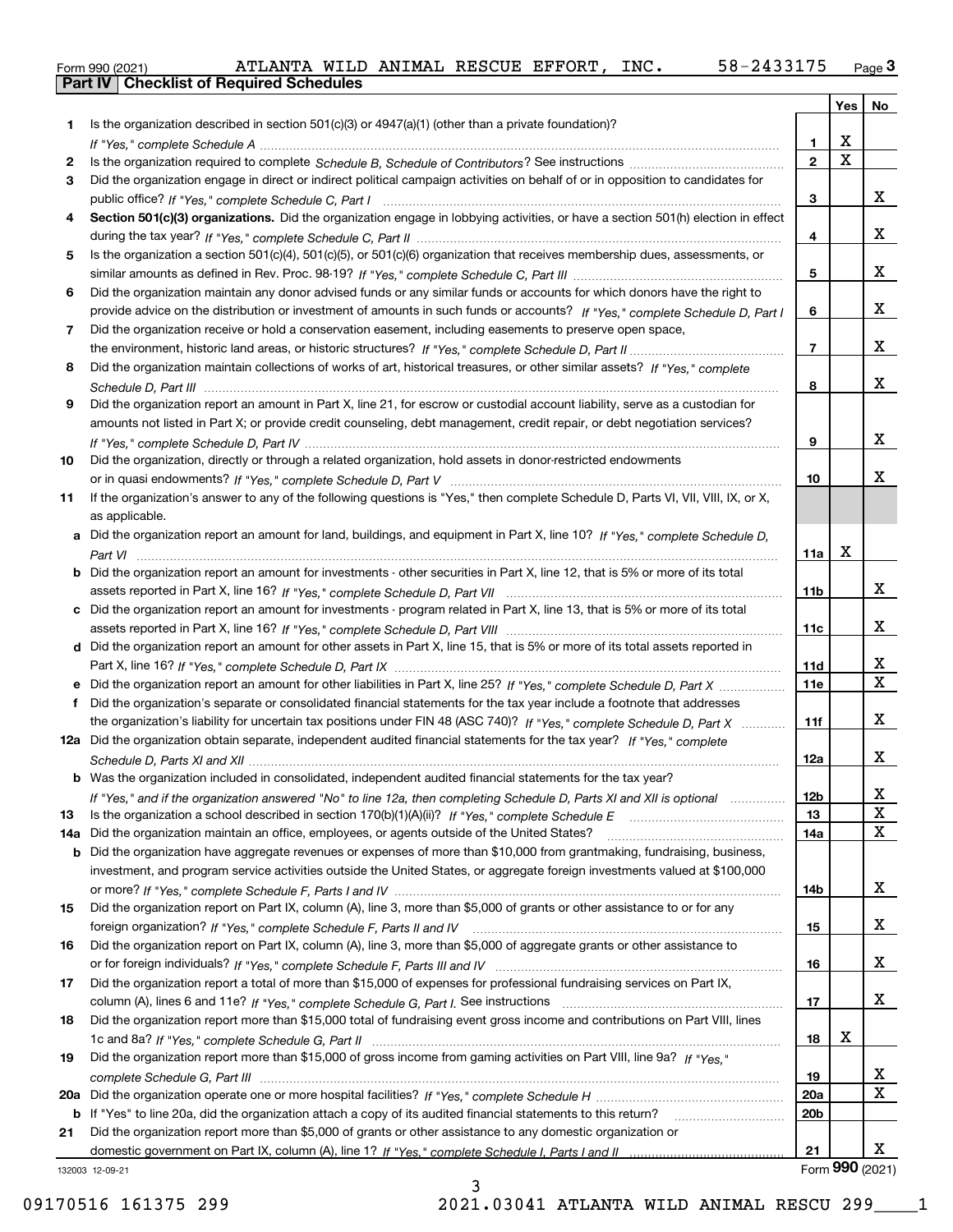Form 990 (2021) ATLANTA WILD ANIMAL RESCUE EFFORT, INC. 58-2433175 Page **3**

## Part IV Checklist of Required Schedules

| | | | Yes | No |
|---|---|---|---|---|
| 1 | Is the organization described in section 501(c)(3) or 4947(a)(1) (other than a private foundation)? *If "Yes," complete Schedule A* | 1 | X | |
| 2 | Is the organization required to complete *Schedule B, Schedule of Contributors*? See instructions | 2 | X | |
| 3 | Did the organization engage in direct or indirect political campaign activities on behalf of or in opposition to candidates for public office? *If "Yes," complete Schedule C, Part I* | 3 | | X |
| 4 | **Section 501(c)(3) organizations.** Did the organization engage in lobbying activities, or have a section 501(h) election in effect during the tax year? *If "Yes," complete Schedule C, Part II* | 4 | | X |
| 5 | Is the organization a section 501(c)(4), 501(c)(5), or 501(c)(6) organization that receives membership dues, assessments, or similar amounts as defined in Rev. Proc. 98-19? *If "Yes," complete Schedule C, Part III* | 5 | | X |
| 6 | Did the organization maintain any donor advised funds or any similar funds or accounts for which donors have the right to provide advice on the distribution or investment of amounts in such funds or accounts? *If "Yes," complete Schedule D, Part I* | 6 | | X |
| 7 | Did the organization receive or hold a conservation easement, including easements to preserve open space, the environment, historic land areas, or historic structures? *If "Yes," complete Schedule D, Part II* | 7 | | X |
| 8 | Did the organization maintain collections of works of art, historical treasures, or other similar assets? *If "Yes," complete Schedule D, Part III* | 8 | | X |
| 9 | Did the organization report an amount in Part X, line 21, for escrow or custodial account liability, serve as a custodian for amounts not listed in Part X; or provide credit counseling, debt management, credit repair, or debt negotiation services? *If "Yes," complete Schedule D, Part IV* | 9 | | X |
| 10 | Did the organization, directly or through a related organization, hold assets in donor-restricted endowments or in quasi endowments? *If "Yes," complete Schedule D, Part V* | 10 | | X |
| 11 | If the organization's answer to any of the following questions is "Yes," then complete Schedule D, Parts VI, VII, VIII, IX, or X, as applicable. | | | |
| a | Did the organization report an amount for land, buildings, and equipment in Part X, line 10? *If "Yes," complete Schedule D, Part VI* | 11a | X | |
| b | Did the organization report an amount for investments - other securities in Part X, line 12, that is 5% or more of its total assets reported in Part X, line 16? *If "Yes," complete Schedule D, Part VII* | 11b | | X |
| c | Did the organization report an amount for investments - program related in Part X, line 13, that is 5% or more of its total assets reported in Part X, line 16? *If "Yes," complete Schedule D, Part VIII* | 11c | | X |
| d | Did the organization report an amount for other assets in Part X, line 15, that is 5% or more of its total assets reported in Part X, line 16? *If "Yes," complete Schedule D, Part IX* | 11d | | X |
| e | Did the organization report an amount for other liabilities in Part X, line 25? *If "Yes," complete Schedule D, Part X* | 11e | | X |
| f | Did the organization's separate or consolidated financial statements for the tax year include a footnote that addresses the organization's liability for uncertain tax positions under FIN 48 (ASC 740)? *If "Yes," complete Schedule D, Part X* | 11f | | X |
| 12a | Did the organization obtain separate, independent audited financial statements for the tax year? *If "Yes," complete Schedule D, Parts XI and XII* | 12a | | X |
| b | Was the organization included in consolidated, independent audited financial statements for the tax year? *If "Yes," and if the organization answered "No" to line 12a, then completing Schedule D, Parts XI and XII is optional* | 12b | | X |
| 13 | Is the organization a school described in section 170(b)(1)(A)(ii)? *If "Yes," complete Schedule E* | 13 | | X |
| 14a | Did the organization maintain an office, employees, or agents outside of the United States? | 14a | | X |
| b | Did the organization have aggregate revenues or expenses of more than $10,000 from grantmaking, fundraising, business, investment, and program service activities outside the United States, or aggregate foreign investments valued at $100,000 or more? *If "Yes," complete Schedule F, Parts I and IV* | 14b | | X |
| 15 | Did the organization report on Part IX, column (A), line 3, more than $5,000 of grants or other assistance to or for any foreign organization? *If "Yes," complete Schedule F, Parts II and IV* | 15 | | X |
| 16 | Did the organization report on Part IX, column (A), line 3, more than $5,000 of aggregate grants or other assistance to or for foreign individuals? *If "Yes," complete Schedule F, Parts III and IV* | 16 | | X |
| 17 | Did the organization report a total of more than $15,000 of expenses for professional fundraising services on Part IX, column (A), lines 6 and 11e? *If "Yes," complete Schedule G, Part I.* See instructions | 17 | | X |
| 18 | Did the organization report more than $15,000 total of fundraising event gross income and contributions on Part VIII, lines 1c and 8a? *If "Yes," complete Schedule G, Part II* | 18 | X | |
| 19 | Did the organization report more than $15,000 of gross income from gaming activities on Part VIII, line 9a? *If "Yes," complete Schedule G, Part III* | 19 | | X |
| 20a | Did the organization operate one or more hospital facilities? *If "Yes," complete Schedule H* | 20a | | X |
| b | If "Yes" to line 20a, did the organization attach a copy of its audited financial statements to this return? | 20b | | |
| 21 | Did the organization report more than $5,000 of grants or other assistance to any domestic organization or domestic government on Part IX, column (A), line 1? *If "Yes," complete Schedule I, Parts I and II* | 21 | | X |

132003 12-09-21 Form **990** (2021)

09170516 161375 299 2021.03041 ATLANTA WILD ANIMAL RESCU 299____1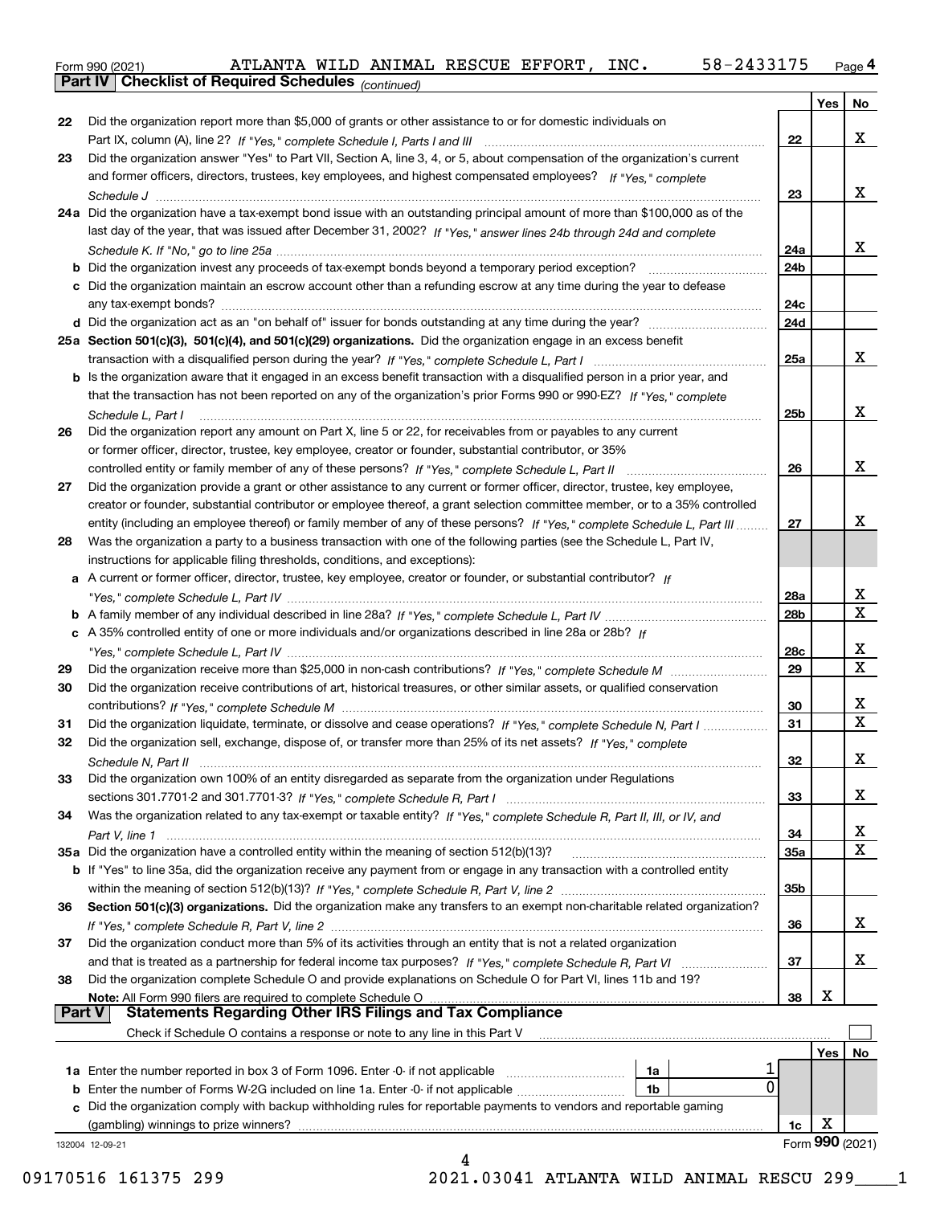Form 990 (2021) ATLANTA WILD ANIMAL RESCUE EFFORT, INC. 58-2433175 Page 4

**Part IV Checklist of Required Schedules** *(continued)*

| | | | Yes | No |
|---|---|---|---|---|
| 22 | Did the organization report more than $5,000 of grants or other assistance to or for domestic individuals on Part IX, column (A), line 2? *If "Yes," complete Schedule I, Parts I and III* | 22 | | X |
| 23 | Did the organization answer "Yes" to Part VII, Section A, line 3, 4, or 5, about compensation of the organization's current and former officers, directors, trustees, key employees, and highest compensated employees? *If "Yes," complete Schedule J* | 23 | | X |
| 24a | Did the organization have a tax-exempt bond issue with an outstanding principal amount of more than $100,000 as of the last day of the year, that was issued after December 31, 2002? *If "Yes," answer lines 24b through 24d and complete Schedule K. If "No," go to line 25a* | 24a | | X |
| b | Did the organization invest any proceeds of tax-exempt bonds beyond a temporary period exception? | 24b | | |
| c | Did the organization maintain an escrow account other than a refunding escrow at any time during the year to defease any tax-exempt bonds? | 24c | | |
| d | Did the organization act as an "on behalf of" issuer for bonds outstanding at any time during the year? | 24d | | |
| 25a | **Section 501(c)(3), 501(c)(4), and 501(c)(29) organizations.** Did the organization engage in an excess benefit transaction with a disqualified person during the year? *If "Yes," complete Schedule L, Part I* | 25a | | X |
| b | Is the organization aware that it engaged in an excess benefit transaction with a disqualified person in a prior year, and that the transaction has not been reported on any of the organization's prior Forms 990 or 990-EZ? *If "Yes," complete Schedule L, Part I* | 25b | | X |
| 26 | Did the organization report any amount on Part X, line 5 or 22, for receivables from or payables to any current or former officer, director, trustee, key employee, creator or founder, substantial contributor, or 35% controlled entity or family member of any of these persons? *If "Yes," complete Schedule L, Part II* | 26 | | X |
| 27 | Did the organization provide a grant or other assistance to any current or former officer, director, trustee, key employee, creator or founder, substantial contributor or employee thereof, a grant selection committee member, or to a 35% controlled entity (including an employee thereof) or family member of any of these persons? *If "Yes," complete Schedule L, Part III* | 27 | | X |
| 28 | Was the organization a party to a business transaction with one of the following parties (see the Schedule L, Part IV, instructions for applicable filing thresholds, conditions, and exceptions): | | | |
| a | A current or former officer, director, trustee, key employee, creator or founder, or substantial contributor? *If "Yes," complete Schedule L, Part IV* | 28a | | X |
| b | A family member of any individual described in line 28a? *If "Yes," complete Schedule L, Part IV* | 28b | | X |
| c | A 35% controlled entity of one or more individuals and/or organizations described in line 28a or 28b? *If "Yes," complete Schedule L, Part IV* | 28c | | X |
| 29 | Did the organization receive more than $25,000 in non-cash contributions? *If "Yes," complete Schedule M* | 29 | | X |
| 30 | Did the organization receive contributions of art, historical treasures, or other similar assets, or qualified conservation contributions? *If "Yes," complete Schedule M* | 30 | | X |
| 31 | Did the organization liquidate, terminate, or dissolve and cease operations? *If "Yes," complete Schedule N, Part I* | 31 | | X |
| 32 | Did the organization sell, exchange, dispose of, or transfer more than 25% of its net assets? *If "Yes," complete Schedule N, Part II* | 32 | | X |
| 33 | Did the organization own 100% of an entity disregarded as separate from the organization under Regulations sections 301.7701-2 and 301.7701-3? *If "Yes," complete Schedule R, Part I* | 33 | | X |
| 34 | Was the organization related to any tax-exempt or taxable entity? *If "Yes," complete Schedule R, Part II, III, or IV, and Part V, line 1* | 34 | | X |
| 35a | Did the organization have a controlled entity within the meaning of section 512(b)(13)? | 35a | | X |
| b | If "Yes" to line 35a, did the organization receive any payment from or engage in any transaction with a controlled entity within the meaning of section 512(b)(13)? *If "Yes," complete Schedule R, Part V, line 2* | 35b | | |
| 36 | **Section 501(c)(3) organizations.** Did the organization make any transfers to an exempt non-charitable related organization? *If "Yes," complete Schedule R, Part V, line 2* | 36 | | X |
| 37 | Did the organization conduct more than 5% of its activities through an entity that is not a related organization and that is treated as a partnership for federal income tax purposes? *If "Yes," complete Schedule R, Part VI* | 37 | | X |
| 38 | Did the organization complete Schedule O and provide explanations on Schedule O for Part VI, lines 11b and 19? **Note:** All Form 990 filers are required to complete Schedule O | 38 | X | |

**Part V Statements Regarding Other IRS Filings and Tax Compliance**

Check if Schedule O contains a response or note to any line in this Part V ☐

| | | | | | Yes | No |
|---|---|---|---|---|---|---|
| 1a | Enter the number reported in box 3 of Form 1096. Enter -0- if not applicable | 1a | 1 | | | |
| b | Enter the number of Forms W-2G included on line 1a. Enter -0- if not applicable | 1b | 0 | | | |
| c | Did the organization comply with backup withholding rules for reportable payments to vendors and reportable gaming (gambling) winnings to prize winners? | | | 1c | X | |

132004 12-09-21 Form **990** (2021)

09170516 161375 299 2021.03041 ATLANTA WILD ANIMAL RESCU 299____1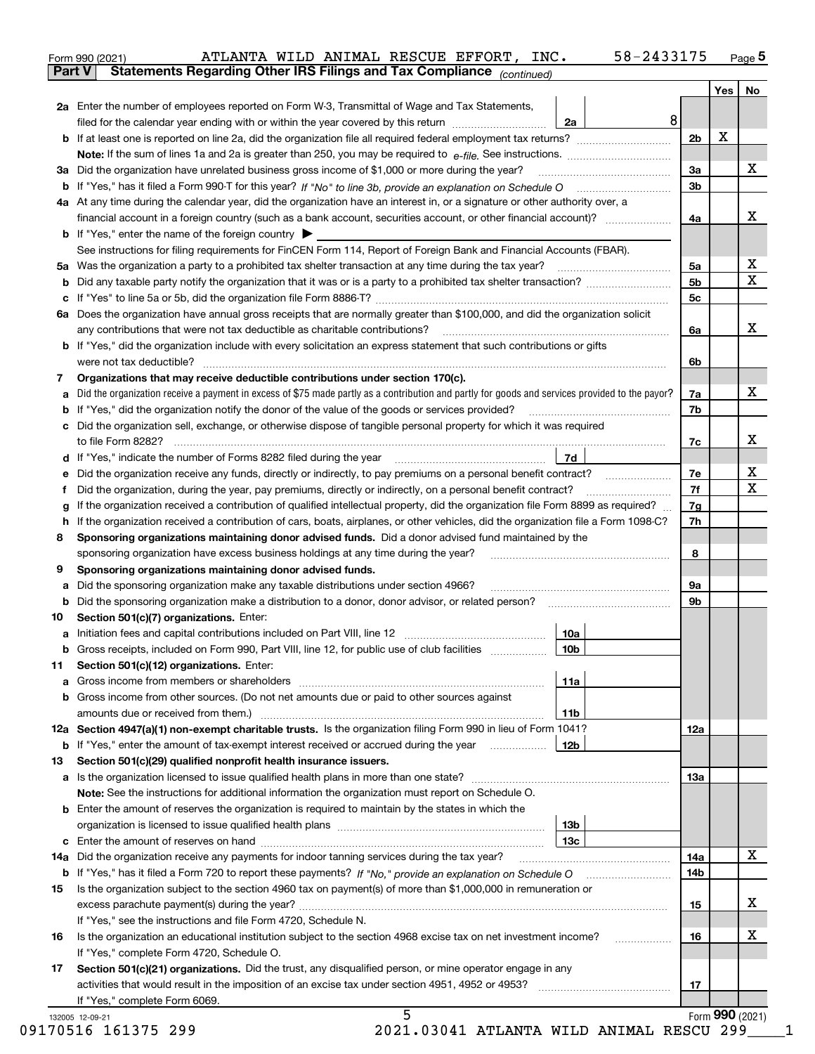Form 990 (2021) ATLANTA WILD ANIMAL RESCUE EFFORT, INC. 58-2433175 Page 5

**Part V Statements Regarding Other IRS Filings and Tax Compliance** *(continued)*

| | | | | | Yes | No |
|---|---|---|---|---|---|---|
| **2a** | Enter the number of employees reported on Form W-3, Transmittal of Wage and Tax Statements, filed for the calendar year ending with or within the year covered by this return | 2a | 8 | | | |
| **b** | If at least one is reported on line 2a, did the organization file all required federal employment tax returns? | | | 2b | X | |
| | **Note:** If the sum of lines 1a and 2a is greater than 250, you may be required to *e-file.* See instructions. | | | | | |
| **3a** | Did the organization have unrelated business gross income of $1,000 or more during the year? | | | 3a | | X |
| **b** | If "Yes," has it filed a Form 990-T for this year? *If "No" to line 3b, provide an explanation on Schedule O* | | | 3b | | |
| **4a** | At any time during the calendar year, did the organization have an interest in, or a signature or other authority over, a financial account in a foreign country (such as a bank account, securities account, or other financial account)? | | | 4a | | X |
| **b** | If "Yes," enter the name of the foreign country ▶ | | | | | |
| | See instructions for filing requirements for FinCEN Form 114, Report of Foreign Bank and Financial Accounts (FBAR). | | | | | |
| **5a** | Was the organization a party to a prohibited tax shelter transaction at any time during the tax year? | | | 5a | | X |
| **b** | Did any taxable party notify the organization that it was or is a party to a prohibited tax shelter transaction? | | | 5b | | X |
| **c** | If "Yes" to line 5a or 5b, did the organization file Form 8886-T? | | | 5c | | |
| **6a** | Does the organization have annual gross receipts that are normally greater than $100,000, and did the organization solicit any contributions that were not tax deductible as charitable contributions? | | | 6a | | X |
| **b** | If "Yes," did the organization include with every solicitation an express statement that such contributions or gifts were not tax deductible? | | | 6b | | |
| **7** | **Organizations that may receive deductible contributions under section 170(c).** | | | | | |
| **a** | Did the organization receive a payment in excess of $75 made partly as a contribution and partly for goods and services provided to the payor? | | | 7a | | X |
| **b** | If "Yes," did the organization notify the donor of the value of the goods or services provided? | | | 7b | | |
| **c** | Did the organization sell, exchange, or otherwise dispose of tangible personal property for which it was required to file Form 8282? | | | 7c | | X |
| **d** | If "Yes," indicate the number of Forms 8282 filed during the year | 7d | | | | |
| **e** | Did the organization receive any funds, directly or indirectly, to pay premiums on a personal benefit contract? | | | 7e | | X |
| **f** | Did the organization, during the year, pay premiums, directly or indirectly, on a personal benefit contract? | | | 7f | | X |
| **g** | If the organization received a contribution of qualified intellectual property, did the organization file Form 8899 as required? | | | 7g | | |
| **h** | If the organization received a contribution of cars, boats, airplanes, or other vehicles, did the organization file a Form 1098-C? | | | 7h | | |
| **8** | **Sponsoring organizations maintaining donor advised funds.** Did a donor advised fund maintained by the sponsoring organization have excess business holdings at any time during the year? | | | 8 | | |
| **9** | **Sponsoring organizations maintaining donor advised funds.** | | | | | |
| **a** | Did the sponsoring organization make any taxable distributions under section 4966? | | | 9a | | |
| **b** | Did the sponsoring organization make a distribution to a donor, donor advisor, or related person? | | | 9b | | |
| **10** | **Section 501(c)(7) organizations.** Enter: | | | | | |
| **a** | Initiation fees and capital contributions included on Part VIII, line 12 | 10a | | | | |
| **b** | Gross receipts, included on Form 990, Part VIII, line 12, for public use of club facilities | 10b | | | | |
| **11** | **Section 501(c)(12) organizations.** Enter: | | | | | |
| **a** | Gross income from members or shareholders | 11a | | | | |
| **b** | Gross income from other sources. (Do not net amounts due or paid to other sources against amounts due or received from them.) | 11b | | | | |
| **12a** | **Section 4947(a)(1) non-exempt charitable trusts.** Is the organization filing Form 990 in lieu of Form 1041? | | | 12a | | |
| **b** | If "Yes," enter the amount of tax-exempt interest received or accrued during the year | 12b | | | | |
| **13** | **Section 501(c)(29) qualified nonprofit health insurance issuers.** | | | | | |
| **a** | Is the organization licensed to issue qualified health plans in more than one state? | | | 13a | | |
| | **Note:** See the instructions for additional information the organization must report on Schedule O. | | | | | |
| **b** | Enter the amount of reserves the organization is required to maintain by the states in which the organization is licensed to issue qualified health plans | 13b | | | | |
| **c** | Enter the amount of reserves on hand | 13c | | | | |
| **14a** | Did the organization receive any payments for indoor tanning services during the tax year? | | | 14a | | X |
| **b** | If "Yes," has it filed a Form 720 to report these payments? *If "No," provide an explanation on Schedule O* | | | 14b | | |
| **15** | Is the organization subject to the section 4960 tax on payment(s) of more than $1,000,000 in remuneration or excess parachute payment(s) during the year? | | | 15 | | X |
| | If "Yes," see the instructions and file Form 4720, Schedule N. | | | | | |
| **16** | Is the organization an educational institution subject to the section 4968 excise tax on net investment income? | | | 16 | | X |
| | If "Yes," complete Form 4720, Schedule O. | | | | | |
| **17** | **Section 501(c)(21) organizations.** Did the trust, any disqualified person, or mine operator engage in any activities that would result in the imposition of an excise tax under section 4951, 4952 or 4953? | | | 17 | | |
| | If "Yes," complete Form 6069. | | | | | |

Form **990** (2021)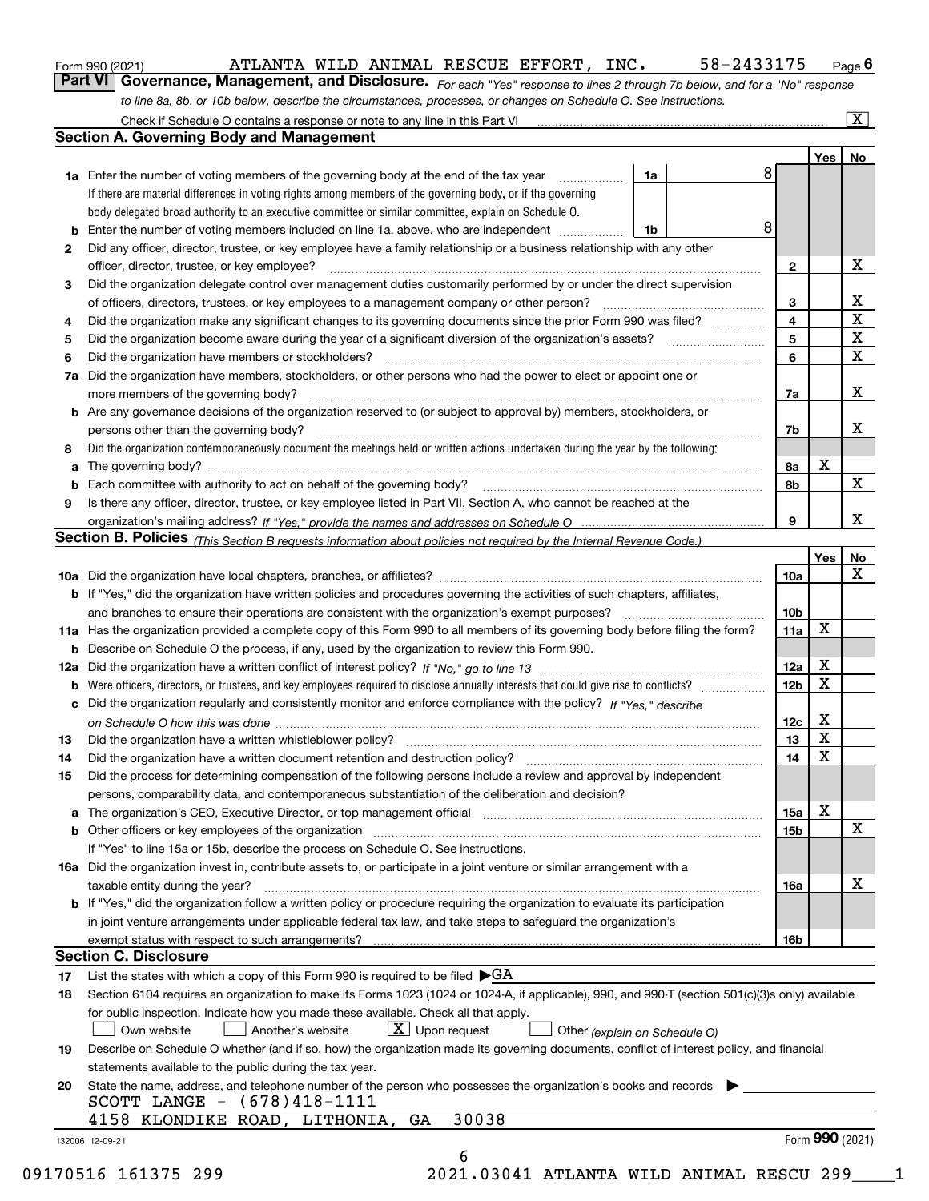Form 990 (2021) ATLANTA WILD ANIMAL RESCUE EFFORT, INC. 58-2433175 Page 6

## Part VI Governance, Management, and Disclosure.

*For each "Yes" response to lines 2 through 7b below, and for a "No" response to line 8a, 8b, or 10b below, describe the circumstances, processes, or changes on Schedule O. See instructions.*

Check if Schedule O contains a response or note to any line in this Part VI [X]

### Section A. Governing Body and Management

| | | | | | Yes | No |
|---|---|---|---|---|---|---|
| 1a | Enter the number of voting members of the governing body at the end of the tax year. If there are material differences in voting rights among members of the governing body, or if the governing body delegated broad authority to an executive committee or similar committee, explain on Schedule O. | 1a | 8 | | | |
| b | Enter the number of voting members included on line 1a, above, who are independent | 1b | 8 | | | |
| 2 | Did any officer, director, trustee, or key employee have a family relationship or a business relationship with any other officer, director, trustee, or key employee? | | | 2 | | X |
| 3 | Did the organization delegate control over management duties customarily performed by or under the direct supervision of officers, directors, trustees, or key employees to a management company or other person? | | | 3 | | X |
| 4 | Did the organization make any significant changes to its governing documents since the prior Form 990 was filed? | | | 4 | | X |
| 5 | Did the organization become aware during the year of a significant diversion of the organization's assets? | | | 5 | | X |
| 6 | Did the organization have members or stockholders? | | | 6 | | X |
| 7a | Did the organization have members, stockholders, or other persons who had the power to elect or appoint one or more members of the governing body? | | | 7a | | X |
| b | Are any governance decisions of the organization reserved to (or subject to approval by) members, stockholders, or persons other than the governing body? | | | 7b | | X |
| 8 | Did the organization contemporaneously document the meetings held or written actions undertaken during the year by the following: | | | | | |
| a | The governing body? | | | 8a | X | |
| b | Each committee with authority to act on behalf of the governing body? | | | 8b | | X |
| 9 | Is there any officer, director, trustee, or key employee listed in Part VII, Section A, who cannot be reached at the organization's mailing address? *If "Yes," provide the names and addresses on Schedule O* | | | 9 | | X |

### Section B. Policies *(This Section B requests information about policies not required by the Internal Revenue Code.)*

| | | | Yes | No |
|---|---|---|---|---|
| 10a | Did the organization have local chapters, branches, or affiliates? | 10a | | X |
| b | If "Yes," did the organization have written policies and procedures governing the activities of such chapters, affiliates, and branches to ensure their operations are consistent with the organization's exempt purposes? | 10b | | |
| 11a | Has the organization provided a complete copy of this Form 990 to all members of its governing body before filing the form? | 11a | X | |
| b | Describe on Schedule O the process, if any, used by the organization to review this Form 990. | | | |
| 12a | Did the organization have a written conflict of interest policy? *If "No," go to line 13* | 12a | X | |
| b | Were officers, directors, or trustees, and key employees required to disclose annually interests that could give rise to conflicts? | 12b | X | |
| c | Did the organization regularly and consistently monitor and enforce compliance with the policy? *If "Yes," describe on Schedule O how this was done* | 12c | X | |
| 13 | Did the organization have a written whistleblower policy? | 13 | X | |
| 14 | Did the organization have a written document retention and destruction policy? | 14 | X | |
| 15 | Did the process for determining compensation of the following persons include a review and approval by independent persons, comparability data, and contemporaneous substantiation of the deliberation and decision? | | | |
| a | The organization's CEO, Executive Director, or top management official | 15a | X | |
| b | Other officers or key employees of the organization | 15b | | X |
| | If "Yes" to line 15a or 15b, describe the process on Schedule O. See instructions. | | | |
| 16a | Did the organization invest in, contribute assets to, or participate in a joint venture or similar arrangement with a taxable entity during the year? | 16a | | X |
| b | If "Yes," did the organization follow a written policy or procedure requiring the organization to evaluate its participation in joint venture arrangements under applicable federal tax law, and take steps to safeguard the organization's exempt status with respect to such arrangements? | 16b | | |

### Section C. Disclosure

17 List the states with which a copy of this Form 990 is required to be filed ▶GA

18 Section 6104 requires an organization to make its Forms 1023 (1024 or 1024-A, if applicable), 990, and 990-T (section 501(c)(3)s only) available for public inspection. Indicate how you made these available. Check all that apply.

[ ] Own website [ ] Another's website [X] Upon request [ ] Other *(explain on Schedule O)*

19 Describe on Schedule O whether (and if so, how) the organization made its governing documents, conflict of interest policy, and financial statements available to the public during the tax year.

20 State the name, address, and telephone number of the person who possesses the organization's books and records ▶

SCOTT LANGE - (678)418-1111
4158 KLONDIKE ROAD, LITHONIA, GA 30038

132006 12-09-21 Form 990 (2021)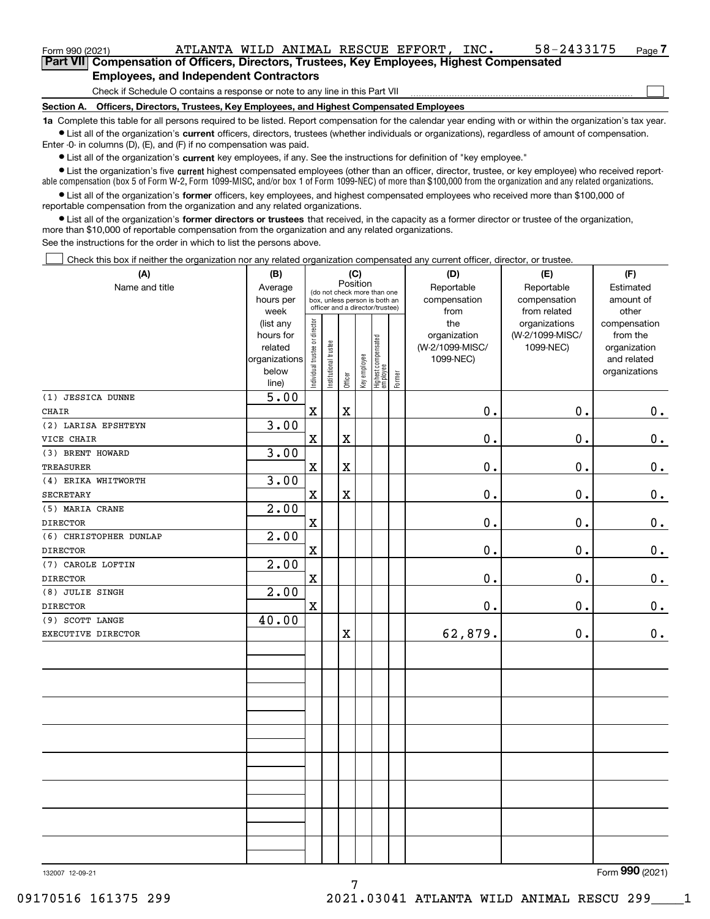Form 990 (2021) ATLANTA WILD ANIMAL RESCUE EFFORT, INC. 58-2433175 Page 7

## Part VII Compensation of Officers, Directors, Trustees, Key Employees, Highest Compensated Employees, and Independent Contractors

Check if Schedule O contains a response or note to any line in this Part VII

### Section A. Officers, Directors, Trustees, Key Employees, and Highest Compensated Employees

**1a** Complete this table for all persons required to be listed. Report compensation for the calendar year ending with or within the organization's tax year.

- List all of the organization's **current** officers, directors, trustees (whether individuals or organizations), regardless of amount of compensation. Enter -0- in columns (D), (E), and (F) if no compensation was paid.
- List all of the organization's **current** key employees, if any. See the instructions for definition of "key employee."
- List the organization's five **current** highest compensated employees (other than an officer, director, trustee, or key employee) who received reportable compensation (box 5 of Form W-2, Form 1099-MISC, and/or box 1 of Form 1099-NEC) of more than $100,000 from the organization and any related organizations.
- List all of the organization's **former** officers, key employees, and highest compensated employees who received more than $100,000 of reportable compensation from the organization and any related organizations.
- List all of the organization's **former directors or trustees** that received, in the capacity as a former director or trustee of the organization, more than $10,000 of reportable compensation from the organization and any related organizations.

See the instructions for the order in which to list the persons above.

Check this box if neither the organization nor any related organization compensated any current officer, director, or trustee.

| (A) Name and title | (B) Average hours per week (list any hours for related organizations below line) | (C) Position: Individual trustee or director | Institutional trustee | Officer | Key employee | Highest compensated employee | Former | (D) Reportable compensation from the organization (W-2/1099-MISC/ 1099-NEC) | (E) Reportable compensation from related organizations (W-2/1099-MISC/ 1099-NEC) | (F) Estimated amount of other compensation from the organization and related organizations |
|---|---|---|---|---|---|---|---|---|---|---|
| (1) JESSICA DUNNE<br>CHAIR | 5.00 | X | | X | | | | 0. | 0. | 0. |
| (2) LARISA EPSHTEYN<br>VICE CHAIR | 3.00 | X | | X | | | | 0. | 0. | 0. |
| (3) BRENT HOWARD<br>TREASURER | 3.00 | X | | X | | | | 0. | 0. | 0. |
| (4) ERIKA WHITWORTH<br>SECRETARY | 3.00 | X | | X | | | | 0. | 0. | 0. |
| (5) MARIA CRANE<br>DIRECTOR | 2.00 | X | | | | | | 0. | 0. | 0. |
| (6) CHRISTOPHER DUNLAP<br>DIRECTOR | 2.00 | X | | | | | | 0. | 0. | 0. |
| (7) CAROLE LOFTIN<br>DIRECTOR | 2.00 | X | | | | | | 0. | 0. | 0. |
| (8) JULIE SINGH<br>DIRECTOR | 2.00 | X | | | | | | 0. | 0. | 0. |
| (9) SCOTT LANGE<br>EXECUTIVE DIRECTOR | 40.00 | | | X | | | | 62,879. | 0. | 0. |

132007 12-09-21

Form 990 (2021)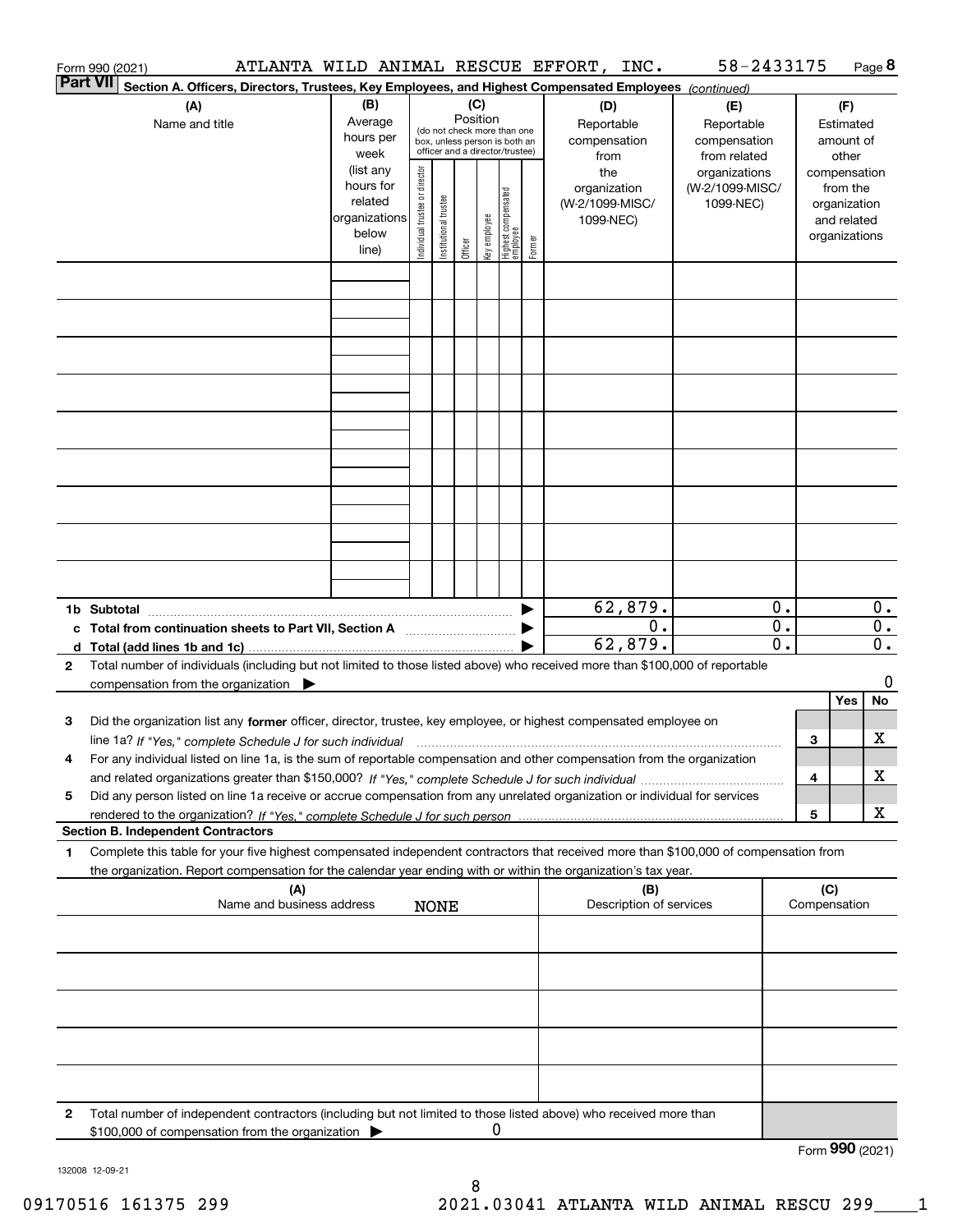Form 990 (2021) ATLANTA WILD ANIMAL RESCUE EFFORT, INC. 58-2433175 Page 8

**Part VII Section A. Officers, Directors, Trustees, Key Employees, and Highest Compensated Employees** *(continued)*

| (A) Name and title | (B) Average hours per week (list any hours for related organizations below line) | (C) Position (do not check more than one box, unless person is both an officer and a director/trustee): Individual trustee or director | Institutional trustee | Officer | Key employee | Highest compensated employee | Former | (D) Reportable compensation from the organization (W-2/1099-MISC/1099-NEC) | (E) Reportable compensation from related organizations (W-2/1099-MISC/1099-NEC) | (F) Estimated amount of other compensation from the organization and related organizations |
|---|---|---|---|---|---|---|---|---|---|---|
| | | | | | | | | | | |
| | | | | | | | | | | |
| | | | | | | | | | | |
| | | | | | | | | | | |
| | | | | | | | | | | |
| | | | | | | | | | | |
| | | | | | | | | | | |
| | | | | | | | | | | |
| | | | | | | | | | | |
| **1b Subtotal** | | | | | | | | 62,879. | 0. | 0. |
| **c Total from continuation sheets to Part VII, Section A** | | | | | | | | 0. | 0. | 0. |
| **d Total (add lines 1b and 1c)** | | | | | | | | 62,879. | 0. | 0. |

**2** Total number of individuals (including but not limited to those listed above) who received more than $100,000 of reportable compensation from the organization ▶ 0

| | | | Yes | No |
|---|---|---|---|---|
| **3** | Did the organization list any **former** officer, director, trustee, key employee, or highest compensated employee on line 1a? *If "Yes," complete Schedule J for such individual* | 3 | | X |
| **4** | For any individual listed on line 1a, is the sum of reportable compensation and other compensation from the organization and related organizations greater than $150,000? *If "Yes," complete Schedule J for such individual* | 4 | | X |
| **5** | Did any person listed on line 1a receive or accrue compensation from any unrelated organization or individual for services rendered to the organization? *If "Yes," complete Schedule J for such person* | 5 | | X |

**Section B. Independent Contractors**

**1** Complete this table for your five highest compensated independent contractors that received more than $100,000 of compensation from the organization. Report compensation for the calendar year ending with or within the organization's tax year.

| (A) Name and business address | (B) Description of services | (C) Compensation |
|---|---|---|
| NONE | | |
| | | |
| | | |
| | | |
| | | |

**2** Total number of independent contractors (including but not limited to those listed above) who received more than $100,000 of compensation from the organization ▶ 0

Form **990** (2021)

132008 12-09-21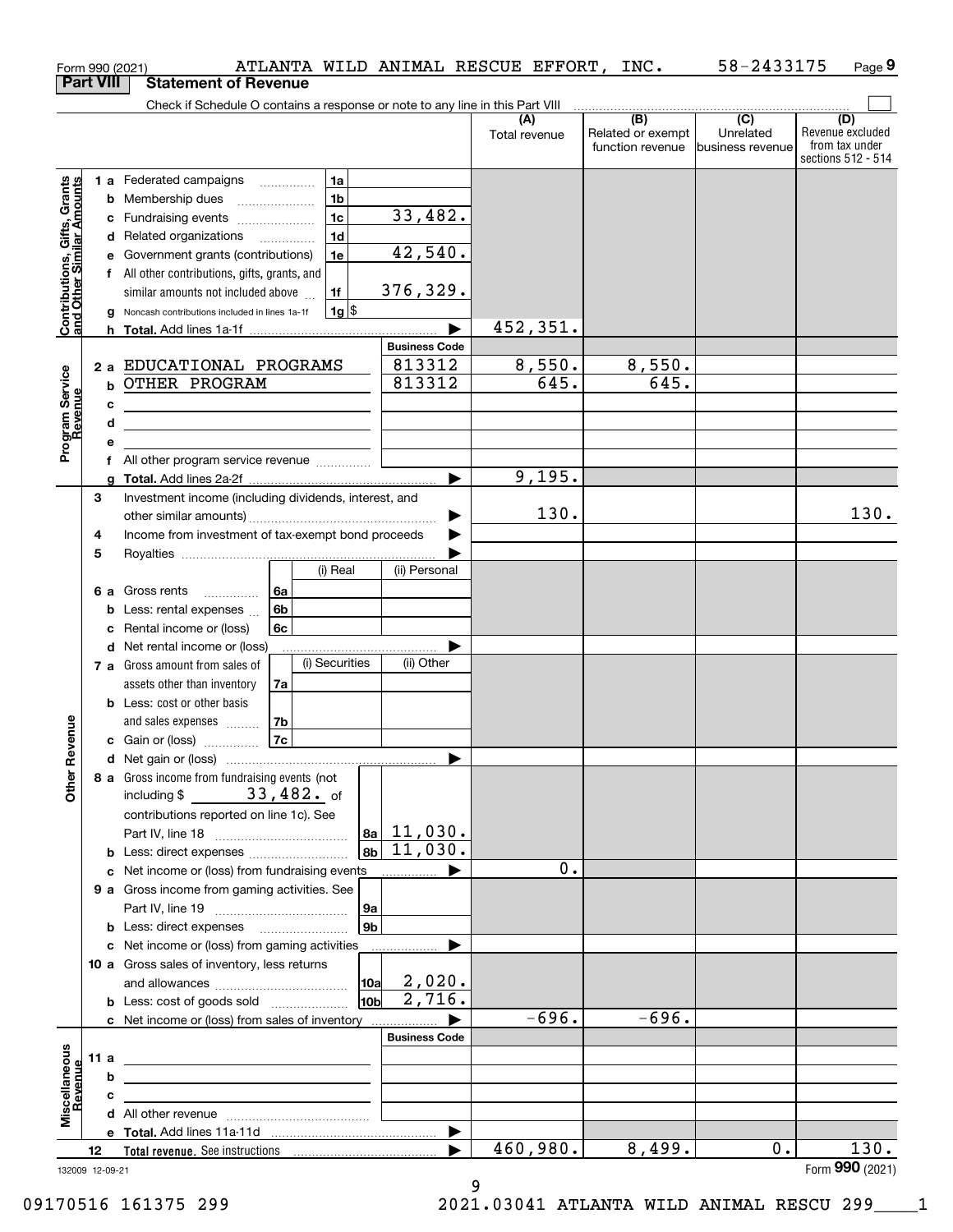Form 990 (2021) ATLANTA WILD ANIMAL RESCUE EFFORT, INC. 58-2433175 Page 9

## Part VIII Statement of Revenue

Check if Schedule O contains a response or note to any line in this Part VIII

| | | | (A) Total revenue | (B) Related or exempt function revenue | (C) Unrelated business revenue | (D) Revenue excluded from tax under sections 512 - 514 |
|---|---|---|---|---|---|---|
| **Contributions, Gifts, Grants and Other Similar Amounts** | 1 a Federated campaigns | 1a | | | | |
| | b Membership dues | 1b | | | | |
| | c Fundraising events | 1c 33,482. | | | | |
| | d Related organizations | 1d | | | | |
| | e Government grants (contributions) | 1e 42,540. | | | | |
| | f All other contributions, gifts, grants, and similar amounts not included above | 1f 376,329. | | | | |
| | g Noncash contributions included in lines 1a-1f | 1g $ | | | | |
| | h Total. Add lines 1a-1f | ▶ | 452,351. | | | |
| **Program Service Revenue** | | Business Code | | | | |
| | 2 a EDUCATIONAL PROGRAMS | 813312 | 8,550. | 8,550. | | |
| | b OTHER PROGRAM | 813312 | 645. | 645. | | |
| | c | | | | | |
| | d | | | | | |
| | e | | | | | |
| | f All other program service revenue | | | | | |
| | g Total. Add lines 2a-2f | ▶ | 9,195. | | | |
| **Other Revenue** | 3 Investment income (including dividends, interest, and other similar amounts) | ▶ | 130. | | | 130. |
| | 4 Income from investment of tax-exempt bond proceeds | ▶ | | | | |
| | 5 Royalties | ▶ | | | | |
| | 6 a Gross rents — 6a (i) Real / (ii) Personal | | | | | |
| | b Less: rental expenses — 6b | | | | | |
| | c Rental income or (loss) — 6c | | | | | |
| | d Net rental income or (loss) | ▶ | | | | |
| | 7 a Gross amount from sales of assets other than inventory — 7a (i) Securities / (ii) Other | | | | | |
| | b Less: cost or other basis and sales expenses — 7b | | | | | |
| | c Gain or (loss) — 7c | | | | | |
| | d Net gain or (loss) | ▶ | | | | |
| | 8 a Gross income from fundraising events (not including $ 33,482. of contributions reported on line 1c). See Part IV, line 18 | 8a 11,030. | | | | |
| | b Less: direct expenses | 8b 11,030. | | | | |
| | c Net income or (loss) from fundraising events | ▶ | 0. | | | |
| | 9 a Gross income from gaming activities. See Part IV, line 19 | 9a | | | | |
| | b Less: direct expenses | 9b | | | | |
| | c Net income or (loss) from gaming activities | ▶ | | | | |
| | 10 a Gross sales of inventory, less returns and allowances | 10a 2,020. | | | | |
| | b Less: cost of goods sold | 10b 2,716. | | | | |
| | c Net income or (loss) from sales of inventory | ▶ | -696. | -696. | | |
| **Miscellaneous Revenue** | | Business Code | | | | |
| | 11 a | | | | | |
| | b | | | | | |
| | c | | | | | |
| | d All other revenue | | | | | |
| | e Total. Add lines 11a-11d | ▶ | | | | |
| | 12 Total revenue. See instructions | ▶ | 460,980. | 8,499. | 0. | 130. |

132009 12-09-21 Form 990 (2021)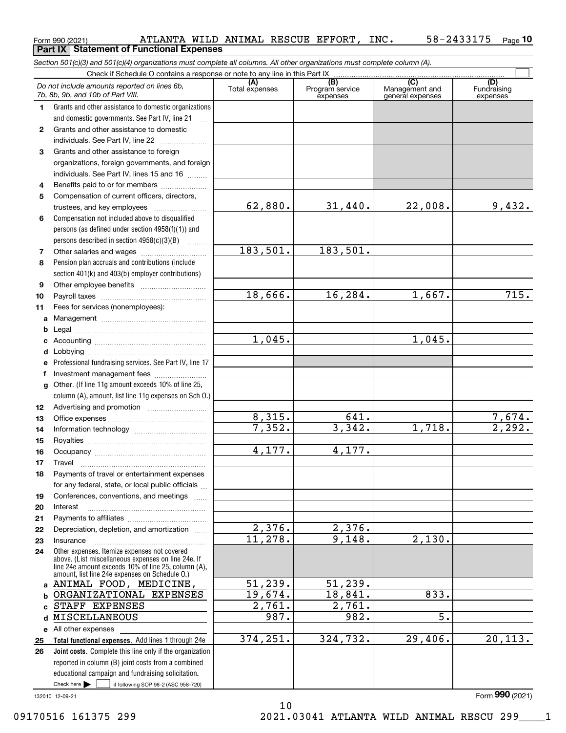Form 990 (2021) ATLANTA WILD ANIMAL RESCUE EFFORT, INC. 58-2433175 Page 10

**Part IX Statement of Functional Expenses**

*Section 501(c)(3) and 501(c)(4) organizations must complete all columns. All other organizations must complete column (A).*

Check if Schedule O contains a response or note to any line in this Part IX ☐

| | *Do not include amounts reported on lines 6b, 7b, 8b, 9b, and 10b of Part VIII.* | (A) Total expenses | (B) Program service expenses | (C) Management and general expenses | (D) Fundraising expenses |
|---|---|---|---|---|---|
| 1 | Grants and other assistance to domestic organizations and domestic governments. See Part IV, line 21 | | | | |
| 2 | Grants and other assistance to domestic individuals. See Part IV, line 22 | | | | |
| 3 | Grants and other assistance to foreign organizations, foreign governments, and foreign individuals. See Part IV, lines 15 and 16 | | | | |
| 4 | Benefits paid to or for members | | | | |
| 5 | Compensation of current officers, directors, trustees, and key employees | 62,880. | 31,440. | 22,008. | 9,432. |
| 6 | Compensation not included above to disqualified persons (as defined under section 4958(f)(1)) and persons described in section 4958(c)(3)(B) | | | | |
| 7 | Other salaries and wages | 183,501. | 183,501. | | |
| 8 | Pension plan accruals and contributions (include section 401(k) and 403(b) employer contributions) | | | | |
| 9 | Other employee benefits | | | | |
| 10 | Payroll taxes | 18,666. | 16,284. | 1,667. | 715. |
| 11 | Fees for services (nonemployees): | | | | |
| a | Management | | | | |
| b | Legal | | | | |
| c | Accounting | 1,045. | | 1,045. | |
| d | Lobbying | | | | |
| e | Professional fundraising services. See Part IV, line 17 | | | | |
| f | Investment management fees | | | | |
| g | Other. (If line 11g amount exceeds 10% of line 25, column (A), amount, list line 11g expenses on Sch O.) | | | | |
| 12 | Advertising and promotion | | | | |
| 13 | Office expenses | 8,315. | 641. | | 7,674. |
| 14 | Information technology | 7,352. | 3,342. | 1,718. | 2,292. |
| 15 | Royalties | | | | |
| 16 | Occupancy | 4,177. | 4,177. | | |
| 17 | Travel | | | | |
| 18 | Payments of travel or entertainment expenses for any federal, state, or local public officials | | | | |
| 19 | Conferences, conventions, and meetings | | | | |
| 20 | Interest | | | | |
| 21 | Payments to affiliates | | | | |
| 22 | Depreciation, depletion, and amortization | 2,376. | 2,376. | | |
| 23 | Insurance | 11,278. | 9,148. | 2,130. | |
| 24 | Other expenses. Itemize expenses not covered above. (List miscellaneous expenses on line 24e. If line 24e amount exceeds 10% of line 25, column (A), amount, list line 24e expenses on Schedule O.) | | | | |
| a | ANIMAL FOOD, MEDICINE, | 51,239. | 51,239. | | |
| b | ORGANIZATIONAL EXPENSES | 19,674. | 18,841. | 833. | |
| c | STAFF EXPENSES | 2,761. | 2,761. | | |
| d | MISCELLANEOUS | 987. | 982. | 5. | |
| e | All other expenses | | | | |
| 25 | **Total functional expenses.** Add lines 1 through 24e | 374,251. | 324,732. | 29,406. | 20,113. |
| 26 | **Joint costs.** Complete this line only if the organization reported in column (B) joint costs from a combined educational campaign and fundraising solicitation. Check here ☐ if following SOP 98-2 (ASC 958-720) | | | | |

132010 12-09-21

Form **990** (2021)

09170516 161375 299 2021.03041 ATLANTA WILD ANIMAL RESCU 299____1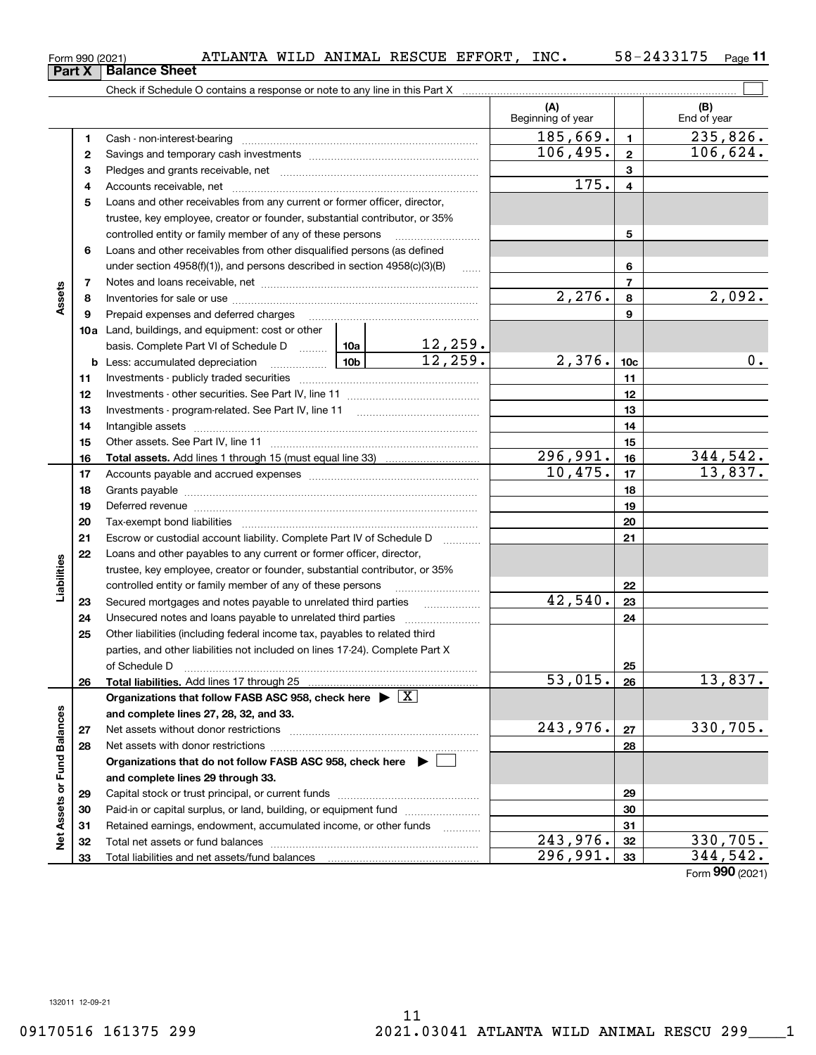Form 990 (2021) ATLANTA WILD ANIMAL RESCUE EFFORT, INC. 58-2433175

## Part X Balance Sheet

Check if Schedule O contains a response or note to any line in this Part X ☐

| | | | | | (A) Beginning of year | | (B) End of year |
|---|---|---|---|---|---|---|---|
| Assets | 1 | Cash - non-interest-bearing | | | 185,669. | 1 | 235,826. |
| | 2 | Savings and temporary cash investments | | | 106,495. | 2 | 106,624. |
| | 3 | Pledges and grants receivable, net | | | | 3 | |
| | 4 | Accounts receivable, net | | | 175. | 4 | |
| | 5 | Loans and other receivables from any current or former officer, director, trustee, key employee, creator or founder, substantial contributor, or 35% controlled entity or family member of any of these persons | | | | 5 | |
| | 6 | Loans and other receivables from other disqualified persons (as defined under section 4958(f)(1)), and persons described in section 4958(c)(3)(B) | | | | 6 | |
| | 7 | Notes and loans receivable, net | | | | 7 | |
| | 8 | Inventories for sale or use | | | 2,276. | 8 | 2,092. |
| | 9 | Prepaid expenses and deferred charges | | | | 9 | |
| | 10a | Land, buildings, and equipment: cost or other basis. Complete Part VI of Schedule D | 10a | 12,259. | | | |
| | b | Less: accumulated depreciation | 10b | 12,259. | 2,376. | 10c | 0. |
| | 11 | Investments - publicly traded securities | | | | 11 | |
| | 12 | Investments - other securities. See Part IV, line 11 | | | | 12 | |
| | 13 | Investments - program-related. See Part IV, line 11 | | | | 13 | |
| | 14 | Intangible assets | | | | 14 | |
| | 15 | Other assets. See Part IV, line 11 | | | | 15 | |
| | 16 | **Total assets.** Add lines 1 through 15 (must equal line 33) | | | 296,991. | 16 | 344,542. |
| Liabilities | 17 | Accounts payable and accrued expenses | | | 10,475. | 17 | 13,837. |
| | 18 | Grants payable | | | | 18 | |
| | 19 | Deferred revenue | | | | 19 | |
| | 20 | Tax-exempt bond liabilities | | | | 20 | |
| | 21 | Escrow or custodial account liability. Complete Part IV of Schedule D | | | | 21 | |
| | 22 | Loans and other payables to any current or former officer, director, trustee, key employee, creator or founder, substantial contributor, or 35% controlled entity or family member of any of these persons | | | | 22 | |
| | 23 | Secured mortgages and notes payable to unrelated third parties | | | 42,540. | 23 | |
| | 24 | Unsecured notes and loans payable to unrelated third parties | | | | 24 | |
| | 25 | Other liabilities (including federal income tax, payables to related third parties, and other liabilities not included on lines 17-24). Complete Part X of Schedule D | | | | 25 | |
| | 26 | **Total liabilities.** Add lines 17 through 25 | | | 53,015. | 26 | 13,837. |
| Net Assets or Fund Balances | | **Organizations that follow FASB ASC 958, check here ▶ ☒ and complete lines 27, 28, 32, and 33.** | | | | | |
| | 27 | Net assets without donor restrictions | | | 243,976. | 27 | 330,705. |
| | 28 | Net assets with donor restrictions | | | | 28 | |
| | | **Organizations that do not follow FASB ASC 958, check here ▶ ☐ and complete lines 29 through 33.** | | | | | |
| | 29 | Capital stock or trust principal, or current funds | | | | 29 | |
| | 30 | Paid-in or capital surplus, or land, building, or equipment fund | | | | 30 | |
| | 31 | Retained earnings, endowment, accumulated income, or other funds | | | | 31 | |
| | 32 | Total net assets or fund balances | | | 243,976. | 32 | 330,705. |
| | 33 | Total liabilities and net assets/fund balances | | | 296,991. | 33 | 344,542. |

Form **990** (2021)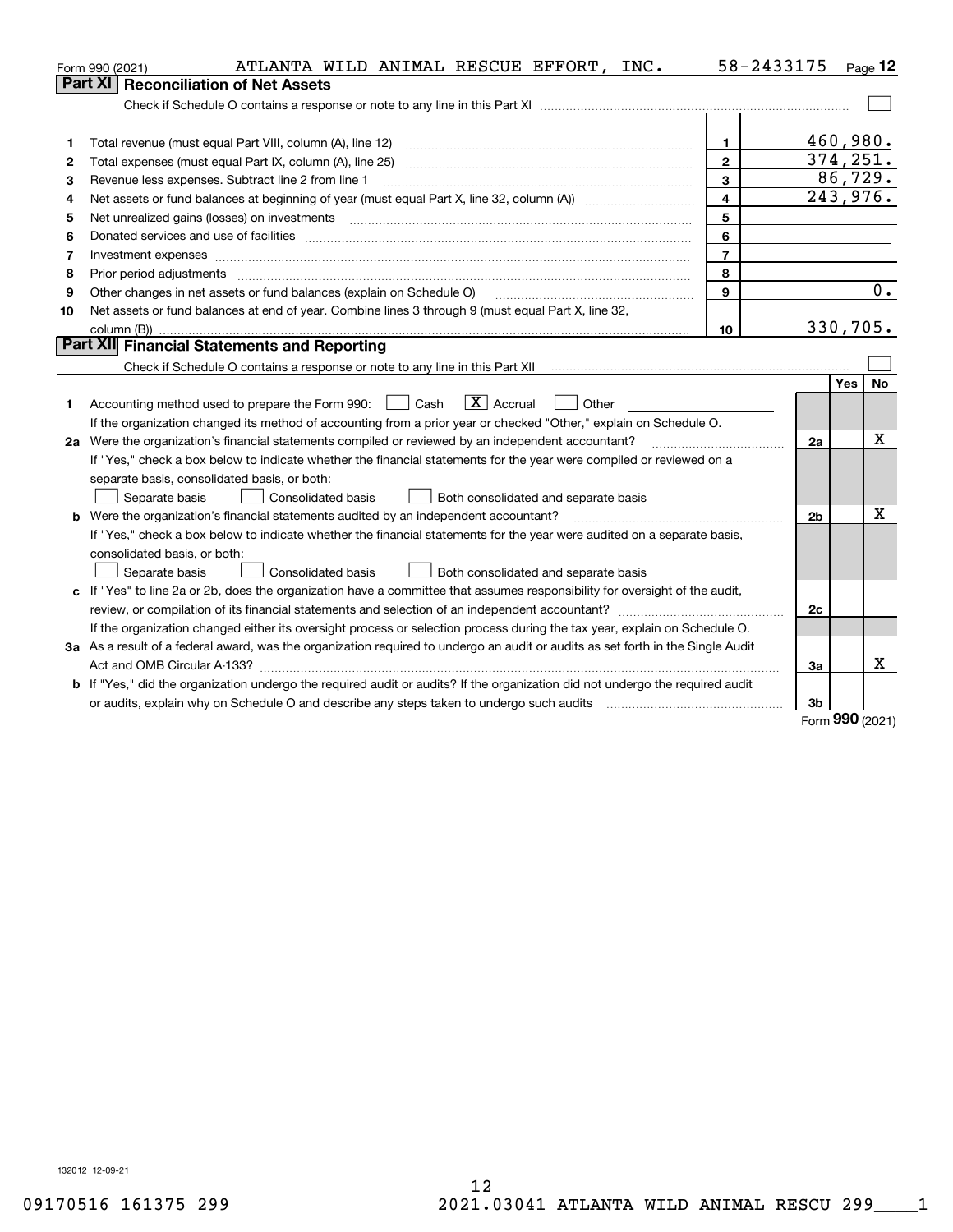Form 990 (2021) ATLANTA WILD ANIMAL RESCUE EFFORT, INC. 58-2433175 Page 12

## Part XI Reconciliation of Net Assets

Check if Schedule O contains a response or note to any line in this Part XI ☐

| | | | |
|---|---|---|---|
| 1 | Total revenue (must equal Part VIII, column (A), line 12) | 1 | 460,980. |
| 2 | Total expenses (must equal Part IX, column (A), line 25) | 2 | 374,251. |
| 3 | Revenue less expenses. Subtract line 2 from line 1 | 3 | 86,729. |
| 4 | Net assets or fund balances at beginning of year (must equal Part X, line 32, column (A)) | 4 | 243,976. |
| 5 | Net unrealized gains (losses) on investments | 5 | |
| 6 | Donated services and use of facilities | 6 | |
| 7 | Investment expenses | 7 | |
| 8 | Prior period adjustments | 8 | |
| 9 | Other changes in net assets or fund balances (explain on Schedule O) | 9 | 0. |
| 10 | Net assets or fund balances at end of year. Combine lines 3 through 9 (must equal Part X, line 32, column (B)) | 10 | 330,705. |

## Part XII Financial Statements and Reporting

Check if Schedule O contains a response or note to any line in this Part XII ☐

| | | | Yes | No |
|---|---|---|---|---|
| 1 | Accounting method used to prepare the Form 990: ☐ Cash ☒ Accrual ☐ Other<br>If the organization changed its method of accounting from a prior year or checked "Other," explain on Schedule O. | | | |
| 2a | Were the organization's financial statements compiled or reviewed by an independent accountant?<br>If "Yes," check a box below to indicate whether the financial statements for the year were compiled or reviewed on a separate basis, consolidated basis, or both:<br>☐ Separate basis ☐ Consolidated basis ☐ Both consolidated and separate basis | 2a | | X |
| b | Were the organization's financial statements audited by an independent accountant?<br>If "Yes," check a box below to indicate whether the financial statements for the year were audited on a separate basis, consolidated basis, or both:<br>☐ Separate basis ☐ Consolidated basis ☐ Both consolidated and separate basis | 2b | | X |
| c | If "Yes" to line 2a or 2b, does the organization have a committee that assumes responsibility for oversight of the audit, review, or compilation of its financial statements and selection of an independent accountant?<br>If the organization changed either its oversight process or selection process during the tax year, explain on Schedule O. | 2c | | |
| 3a | As a result of a federal award, was the organization required to undergo an audit or audits as set forth in the Single Audit Act and OMB Circular A-133? | 3a | | X |
| b | If "Yes," did the organization undergo the required audit or audits? If the organization did not undergo the required audit or audits, explain why on Schedule O and describe any steps taken to undergo such audits | 3b | | |

Form 990 (2021)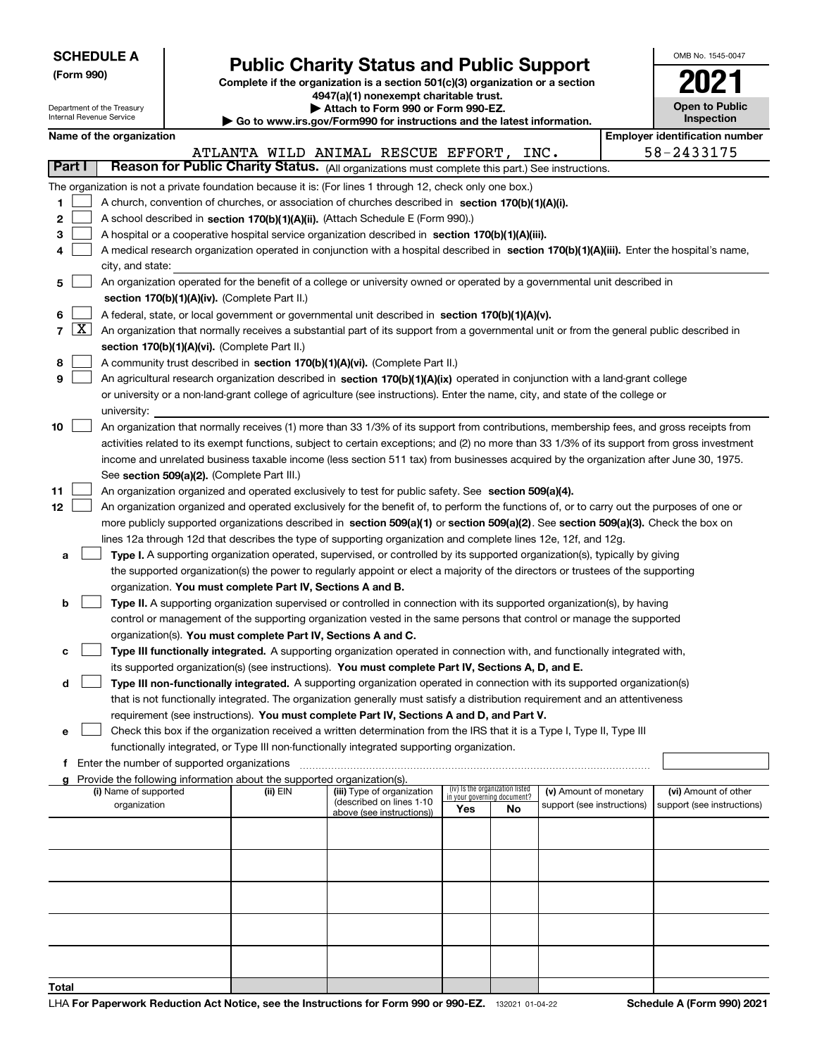**SCHEDULE A**
**(Form 990)**

Department of the Treasury
Internal Revenue Service

# Public Charity Status and Public Support

**Complete if the organization is a section 501(c)(3) organization or a section 4947(a)(1) nonexempt charitable trust.**
**▶ Attach to Form 990 or Form 990-EZ.**
**▶ Go to www.irs.gov/Form990 for instructions and the latest information.**

OMB No. 1545-0047

**2021**

**Open to Public Inspection**

**Name of the organization**
ATLANTA WILD ANIMAL RESCUE EFFORT, INC.

**Employer identification number**
58-2433175

**Part I** **Reason for Public Charity Status.** (All organizations must complete this part.) See instructions.

The organization is not a private foundation because it is: (For lines 1 through 12, check only one box.)

1 ☐ A church, convention of churches, or association of churches described in **section 170(b)(1)(A)(i).**

2 ☐ A school described in **section 170(b)(1)(A)(ii).** (Attach Schedule E (Form 990).)

3 ☐ A hospital or a cooperative hospital service organization described in **section 170(b)(1)(A)(iii).**

4 ☐ A medical research organization operated in conjunction with a hospital described in **section 170(b)(1)(A)(iii).** Enter the hospital's name, city, and state:

5 ☐ An organization operated for the benefit of a college or university owned or operated by a governmental unit described in **section 170(b)(1)(A)(iv).** (Complete Part II.)

6 ☐ A federal, state, or local government or governmental unit described in **section 170(b)(1)(A)(v).**

7 ☒ An organization that normally receives a substantial part of its support from a governmental unit or from the general public described in **section 170(b)(1)(A)(vi).** (Complete Part II.)

8 ☐ A community trust described in **section 170(b)(1)(A)(vi).** (Complete Part II.)

9 ☐ An agricultural research organization described in **section 170(b)(1)(A)(ix)** operated in conjunction with a land-grant college or university or a non-land-grant college of agriculture (see instructions). Enter the name, city, and state of the college or university:

10 ☐ An organization that normally receives (1) more than 33 1/3% of its support from contributions, membership fees, and gross receipts from activities related to its exempt functions, subject to certain exceptions; and (2) no more than 33 1/3% of its support from gross investment income and unrelated business taxable income (less section 511 tax) from businesses acquired by the organization after June 30, 1975. See **section 509(a)(2).** (Complete Part III.)

11 ☐ An organization organized and operated exclusively to test for public safety. See **section 509(a)(4).**

12 ☐ An organization organized and operated exclusively for the benefit of, to perform the functions of, or to carry out the purposes of one or more publicly supported organizations described in **section 509(a)(1)** or **section 509(a)(2)**. See **section 509(a)(3).** Check the box on lines 12a through 12d that describes the type of supporting organization and complete lines 12e, 12f, and 12g.

a ☐ **Type I.** A supporting organization operated, supervised, or controlled by its supported organization(s), typically by giving the supported organization(s) the power to regularly appoint or elect a majority of the directors or trustees of the supporting organization. **You must complete Part IV, Sections A and B.**

b ☐ **Type II.** A supporting organization supervised or controlled in connection with its supported organization(s), by having control or management of the supporting organization vested in the same persons that control or manage the supported organization(s). **You must complete Part IV, Sections A and C.**

c ☐ **Type III functionally integrated.** A supporting organization operated in connection with, and functionally integrated with, its supported organization(s) (see instructions). **You must complete Part IV, Sections A, D, and E.**

d ☐ **Type III non-functionally integrated.** A supporting organization operated in connection with its supported organization(s) that is not functionally integrated. The organization generally must satisfy a distribution requirement and an attentiveness requirement (see instructions). **You must complete Part IV, Sections A and D, and Part V.**

e ☐ Check this box if the organization received a written determination from the IRS that it is a Type I, Type II, Type III functionally integrated, or Type III non-functionally integrated supporting organization.

f Enter the number of supported organizations

g Provide the following information about the supported organization(s).

| (i) Name of supported organization | (ii) EIN | (iii) Type of organization (described on lines 1-10 above (see instructions)) | (iv) Is the organization listed in your governing document? Yes | No | (v) Amount of monetary support (see instructions) | (vi) Amount of other support (see instructions) |
|---|---|---|---|---|---|---|
| | | | | | | |
| | | | | | | |
| | | | | | | |
| | | | | | | |
| | | | | | | |
| **Total** | | | | | | |

LHA **For Paperwork Reduction Act Notice, see the Instructions for Form 990 or 990-EZ.** 132021 01-04-22 **Schedule A (Form 990) 2021**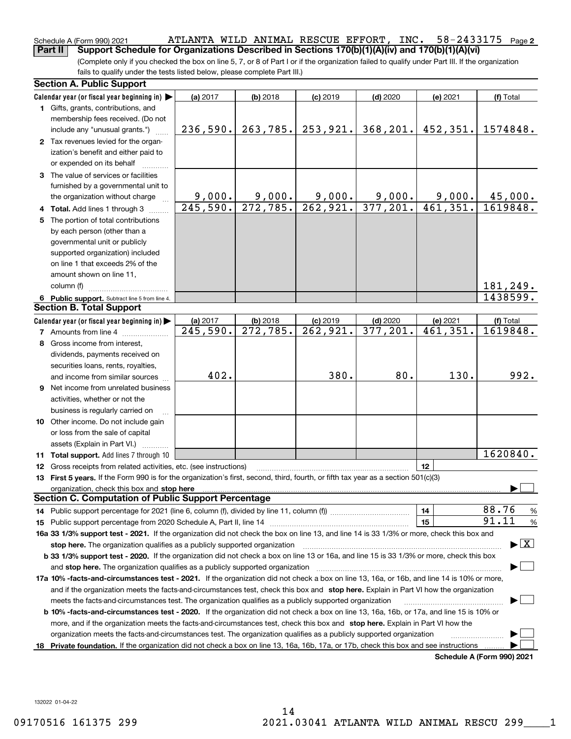Schedule A (Form 990) 2021 ATLANTA WILD ANIMAL RESCUE EFFORT, INC. 58-2433175 Page 2

**Part II — Support Schedule for Organizations Described in Sections 170(b)(1)(A)(iv) and 170(b)(1)(A)(vi)**

(Complete only if you checked the box on line 5, 7, or 8 of Part I or if the organization failed to qualify under Part III. If the organization fails to qualify under the tests listed below, please complete Part III.)

## Section A. Public Support

| Calendar year (or fiscal year beginning in) ▶ | (a) 2017 | (b) 2018 | (c) 2019 | (d) 2020 | (e) 2021 | (f) Total |
|---|---|---|---|---|---|---|
| **1** Gifts, grants, contributions, and membership fees received. (Do not include any "unusual grants.") | 236,590. | 263,785. | 253,921. | 368,201. | 452,351. | 1574848. |
| **2** Tax revenues levied for the organization's benefit and either paid to or expended on its behalf | | | | | | |
| **3** The value of services or facilities furnished by a governmental unit to the organization without charge | 9,000. | 9,000. | 9,000. | 9,000. | 9,000. | 45,000. |
| **4 Total.** Add lines 1 through 3 | 245,590. | 272,785. | 262,921. | 377,201. | 461,351. | 1619848. |
| **5** The portion of total contributions by each person (other than a governmental unit or publicly supported organization) included on line 1 that exceeds 2% of the amount shown on line 11, column (f) | | | | | | 181,249. |
| **6 Public support.** Subtract line 5 from line 4. | | | | | | 1438599. |

## Section B. Total Support

| Calendar year (or fiscal year beginning in) ▶ | (a) 2017 | (b) 2018 | (c) 2019 | (d) 2020 | (e) 2021 | (f) Total |
|---|---|---|---|---|---|---|
| **7** Amounts from line 4 | 245,590. | 272,785. | 262,921. | 377,201. | 461,351. | 1619848. |
| **8** Gross income from interest, dividends, payments received on securities loans, rents, royalties, and income from similar sources | 402. | | 380. | 80. | 130. | 992. |
| **9** Net income from unrelated business activities, whether or not the business is regularly carried on | | | | | | |
| **10** Other income. Do not include gain or loss from the sale of capital assets (Explain in Part VI.) | | | | | | |
| **11 Total support.** Add lines 7 through 10 | | | | | | 1620840. |

**12** Gross receipts from related activities, etc. (see instructions) | 12 |

**13 First 5 years.** If the Form 990 is for the organization's first, second, third, fourth, or fifth tax year as a section 501(c)(3) organization, check this box and **stop here** ▶ ☐

## Section C. Computation of Public Support Percentage

**14** Public support percentage for 2021 (line 6, column (f), divided by line 11, column (f)) | 14 | 88.76 %

**15** Public support percentage from 2020 Schedule A, Part II, line 14 | 15 | 91.11 %

**16a 33 1/3% support test - 2021.** If the organization did not check the box on line 13, and line 14 is 33 1/3% or more, check this box and **stop here.** The organization qualifies as a publicly supported organization ▶ ☒

**b 33 1/3% support test - 2020.** If the organization did not check a box on line 13 or 16a, and line 15 is 33 1/3% or more, check this box and **stop here.** The organization qualifies as a publicly supported organization ▶ ☐

**17a 10% -facts-and-circumstances test - 2021.** If the organization did not check a box on line 13, 16a, or 16b, and line 14 is 10% or more, and if the organization meets the facts-and-circumstances test, check this box and **stop here.** Explain in Part VI how the organization meets the facts-and-circumstances test. The organization qualifies as a publicly supported organization ▶ ☐

**b 10% -facts-and-circumstances test - 2020.** If the organization did not check a box on line 13, 16a, 16b, or 17a, and line 15 is 10% or more, and if the organization meets the facts-and-circumstances test, check this box and **stop here.** Explain in Part VI how the organization meets the facts-and-circumstances test. The organization qualifies as a publicly supported organization ▶ ☐

**18 Private foundation.** If the organization did not check a box on line 13, 16a, 16b, 17a, or 17b, check this box and see instructions ▶ ☐

**Schedule A (Form 990) 2021**

132022 01-04-22

09170516 161375 299 2021.03041 ATLANTA WILD ANIMAL RESCU 299____1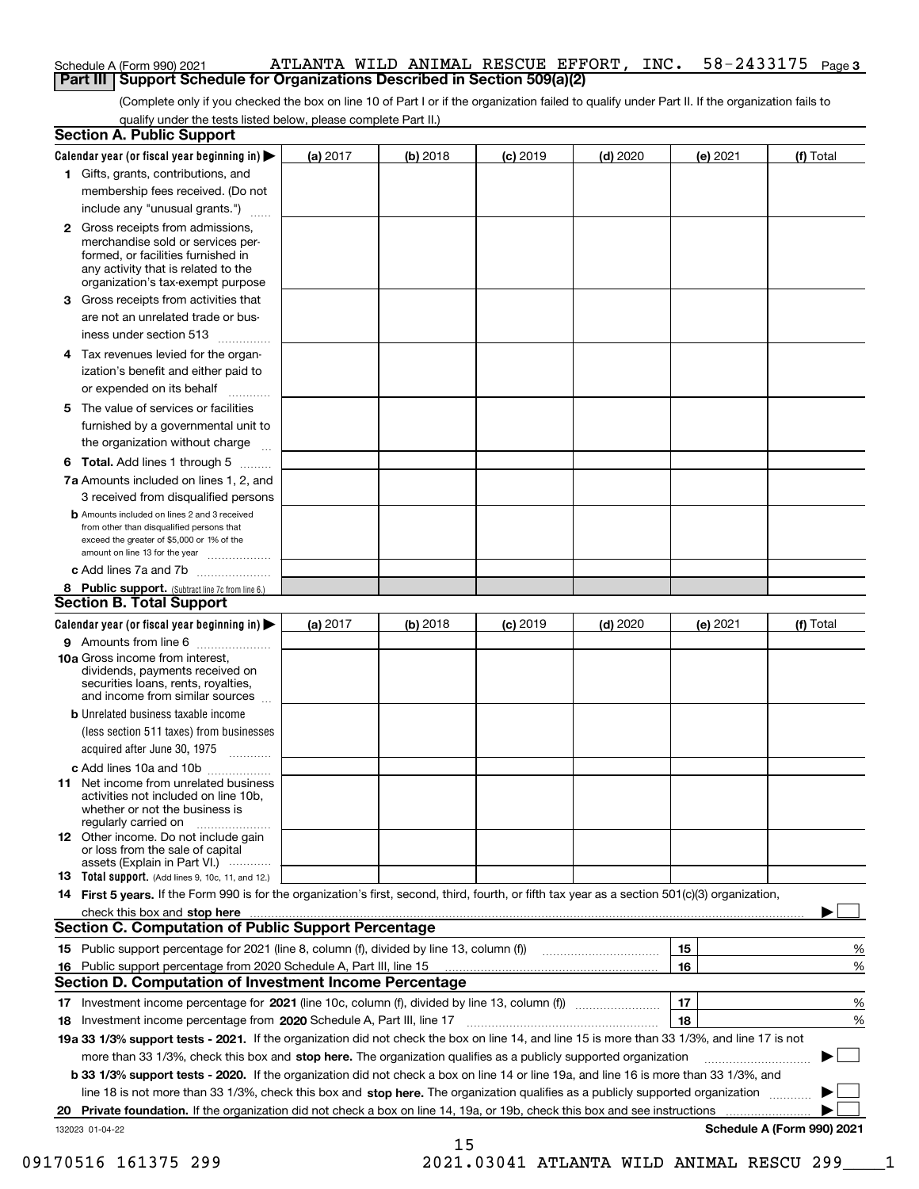Schedule A (Form 990) 2021 ATLANTA WILD ANIMAL RESCUE EFFORT, INC. 58-2433175 Page 3

## Part III Support Schedule for Organizations Described in Section 509(a)(2)

(Complete only if you checked the box on line 10 of Part I or if the organization failed to qualify under Part II. If the organization fails to qualify under the tests listed below, please complete Part II.)

### Section A. Public Support

| Calendar year (or fiscal year beginning in) ▶ | (a) 2017 | (b) 2018 | (c) 2019 | (d) 2020 | (e) 2021 | (f) Total |
|---|---|---|---|---|---|---|
| 1 Gifts, grants, contributions, and membership fees received. (Do not include any "unusual grants.") | | | | | | |
| 2 Gross receipts from admissions, merchandise sold or services performed, or facilities furnished in any activity that is related to the organization's tax-exempt purpose | | | | | | |
| 3 Gross receipts from activities that are not an unrelated trade or business under section 513 | | | | | | |
| 4 Tax revenues levied for the organization's benefit and either paid to or expended on its behalf | | | | | | |
| 5 The value of services or facilities furnished by a governmental unit to the organization without charge | | | | | | |
| 6 Total. Add lines 1 through 5 | | | | | | |
| 7a Amounts included on lines 1, 2, and 3 received from disqualified persons | | | | | | |
| b Amounts included on lines 2 and 3 received from other than disqualified persons that exceed the greater of $5,000 or 1% of the amount on line 13 for the year | | | | | | |
| c Add lines 7a and 7b | | | | | | |
| 8 Public support. (Subtract line 7c from line 6.) | | | | | | |

### Section B. Total Support

| Calendar year (or fiscal year beginning in) ▶ | (a) 2017 | (b) 2018 | (c) 2019 | (d) 2020 | (e) 2021 | (f) Total |
|---|---|---|---|---|---|---|
| 9 Amounts from line 6 | | | | | | |
| 10a Gross income from interest, dividends, payments received on securities loans, rents, royalties, and income from similar sources | | | | | | |
| b Unrelated business taxable income (less section 511 taxes) from businesses acquired after June 30, 1975 | | | | | | |
| c Add lines 10a and 10b | | | | | | |
| 11 Net income from unrelated business activities not included on line 10b, whether or not the business is regularly carried on | | | | | | |
| 12 Other income. Do not include gain or loss from the sale of capital assets (Explain in Part VI.) | | | | | | |
| 13 Total support. (Add lines 9, 10c, 11, and 12.) | | | | | | |

**14 First 5 years.** If the Form 990 is for the organization's first, second, third, fourth, or fifth tax year as a section 501(c)(3) organization, check this box and **stop here** ▶ ☐

### Section C. Computation of Public Support Percentage

| | | | |
|---|---|---|---|
| 15 | Public support percentage for 2021 (line 8, column (f), divided by line 13, column (f)) | 15 | % |
| 16 | Public support percentage from 2020 Schedule A, Part III, line 15 | 16 | % |

### Section D. Computation of Investment Income Percentage

| | | | |
|---|---|---|---|
| 17 | Investment income percentage for **2021** (line 10c, column (f), divided by line 13, column (f)) | 17 | % |
| 18 | Investment income percentage from **2020** Schedule A, Part III, line 17 | 18 | % |

**19a 33 1/3% support tests - 2021.** If the organization did not check the box on line 14, and line 15 is more than 33 1/3%, and line 17 is not more than 33 1/3%, check this box and **stop here.** The organization qualifies as a publicly supported organization ▶ ☐

**b 33 1/3% support tests - 2020.** If the organization did not check a box on line 14 or line 19a, and line 16 is more than 33 1/3%, and line 18 is not more than 33 1/3%, check this box and **stop here.** The organization qualifies as a publicly supported organization ▶ ☐

**20 Private foundation.** If the organization did not check a box on line 14, 19a, or 19b, check this box and see instructions ▶ ☐

132023 01-04-22 **Schedule A (Form 990) 2021**

09170516 161375 299 2021.03041 ATLANTA WILD ANIMAL RESCU 299____1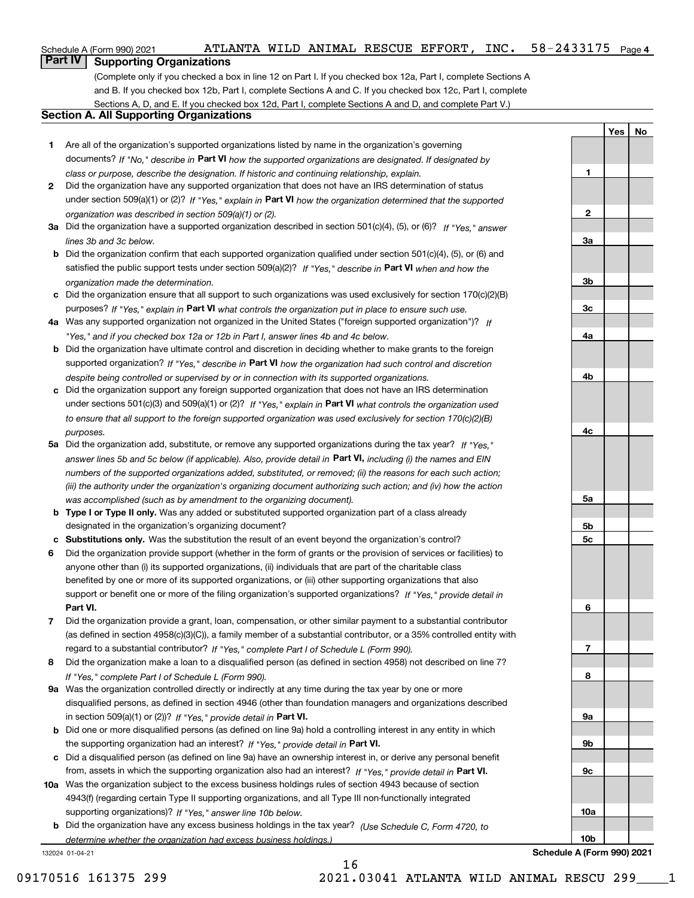Schedule A (Form 990) 2021 ATLANTA WILD ANIMAL RESCUE EFFORT, INC. 58-2433175 Page 4

## Part IV Supporting Organizations

(Complete only if you checked a box in line 12 on Part I. If you checked box 12a, Part I, complete Sections A and B. If you checked box 12b, Part I, complete Sections A and C. If you checked box 12c, Part I, complete Sections A, D, and E. If you checked box 12d, Part I, complete Sections A and D, and complete Part V.)

### Section A. All Supporting Organizations

| | | Line | Yes | No |
|---|---|---|---|---|
| **1** | Are all of the organization's supported organizations listed by name in the organization's governing documents? *If "No," describe in* **Part VI** *how the supported organizations are designated. If designated by class or purpose, describe the designation. If historic and continuing relationship, explain.* | 1 | | |
| **2** | Did the organization have any supported organization that does not have an IRS determination of status under section 509(a)(1) or (2)? *If "Yes," explain in* **Part VI** *how the organization determined that the supported organization was described in section 509(a)(1) or (2).* | 2 | | |
| **3a** | Did the organization have a supported organization described in section 501(c)(4), (5), or (6)? *If "Yes," answer lines 3b and 3c below.* | 3a | | |
| **b** | Did the organization confirm that each supported organization qualified under section 501(c)(4), (5), or (6) and satisfied the public support tests under section 509(a)(2)? *If "Yes," describe in* **Part VI** *when and how the organization made the determination.* | 3b | | |
| **c** | Did the organization ensure that all support to such organizations was used exclusively for section 170(c)(2)(B) purposes? *If "Yes," explain in* **Part VI** *what controls the organization put in place to ensure such use.* | 3c | | |
| **4a** | Was any supported organization not organized in the United States ("foreign supported organization")? *If "Yes," and if you checked box 12a or 12b in Part I, answer lines 4b and 4c below.* | 4a | | |
| **b** | Did the organization have ultimate control and discretion in deciding whether to make grants to the foreign supported organization? *If "Yes," describe in* **Part VI** *how the organization had such control and discretion despite being controlled or supervised by or in connection with its supported organizations.* | 4b | | |
| **c** | Did the organization support any foreign supported organization that does not have an IRS determination under sections 501(c)(3) and 509(a)(1) or (2)? *If "Yes," explain in* **Part VI** *what controls the organization used to ensure that all support to the foreign supported organization was used exclusively for section 170(c)(2)(B) purposes.* | 4c | | |
| **5a** | Did the organization add, substitute, or remove any supported organizations during the tax year? *If "Yes," answer lines 5b and 5c below (if applicable). Also, provide detail in* **Part VI,** *including (i) the names and EIN numbers of the supported organizations added, substituted, or removed; (ii) the reasons for each such action; (iii) the authority under the organization's organizing document authorizing such action; and (iv) how the action was accomplished (such as by amendment to the organizing document).* | 5a | | |
| **b** | **Type I or Type II only.** Was any added or substituted supported organization part of a class already designated in the organization's organizing document? | 5b | | |
| **c** | **Substitutions only.** Was the substitution the result of an event beyond the organization's control? | 5c | | |
| **6** | Did the organization provide support (whether in the form of grants or the provision of services or facilities) to anyone other than (i) its supported organizations, (ii) individuals that are part of the charitable class benefited by one or more of its supported organizations, or (iii) other supporting organizations that also support or benefit one or more of the filing organization's supported organizations? *If "Yes," provide detail in* **Part VI.** | 6 | | |
| **7** | Did the organization provide a grant, loan, compensation, or other similar payment to a substantial contributor (as defined in section 4958(c)(3)(C)), a family member of a substantial contributor, or a 35% controlled entity with regard to a substantial contributor? *If "Yes," complete Part I of Schedule L (Form 990).* | 7 | | |
| **8** | Did the organization make a loan to a disqualified person (as defined in section 4958) not described on line 7? *If "Yes," complete Part I of Schedule L (Form 990).* | 8 | | |
| **9a** | Was the organization controlled directly or indirectly at any time during the tax year by one or more disqualified persons, as defined in section 4946 (other than foundation managers and organizations described in section 509(a)(1) or (2))? *If "Yes," provide detail in* **Part VI.** | 9a | | |
| **b** | Did one or more disqualified persons (as defined on line 9a) hold a controlling interest in any entity in which the supporting organization had an interest? *If "Yes," provide detail in* **Part VI.** | 9b | | |
| **c** | Did a disqualified person (as defined on line 9a) have an ownership interest in, or derive any personal benefit from, assets in which the supporting organization also had an interest? *If "Yes," provide detail in* **Part VI.** | 9c | | |
| **10a** | Was the organization subject to the excess business holdings rules of section 4943 because of section 4943(f) (regarding certain Type II supporting organizations, and all Type III non-functionally integrated supporting organizations)? *If "Yes," answer line 10b below.* | 10a | | |
| **b** | Did the organization have any excess business holdings in the tax year? *(Use Schedule C, Form 4720, to determine whether the organization had excess business holdings.)* | 10b | | |

132024 01-04-21 **Schedule A (Form 990) 2021**

09170516 161375 299 2021.03041 ATLANTA WILD ANIMAL RESCU 299____1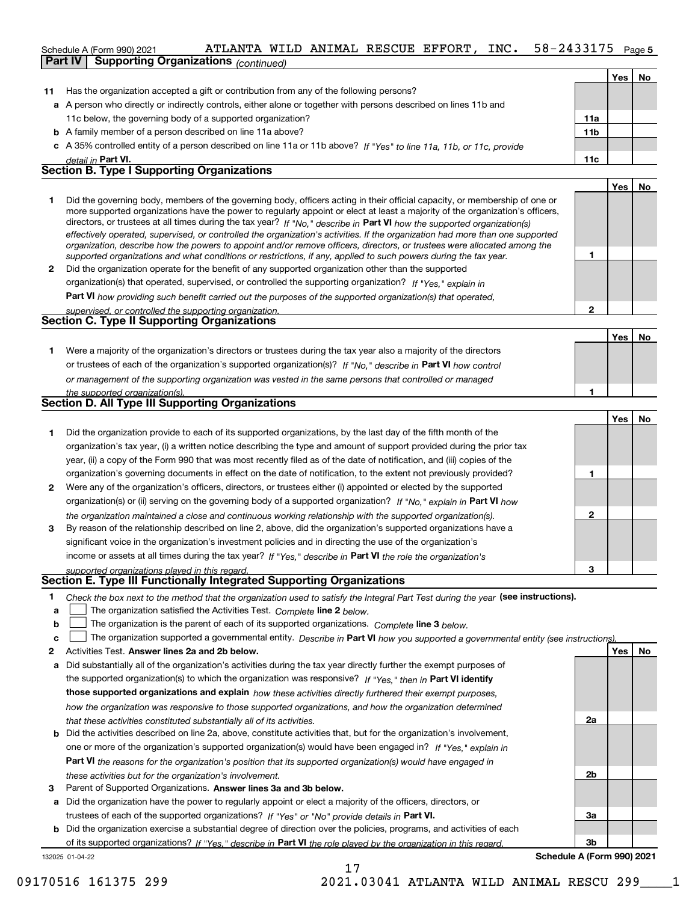Schedule A (Form 990) 2021 ATLANTA WILD ANIMAL RESCUE EFFORT, INC. 58-2433175 Page 5

**Part IV Supporting Organizations** *(continued)*

| | | | Yes | No |
|---|---|---|---|---|
| **11** | Has the organization accepted a gift or contribution from any of the following persons? | | | |
| **a** | A person who directly or indirectly controls, either alone or together with persons described on lines 11b and 11c below, the governing body of a supported organization? | 11a | | |
| **b** | A family member of a person described on line 11a above? | 11b | | |
| **c** | A 35% controlled entity of a person described on line 11a or 11b above? *If "Yes" to line 11a, 11b, or 11c, provide detail in* **Part VI.** | 11c | | |

## Section B. Type I Supporting Organizations

| | | | Yes | No |
|---|---|---|---|---|
| **1** | Did the governing body, members of the governing body, officers acting in their official capacity, or membership of one or more supported organizations have the power to regularly appoint or elect at least a majority of the organization's officers, directors, or trustees at all times during the tax year? *If "No," describe in* **Part VI** *how the supported organization(s) effectively operated, supervised, or controlled the organization's activities. If the organization had more than one supported organization, describe how the powers to appoint and/or remove officers, directors, or trustees were allocated among the supported organizations and what conditions or restrictions, if any, applied to such powers during the tax year.* | 1 | | |
| **2** | Did the organization operate for the benefit of any supported organization other than the supported organization(s) that operated, supervised, or controlled the supporting organization? *If "Yes," explain in* **Part VI** *how providing such benefit carried out the purposes of the supported organization(s) that operated, supervised, or controlled the supporting organization.* | 2 | | |

## Section C. Type II Supporting Organizations

| | | | Yes | No |
|---|---|---|---|---|
| **1** | Were a majority of the organization's directors or trustees during the tax year also a majority of the directors or trustees of each of the organization's supported organization(s)? *If "No," describe in* **Part VI** *how control or management of the supporting organization was vested in the same persons that controlled or managed the supported organization(s).* | 1 | | |

## Section D. All Type III Supporting Organizations

| | | | Yes | No |
|---|---|---|---|---|
| **1** | Did the organization provide to each of its supported organizations, by the last day of the fifth month of the organization's tax year, (i) a written notice describing the type and amount of support provided during the prior tax year, (ii) a copy of the Form 990 that was most recently filed as of the date of notification, and (iii) copies of the organization's governing documents in effect on the date of notification, to the extent not previously provided? | 1 | | |
| **2** | Were any of the organization's officers, directors, or trustees either (i) appointed or elected by the supported organization(s) or (ii) serving on the governing body of a supported organization? *If "No," explain in* **Part VI** *how the organization maintained a close and continuous working relationship with the supported organization(s).* | 2 | | |
| **3** | By reason of the relationship described on line 2, above, did the organization's supported organizations have a significant voice in the organization's investment policies and in directing the use of the organization's income or assets at all times during the tax year? *If "Yes," describe in* **Part VI** *the role the organization's supported organizations played in this regard.* | 3 | | |

## Section E. Type III Functionally Integrated Supporting Organizations

**1** *Check the box next to the method that the organization used to satisfy the Integral Part Test during the year* **(see instructions).**

- **a** ☐ The organization satisfied the Activities Test. *Complete* **line 2** *below.*
- **b** ☐ The organization is the parent of each of its supported organizations. *Complete* **line 3** *below.*
- **c** ☐ The organization supported a governmental entity. *Describe in* **Part VI** *how you supported a governmental entity (see instructions).*

| | | | Yes | No |
|---|---|---|---|---|
| **2** | Activities Test. **Answer lines 2a and 2b below.** | | | |
| **a** | Did substantially all of the organization's activities during the tax year directly further the exempt purposes of the supported organization(s) to which the organization was responsive? *If "Yes," then in* **Part VI identify those supported organizations and explain** *how these activities directly furthered their exempt purposes, how the organization was responsive to those supported organizations, and how the organization determined that these activities constituted substantially all of its activities.* | 2a | | |
| **b** | Did the activities described on line 2a, above, constitute activities that, but for the organization's involvement, one or more of the organization's supported organization(s) would have been engaged in? *If "Yes," explain in* **Part VI** *the reasons for the organization's position that its supported organization(s) would have engaged in these activities but for the organization's involvement.* | 2b | | |
| **3** | Parent of Supported Organizations. **Answer lines 3a and 3b below.** | | | |
| **a** | Did the organization have the power to regularly appoint or elect a majority of the officers, directors, or trustees of each of the supported organizations? *If "Yes" or "No" provide details in* **Part VI.** | 3a | | |
| **b** | Did the organization exercise a substantial degree of direction over the policies, programs, and activities of each of its supported organizations? *If "Yes," describe in* **Part VI** *the role played by the organization in this regard.* | 3b | | |

132025 01-04-22 **Schedule A (Form 990) 2021**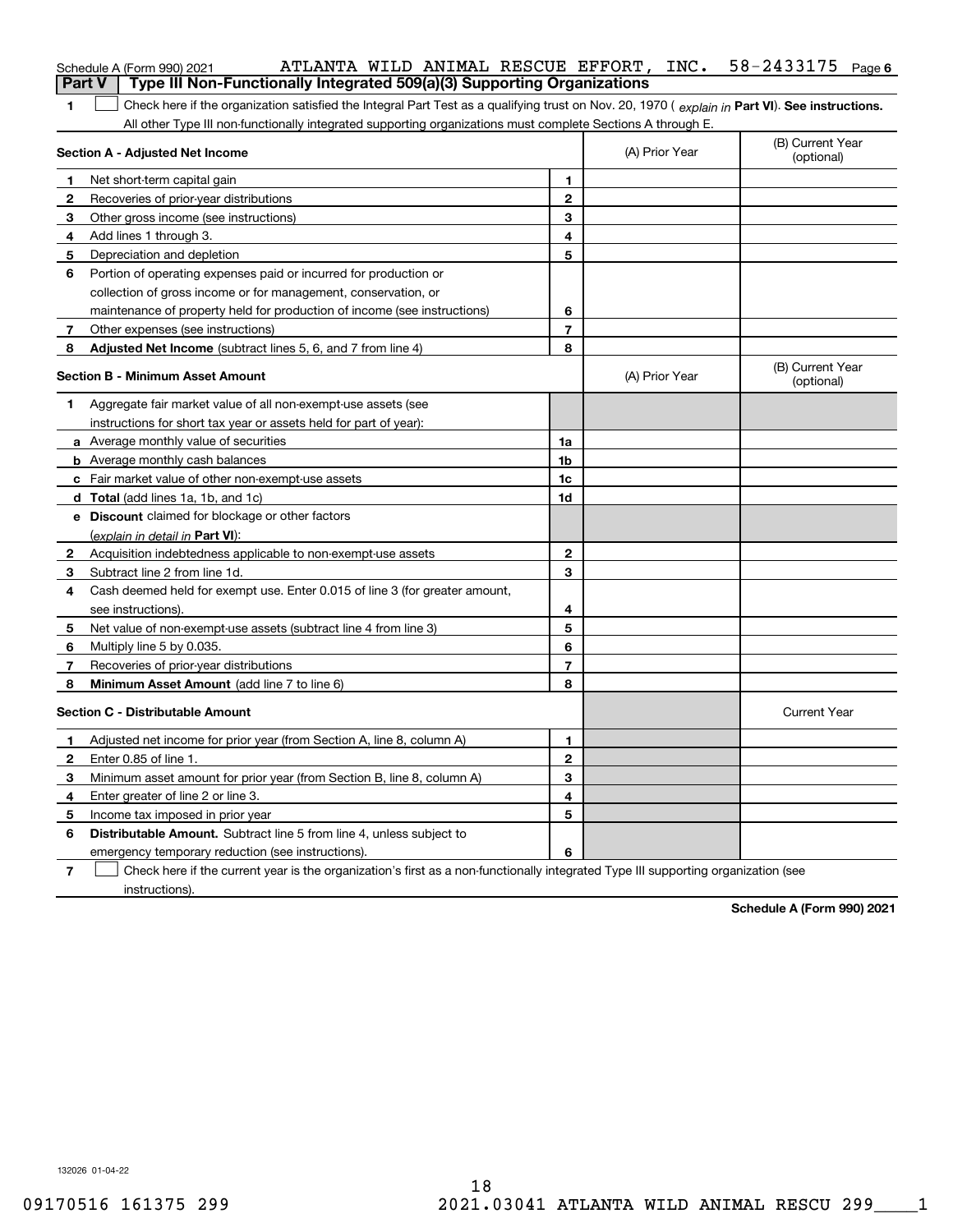Schedule A (Form 990) 2021 ATLANTA WILD ANIMAL RESCUE EFFORT, INC. 58-2433175 Page 6

**Part V Type III Non-Functionally Integrated 509(a)(3) Supporting Organizations**

**1** ☐ Check here if the organization satisfied the Integral Part Test as a qualifying trust on Nov. 20, 1970 ( *explain in* **Part VI**). **See instructions.** All other Type III non-functionally integrated supporting organizations must complete Sections A through E.

| **Section A - Adjusted Net Income** | | | (A) Prior Year | (B) Current Year (optional) |
|---|---|---|---|---|
| 1 | Net short-term capital gain | 1 | | |
| 2 | Recoveries of prior-year distributions | 2 | | |
| 3 | Other gross income (see instructions) | 3 | | |
| 4 | Add lines 1 through 3. | 4 | | |
| 5 | Depreciation and depletion | 5 | | |
| 6 | Portion of operating expenses paid or incurred for production or collection of gross income or for management, conservation, or maintenance of property held for production of income (see instructions) | 6 | | |
| 7 | Other expenses (see instructions) | 7 | | |
| 8 | **Adjusted Net Income** (subtract lines 5, 6, and 7 from line 4) | 8 | | |

| **Section B - Minimum Asset Amount** | | | (A) Prior Year | (B) Current Year (optional) |
|---|---|---|---|---|
| 1 | Aggregate fair market value of all non-exempt-use assets (see instructions for short tax year or assets held for part of year): | | | |
| a | Average monthly value of securities | 1a | | |
| b | Average monthly cash balances | 1b | | |
| c | Fair market value of other non-exempt-use assets | 1c | | |
| d | **Total** (add lines 1a, 1b, and 1c) | 1d | | |
| e | **Discount** claimed for blockage or other factors (*explain in detail in* **Part VI**): | | | |
| 2 | Acquisition indebtedness applicable to non-exempt-use assets | 2 | | |
| 3 | Subtract line 2 from line 1d. | 3 | | |
| 4 | Cash deemed held for exempt use. Enter 0.015 of line 3 (for greater amount, see instructions). | 4 | | |
| 5 | Net value of non-exempt-use assets (subtract line 4 from line 3) | 5 | | |
| 6 | Multiply line 5 by 0.035. | 6 | | |
| 7 | Recoveries of prior-year distributions | 7 | | |
| 8 | **Minimum Asset Amount** (add line 7 to line 6) | 8 | | |

| **Section C - Distributable Amount** | | | | Current Year |
|---|---|---|---|---|
| 1 | Adjusted net income for prior year (from Section A, line 8, column A) | 1 | | |
| 2 | Enter 0.85 of line 1. | 2 | | |
| 3 | Minimum asset amount for prior year (from Section B, line 8, column A) | 3 | | |
| 4 | Enter greater of line 2 or line 3. | 4 | | |
| 5 | Income tax imposed in prior year | 5 | | |
| 6 | **Distributable Amount.** Subtract line 5 from line 4, unless subject to emergency temporary reduction (see instructions). | 6 | | |

**7** ☐ Check here if the current year is the organization's first as a non-functionally integrated Type III supporting organization (see instructions).

**Schedule A (Form 990) 2021**

132026 01-04-22

09170516 161375 299 2021.03041 ATLANTA WILD ANIMAL RESCU 299____1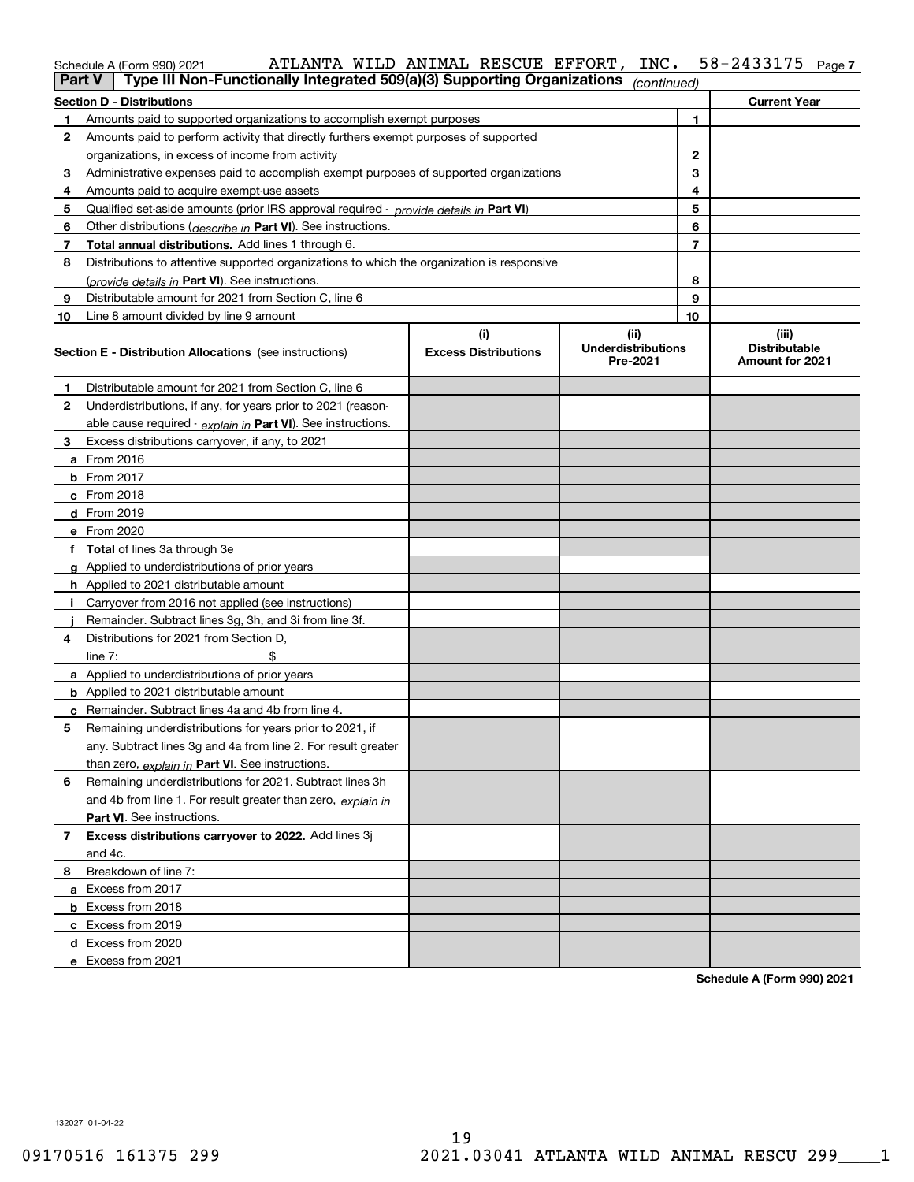Schedule A (Form 990) 2021 ATLANTA WILD ANIMAL RESCUE EFFORT, INC. 58-2433175 Page 7

**Part V** | **Type III Non-Functionally Integrated 509(a)(3) Supporting Organizations** *(continued)*

| **Section D - Distributions** | | **Current Year** |
|---|---|---|
| **1** Amounts paid to supported organizations to accomplish exempt purposes | 1 | |
| **2** Amounts paid to perform activity that directly furthers exempt purposes of supported organizations, in excess of income from activity | 2 | |
| **3** Administrative expenses paid to accomplish exempt purposes of supported organizations | 3 | |
| **4** Amounts paid to acquire exempt-use assets | 4 | |
| **5** Qualified set-aside amounts (prior IRS approval required - *provide details in* **Part VI**) | 5 | |
| **6** Other distributions (*describe in* **Part VI**). See instructions. | 6 | |
| **7** **Total annual distributions.** Add lines 1 through 6. | 7 | |
| **8** Distributions to attentive supported organizations to which the organization is responsive (*provide details in* **Part VI**). See instructions. | 8 | |
| **9** Distributable amount for 2021 from Section C, line 6 | 9 | |
| **10** Line 8 amount divided by line 9 amount | 10 | |

| **Section E - Distribution Allocations** (see instructions) | (i) **Excess Distributions** | (ii) **Underdistributions Pre-2021** | (iii) **Distributable Amount for 2021** |
|---|---|---|---|
| **1** Distributable amount for 2021 from Section C, line 6 | | | |
| **2** Underdistributions, if any, for years prior to 2021 (reasonable cause required - *explain in* **Part VI**). See instructions. | | | |
| **3** Excess distributions carryover, if any, to 2021 | | | |
| **a** From 2016 | | | |
| **b** From 2017 | | | |
| **c** From 2018 | | | |
| **d** From 2019 | | | |
| **e** From 2020 | | | |
| **f** **Total** of lines 3a through 3e | | | |
| **g** Applied to underdistributions of prior years | | | |
| **h** Applied to 2021 distributable amount | | | |
| **i** Carryover from 2016 not applied (see instructions) | | | |
| **j** Remainder. Subtract lines 3g, 3h, and 3i from line 3f. | | | |
| **4** Distributions for 2021 from Section D, line 7: $ | | | |
| **a** Applied to underdistributions of prior years | | | |
| **b** Applied to 2021 distributable amount | | | |
| **c** Remainder. Subtract lines 4a and 4b from line 4. | | | |
| **5** Remaining underdistributions for years prior to 2021, if any. Subtract lines 3g and 4a from line 2. For result greater than zero, *explain in* **Part VI.** See instructions. | | | |
| **6** Remaining underdistributions for 2021. Subtract lines 3h and 4b from line 1. For result greater than zero, *explain in* **Part VI**. See instructions. | | | |
| **7** **Excess distributions carryover to 2022.** Add lines 3j and 4c. | | | |
| **8** Breakdown of line 7: | | | |
| **a** Excess from 2017 | | | |
| **b** Excess from 2018 | | | |
| **c** Excess from 2019 | | | |
| **d** Excess from 2020 | | | |
| **e** Excess from 2021 | | | |

**Schedule A (Form 990) 2021**

132027 01-04-22

09170516 161375 299 2021.03041 ATLANTA WILD ANIMAL RESCU 299____1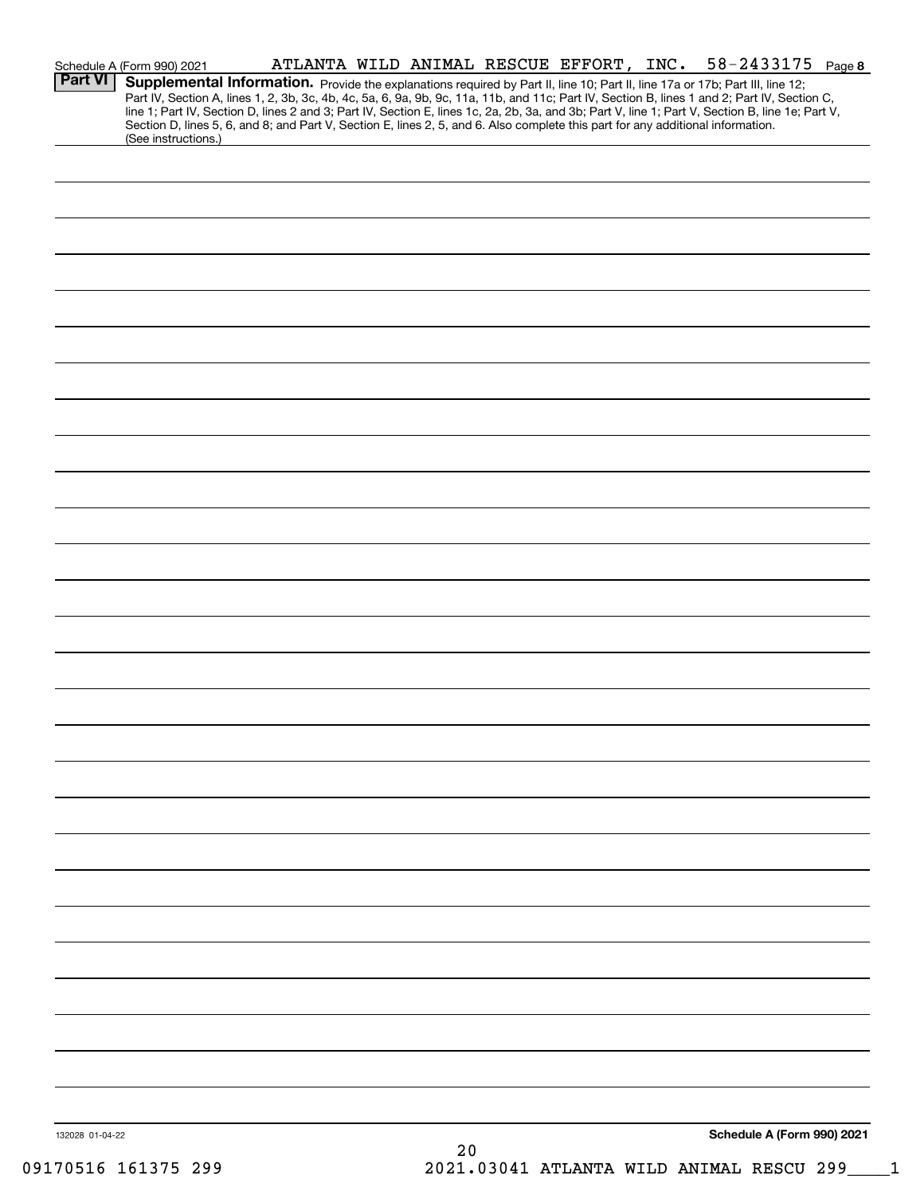Schedule A (Form 990) 2021 ATLANTA WILD ANIMAL RESCUE EFFORT, INC. 58-2433175 Page 8

**Part VI** **Supplemental Information.** Provide the explanations required by Part II, line 10; Part II, line 17a or 17b; Part III, line 12; Part IV, Section A, lines 1, 2, 3b, 3c, 4b, 4c, 5a, 6, 9a, 9b, 9c, 11a, 11b, and 11c; Part IV, Section B, lines 1 and 2; Part IV, Section C, line 1; Part IV, Section D, lines 2 and 3; Part IV, Section E, lines 1c, 2a, 2b, 3a, and 3b; Part V, line 1; Part V, Section B, line 1e; Part V, Section D, lines 5, 6, and 8; and Part V, Section E, lines 2, 5, and 6. Also complete this part for any additional information. (See instructions.)

132028 01-04-22

Schedule A (Form 990) 2021

09170516 161375 299 2021.03041 ATLANTA WILD ANIMAL RESCU 299____1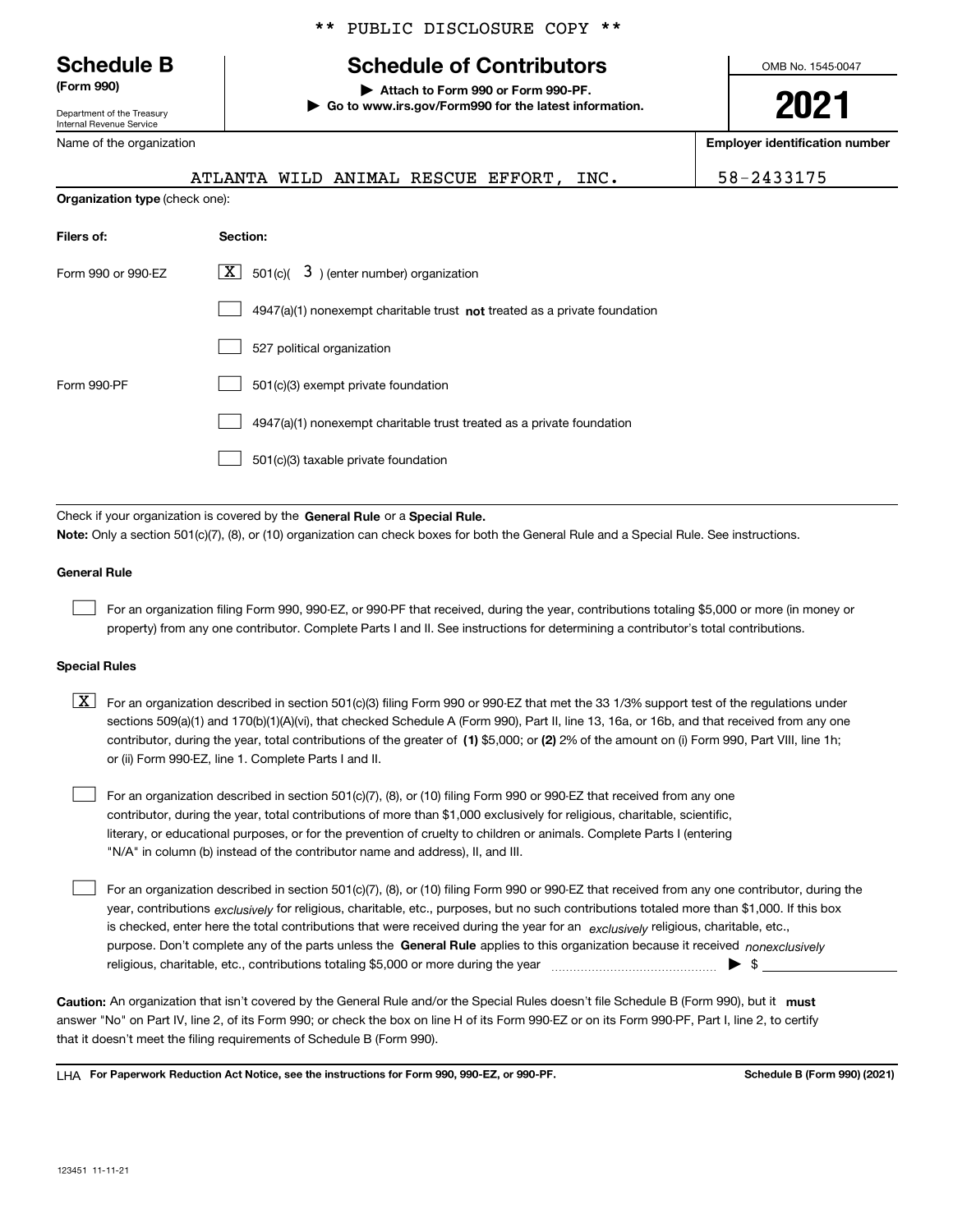** PUBLIC DISCLOSURE COPY **

# Schedule B
**(Form 990)**

Department of the Treasury
Internal Revenue Service

## Schedule of Contributors

▶ **Attach to Form 990 or Form 990-PF.**
▶ **Go to www.irs.gov/Form990 for the latest information.**

OMB No. 1545-0047

**2021**

| Name of the organization | Employer identification number |
|---|---|
| ATLANTA WILD ANIMAL RESCUE EFFORT, INC. | 58-2433175 |

**Organization type** (check one):

| Filers of: | Section: |
|---|---|
| Form 990 or 990-EZ | [X] 501(c)( 3 ) (enter number) organization |
| | [ ] 4947(a)(1) nonexempt charitable trust **not** treated as a private foundation |
| | [ ] 527 political organization |
| Form 990-PF | [ ] 501(c)(3) exempt private foundation |
| | [ ] 4947(a)(1) nonexempt charitable trust treated as a private foundation |
| | [ ] 501(c)(3) taxable private foundation |

Check if your organization is covered by the **General Rule** or a **Special Rule.**

**Note:** Only a section 501(c)(7), (8), or (10) organization can check boxes for both the General Rule and a Special Rule. See instructions.

**General Rule**

[ ] For an organization filing Form 990, 990-EZ, or 990-PF that received, during the year, contributions totaling $5,000 or more (in money or property) from any one contributor. Complete Parts I and II. See instructions for determining a contributor's total contributions.

**Special Rules**

[X] For an organization described in section 501(c)(3) filing Form 990 or 990-EZ that met the 33 1/3% support test of the regulations under sections 509(a)(1) and 170(b)(1)(A)(vi), that checked Schedule A (Form 990), Part II, line 13, 16a, or 16b, and that received from any one contributor, during the year, total contributions of the greater of **(1)** $5,000; or **(2)** 2% of the amount on (i) Form 990, Part VIII, line 1h; or (ii) Form 990-EZ, line 1. Complete Parts I and II.

[ ] For an organization described in section 501(c)(7), (8), or (10) filing Form 990 or 990-EZ that received from any one contributor, during the year, total contributions of more than $1,000 exclusively for religious, charitable, scientific, literary, or educational purposes, or for the prevention of cruelty to children or animals. Complete Parts I (entering "N/A" in column (b) instead of the contributor name and address), II, and III.

[ ] For an organization described in section 501(c)(7), (8), or (10) filing Form 990 or 990-EZ that received from any one contributor, during the year, contributions *exclusively* for religious, charitable, etc., purposes, but no such contributions totaled more than $1,000. If this box is checked, enter here the total contributions that were received during the year for an *exclusively* religious, charitable, etc., purpose. Don't complete any of the parts unless the **General Rule** applies to this organization because it received *nonexclusively* religious, charitable, etc., contributions totaling $5,000 or more during the year ▶ $ ____________

**Caution:** An organization that isn't covered by the General Rule and/or the Special Rules doesn't file Schedule B (Form 990), but it **must** answer "No" on Part IV, line 2, of its Form 990; or check the box on line H of its Form 990-EZ or on its Form 990-PF, Part I, line 2, to certify that it doesn't meet the filing requirements of Schedule B (Form 990).

LHA **For Paperwork Reduction Act Notice, see the instructions for Form 990, 990-EZ, or 990-PF.** **Schedule B (Form 990) (2021)**

123451 11-11-21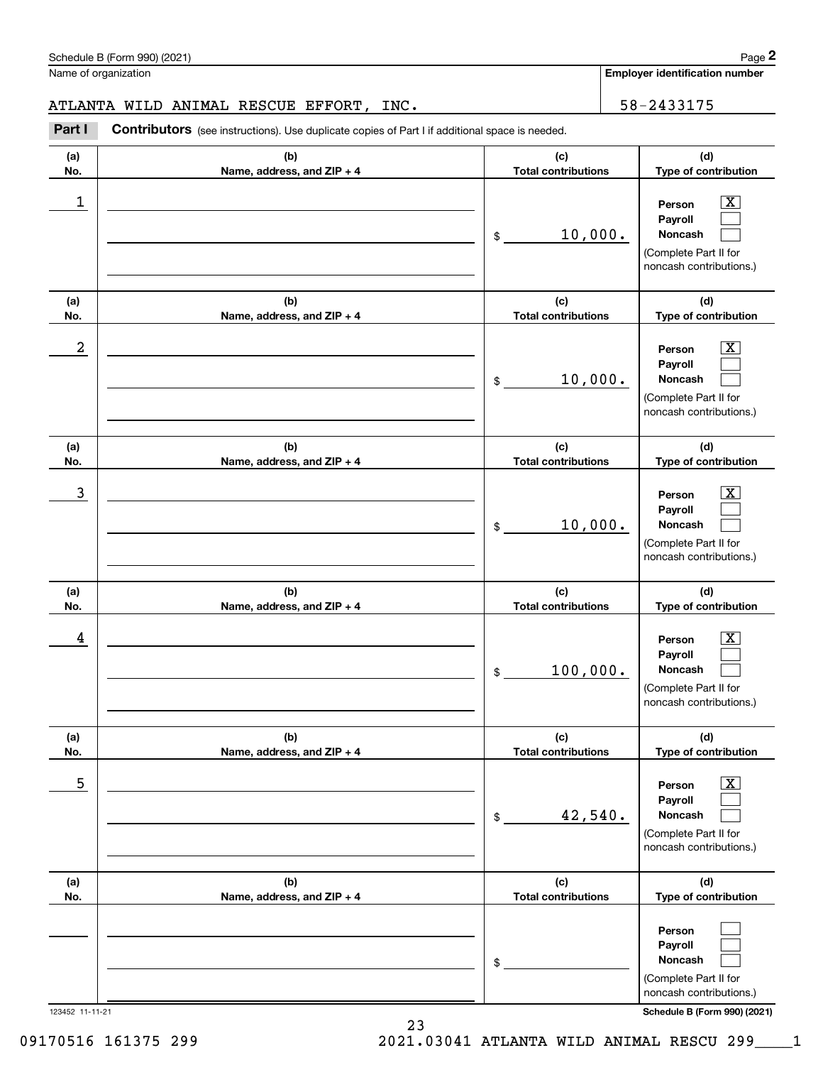Schedule B (Form 990) (2021)

Name of organization: ATLANTA WILD ANIMAL RESCUE EFFORT, INC.

Employer identification number: 58-2433175

**Part I** **Contributors** (see instructions). Use duplicate copies of Part I if additional space is needed.

| (a) No. | (b) Name, address, and ZIP + 4 | (c) Total contributions | (d) Type of contribution |
|---|---|---|---|
| 1 | | $ 10,000. | Person [X] Payroll [ ] Noncash [ ] (Complete Part II for noncash contributions.) |
| 2 | | $ 10,000. | Person [X] Payroll [ ] Noncash [ ] (Complete Part II for noncash contributions.) |
| 3 | | $ 10,000. | Person [X] Payroll [ ] Noncash [ ] (Complete Part II for noncash contributions.) |
| 4 | | $ 100,000. | Person [X] Payroll [ ] Noncash [ ] (Complete Part II for noncash contributions.) |
| 5 | | $ 42,540. | Person [X] Payroll [ ] Noncash [ ] (Complete Part II for noncash contributions.) |
| | | $ | Person [ ] Payroll [ ] Noncash [ ] (Complete Part II for noncash contributions.) |

123452 11-11-21

Schedule B (Form 990) (2021)

09170516 161375 299 2021.03041 ATLANTA WILD ANIMAL RESCU 299____1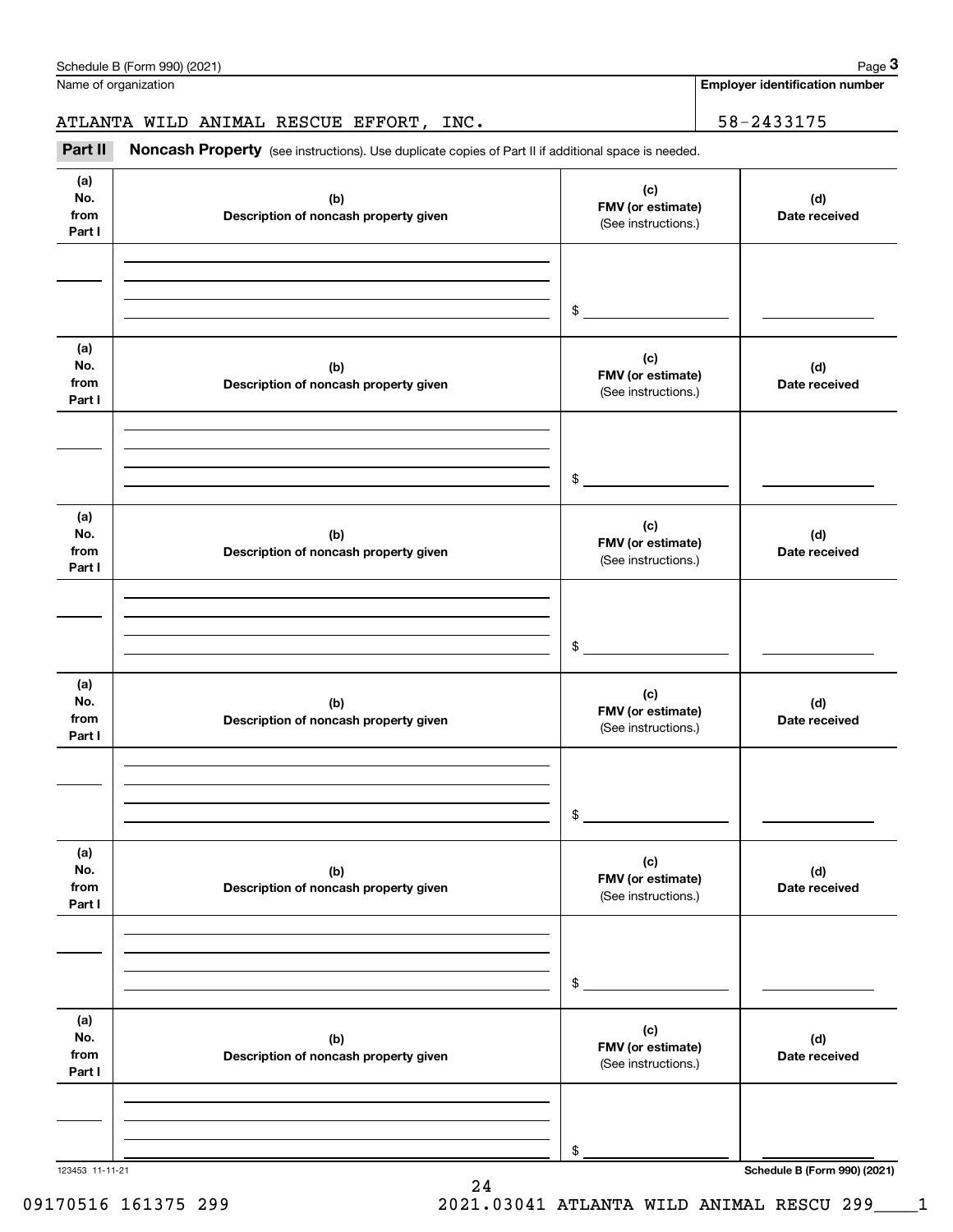Schedule B (Form 990) (2021) Page **3**

Name of organization | **Employer identification number**

ATLANTA WILD ANIMAL RESCUE EFFORT, INC. | 58-2433175

**Part II** **Noncash Property** (see instructions). Use duplicate copies of Part II if additional space is needed.

| (a) No. from Part I | (b) Description of noncash property given | (c) FMV (or estimate) (See instructions.) | (d) Date received |
| --- | --- | --- | --- |
| | | $ | |

| (a) No. from Part I | (b) Description of noncash property given | (c) FMV (or estimate) (See instructions.) | (d) Date received |
| --- | --- | --- | --- |
| | | $ | |

| (a) No. from Part I | (b) Description of noncash property given | (c) FMV (or estimate) (See instructions.) | (d) Date received |
| --- | --- | --- | --- |
| | | $ | |

| (a) No. from Part I | (b) Description of noncash property given | (c) FMV (or estimate) (See instructions.) | (d) Date received |
| --- | --- | --- | --- |
| | | $ | |

| (a) No. from Part I | (b) Description of noncash property given | (c) FMV (or estimate) (See instructions.) | (d) Date received |
| --- | --- | --- | --- |
| | | $ | |

| (a) No. from Part I | (b) Description of noncash property given | (c) FMV (or estimate) (See instructions.) | (d) Date received |
| --- | --- | --- | --- |
| | | $ | |

123453 11-11-21 **Schedule B (Form 990) (2021)**

09170516 161375 299 2021.03041 ATLANTA WILD ANIMAL RESCU 299____1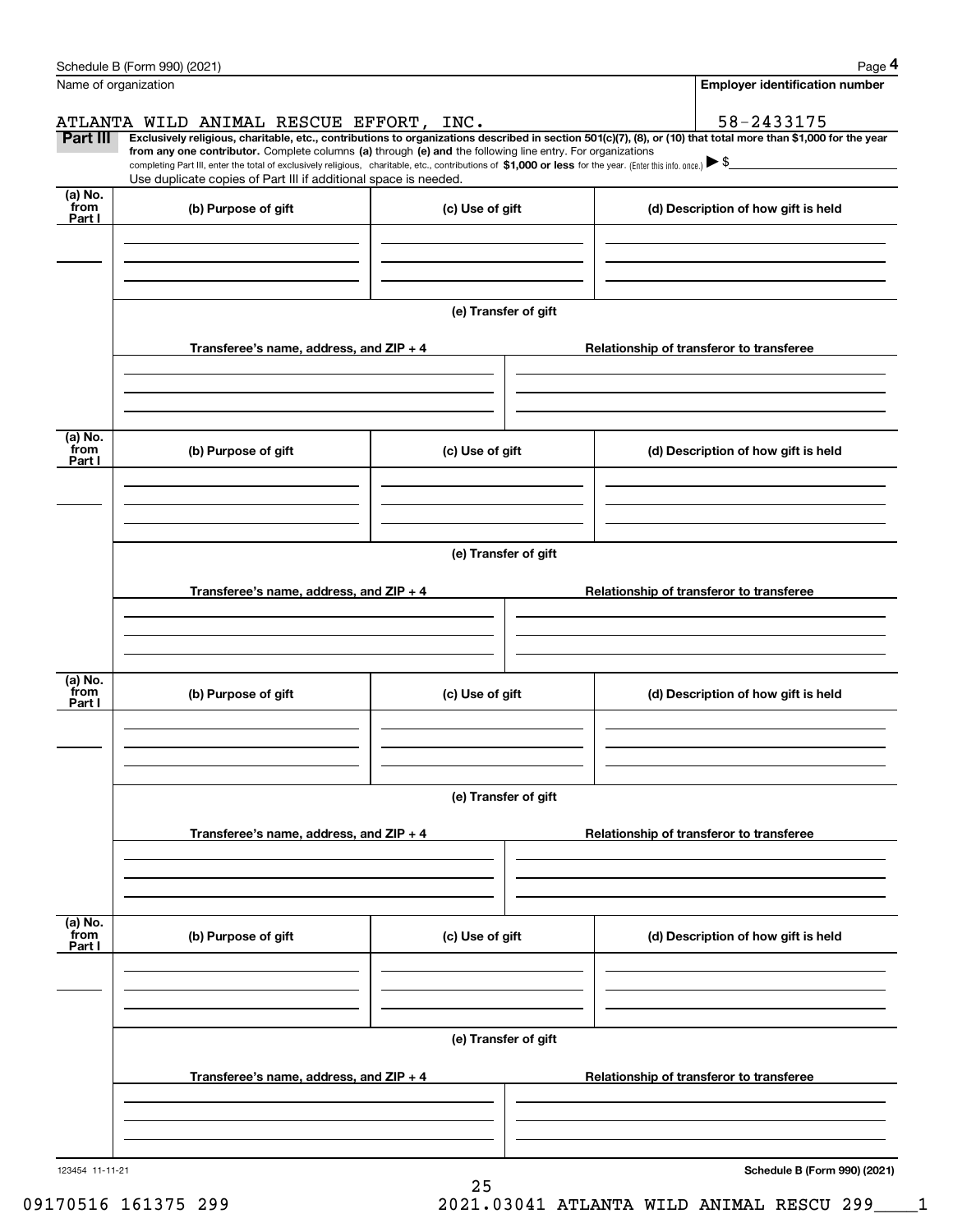Schedule B (Form 990) (2021) Page **4**

| Name of organization | Employer identification number |
|---|---|
| ATLANTA WILD ANIMAL RESCUE EFFORT, INC. | 58-2433175 |

**Part III** **Exclusively religious, charitable, etc., contributions to organizations described in section 501(c)(7), (8), or (10) that total more than $1,000 for the year from any one contributor.** Complete columns **(a)** through **(e) and** the following line entry. For organizations completing Part III, enter the total of exclusively religious, charitable, etc., contributions of **$1,000 or less** for the year. (Enter this info. once.) ▶ $

Use duplicate copies of Part III if additional space is needed.

| (a) No. from Part I | (b) Purpose of gift | (c) Use of gift | (d) Description of how gift is held |
|---|---|---|---|
| | | | |

**(e) Transfer of gift**

| Transferee's name, address, and ZIP + 4 | Relationship of transferor to transferee |
|---|---|
| | |

| (a) No. from Part I | (b) Purpose of gift | (c) Use of gift | (d) Description of how gift is held |
|---|---|---|---|
| | | | |

**(e) Transfer of gift**

| Transferee's name, address, and ZIP + 4 | Relationship of transferor to transferee |
|---|---|
| | |

| (a) No. from Part I | (b) Purpose of gift | (c) Use of gift | (d) Description of how gift is held |
|---|---|---|---|
| | | | |

**(e) Transfer of gift**

| Transferee's name, address, and ZIP + 4 | Relationship of transferor to transferee |
|---|---|
| | |

| (a) No. from Part I | (b) Purpose of gift | (c) Use of gift | (d) Description of how gift is held |
|---|---|---|---|
| | | | |

**(e) Transfer of gift**

| Transferee's name, address, and ZIP + 4 | Relationship of transferor to transferee |
|---|---|
| | |

123454 11-11-21 **Schedule B (Form 990) (2021)**

09170516 161375 299 2021.03041 ATLANTA WILD ANIMAL RESCU 299____1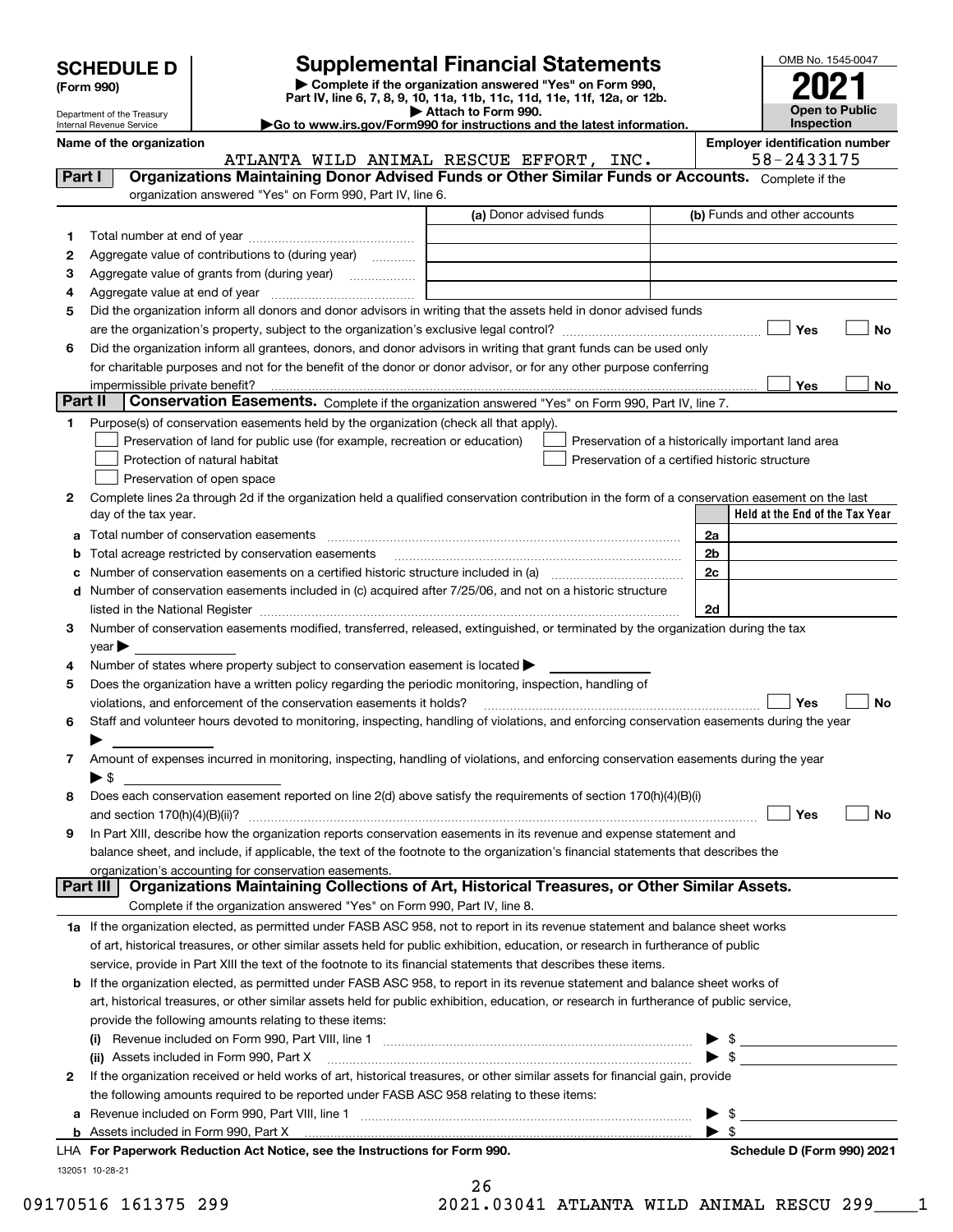# SCHEDULE D (Form 990)

Department of the Treasury
Internal Revenue Service

## Supplemental Financial Statements

▶ Complete if the organization answered "Yes" on Form 990, Part IV, line 6, 7, 8, 9, 10, 11a, 11b, 11c, 11d, 11e, 11f, 12a, or 12b.
▶ Attach to Form 990.
▶Go to www.irs.gov/Form990 for instructions and the latest information.

OMB No. 1545-0047
**2021**
**Open to Public Inspection**

**Name of the organization:** ATLANTA WILD ANIMAL RESCUE EFFORT, INC.
**Employer identification number:** 58-2433175

### Part I Organizations Maintaining Donor Advised Funds or Other Similar Funds or Accounts.
Complete if the organization answered "Yes" on Form 990, Part IV, line 6.

| | | (a) Donor advised funds | (b) Funds and other accounts |
|---|---|---|---|
| 1 | Total number at end of year | | |
| 2 | Aggregate value of contributions to (during year) | | |
| 3 | Aggregate value of grants from (during year) | | |
| 4 | Aggregate value at end of year | | |

5 Did the organization inform all donors and donor advisors in writing that the assets held in donor advised funds are the organization's property, subject to the organization's exclusive legal control? ☐ Yes ☐ No

6 Did the organization inform all grantees, donors, and donor advisors in writing that grant funds can be used only for charitable purposes and not for the benefit of the donor or donor advisor, or for any other purpose conferring impermissible private benefit? ☐ Yes ☐ No

### Part II Conservation Easements.
Complete if the organization answered "Yes" on Form 990, Part IV, line 7.

1 Purpose(s) of conservation easements held by the organization (check all that apply).
- ☐ Preservation of land for public use (for example, recreation or education)
- ☐ Protection of natural habitat
- ☐ Preservation of open space
- ☐ Preservation of a historically important land area
- ☐ Preservation of a certified historic structure

2 Complete lines 2a through 2d if the organization held a qualified conservation contribution in the form of a conservation easement on the last day of the tax year.

| | | | Held at the End of the Tax Year |
|---|---|---|---|
| a | Total number of conservation easements | 2a | |
| b | Total acreage restricted by conservation easements | 2b | |
| c | Number of conservation easements on a certified historic structure included in (a) | 2c | |
| d | Number of conservation easements included in (c) acquired after 7/25/06, and not on a historic structure listed in the National Register | 2d | |

3 Number of conservation easements modified, transferred, released, extinguished, or terminated by the organization during the tax year ▶

4 Number of states where property subject to conservation easement is located ▶

5 Does the organization have a written policy regarding the periodic monitoring, inspection, handling of violations, and enforcement of the conservation easements it holds? ☐ Yes ☐ No

6 Staff and volunteer hours devoted to monitoring, inspecting, handling of violations, and enforcing conservation easements during the year ▶

7 Amount of expenses incurred in monitoring, inspecting, handling of violations, and enforcing conservation easements during the year ▶ $

8 Does each conservation easement reported on line 2(d) above satisfy the requirements of section 170(h)(4)(B)(i) and section 170(h)(4)(B)(ii)? ☐ Yes ☐ No

9 In Part XIII, describe how the organization reports conservation easements in its revenue and expense statement and balance sheet, and include, if applicable, the text of the footnote to the organization's financial statements that describes the organization's accounting for conservation easements.

### Part III Organizations Maintaining Collections of Art, Historical Treasures, or Other Similar Assets.
Complete if the organization answered "Yes" on Form 990, Part IV, line 8.

1a If the organization elected, as permitted under FASB ASC 958, not to report in its revenue statement and balance sheet works of art, historical treasures, or other similar assets held for public exhibition, education, or research in furtherance of public service, provide in Part XIII the text of the footnote to its financial statements that describes these items.

b If the organization elected, as permitted under FASB ASC 958, to report in its revenue statement and balance sheet works of art, historical treasures, or other similar assets held for public exhibition, education, or research in furtherance of public service, provide the following amounts relating to these items:

(i) Revenue included on Form 990, Part VIII, line 1 ▶ $

(ii) Assets included in Form 990, Part X ▶ $

2 If the organization received or held works of art, historical treasures, or other similar assets for financial gain, provide the following amounts required to be reported under FASB ASC 958 relating to these items:

a Revenue included on Form 990, Part VIII, line 1 ▶ $

b Assets included in Form 990, Part X ▶ $

LHA For Paperwork Reduction Act Notice, see the Instructions for Form 990. Schedule D (Form 990) 2021

132051 10-28-21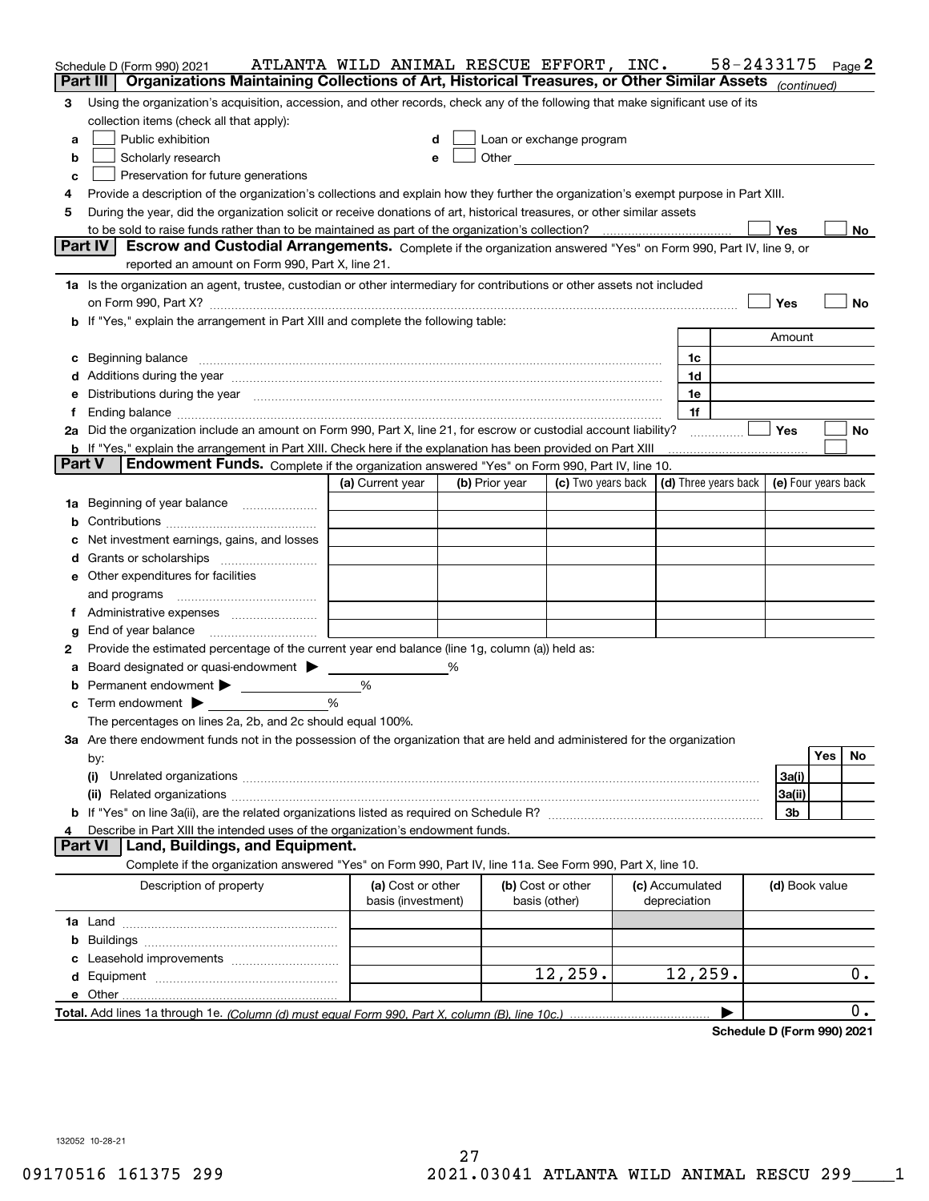Schedule D (Form 990) 2021 ATLANTA WILD ANIMAL RESCUE EFFORT, INC. 58-2433175 Page 2

## Part III Organizations Maintaining Collections of Art, Historical Treasures, or Other Similar Assets *(continued)*

3 Using the organization's acquisition, accession, and other records, check any of the following that make significant use of its collection items (check all that apply):

- a ☐ Public exhibition
- b ☐ Scholarly research
- c ☐ Preservation for future generations
- d ☐ Loan or exchange program
- e ☐ Other

4 Provide a description of the organization's collections and explain how they further the organization's exempt purpose in Part XIII.

5 During the year, did the organization solicit or receive donations of art, historical treasures, or other similar assets to be sold to raise funds rather than to be maintained as part of the organization's collection? ☐ Yes ☐ No

## Part IV Escrow and Custodial Arrangements.

Complete if the organization answered "Yes" on Form 990, Part IV, line 9, or reported an amount on Form 990, Part X, line 21.

1a Is the organization an agent, trustee, custodian or other intermediary for contributions or other assets not included on Form 990, Part X? ☐ Yes ☐ No

b If "Yes," explain the arrangement in Part XIII and complete the following table:

| | | Amount |
|---|---|---|
| c Beginning balance | 1c | |
| d Additions during the year | 1d | |
| e Distributions during the year | 1e | |
| f Ending balance | 1f | |

2a Did the organization include an amount on Form 990, Part X, line 21, for escrow or custodial account liability? ☐ Yes ☐ No

b If "Yes," explain the arrangement in Part XIII. Check here if the explanation has been provided on Part XIII ☐

## Part V Endowment Funds.

Complete if the organization answered "Yes" on Form 990, Part IV, line 10.

| | (a) Current year | (b) Prior year | (c) Two years back | (d) Three years back | (e) Four years back |
|---|---|---|---|---|---|
| 1a Beginning of year balance | | | | | |
| b Contributions | | | | | |
| c Net investment earnings, gains, and losses | | | | | |
| d Grants or scholarships | | | | | |
| e Other expenditures for facilities and programs | | | | | |
| f Administrative expenses | | | | | |
| g End of year balance | | | | | |

2 Provide the estimated percentage of the current year end balance (line 1g, column (a)) held as:

- a Board designated or quasi-endowment ▶ ______ %
- b Permanent endowment ▶ ______ %
- c Term endowment ▶ ______ %

The percentages on lines 2a, 2b, and 2c should equal 100%.

3a Are there endowment funds not in the possession of the organization that are held and administered for the organization by:

| | | Yes | No |
|---|---|---|---|
| (i) Unrelated organizations | 3a(i) | | |
| (ii) Related organizations | 3a(ii) | | |
| b If "Yes" on line 3a(ii), are the related organizations listed as required on Schedule R? | 3b | | |

4 Describe in Part XIII the intended uses of the organization's endowment funds.

## Part VI Land, Buildings, and Equipment.

Complete if the organization answered "Yes" on Form 990, Part IV, line 11a. See Form 990, Part X, line 10.

| Description of property | (a) Cost or other basis (investment) | (b) Cost or other basis (other) | (c) Accumulated depreciation | (d) Book value |
|---|---|---|---|---|
| 1a Land | | | | |
| b Buildings | | | | |
| c Leasehold improvements | | | | |
| d Equipment | | 12,259. | 12,259. | 0. |
| e Other | | | | |

**Total.** Add lines 1a through 1e. *(Column (d) must equal Form 990, Part X, column (B), line 10c.)* ▶ 0.

**Schedule D (Form 990) 2021**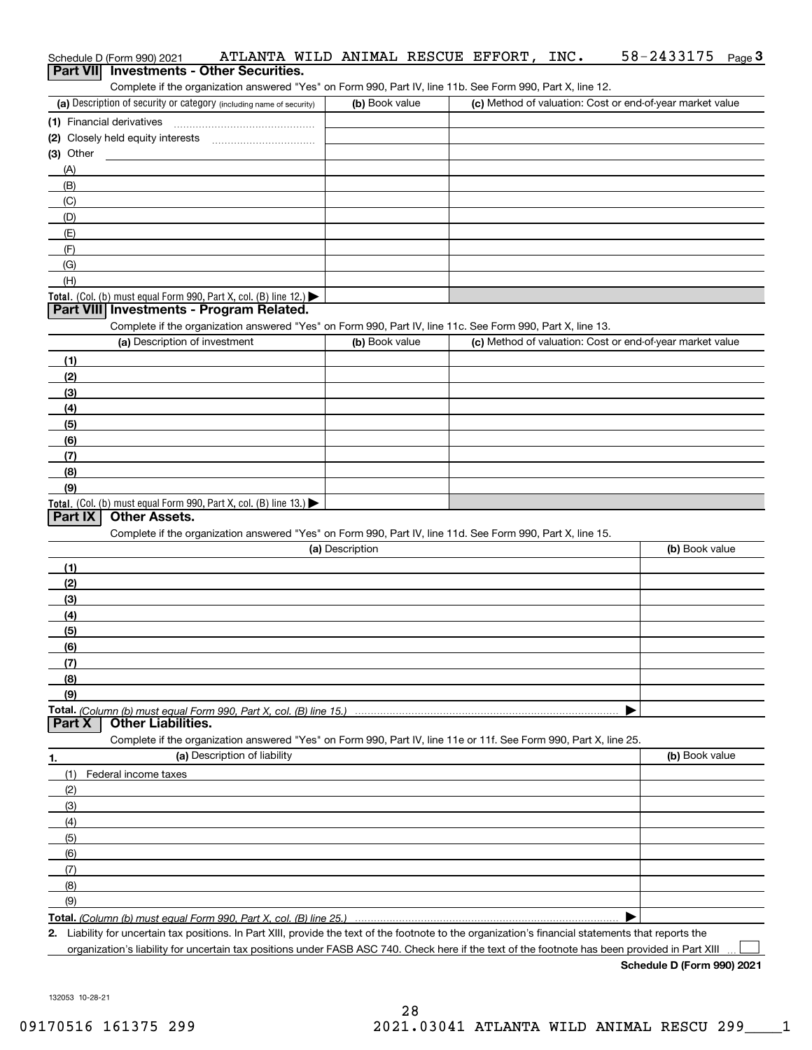Schedule D (Form 990) 2021 ATLANTA WILD ANIMAL RESCUE EFFORT, INC. 58-2433175 Page 3

## Part VII Investments - Other Securities.

Complete if the organization answered "Yes" on Form 990, Part IV, line 11b. See Form 990, Part X, line 12.

| (a) Description of security or category (including name of security) | (b) Book value | (c) Method of valuation: Cost or end-of-year market value |
|---|---|---|
| (1) Financial derivatives | | |
| (2) Closely held equity interests | | |
| (3) Other | | |
| (A) | | |
| (B) | | |
| (C) | | |
| (D) | | |
| (E) | | |
| (F) | | |
| (G) | | |
| (H) | | |
| **Total.** (Col. (b) must equal Form 990, Part X, col. (B) line 12.) ▶ | | |

## Part VIII Investments - Program Related.

Complete if the organization answered "Yes" on Form 990, Part IV, line 11c. See Form 990, Part X, line 13.

| (a) Description of investment | (b) Book value | (c) Method of valuation: Cost or end-of-year market value |
|---|---|---|
| (1) | | |
| (2) | | |
| (3) | | |
| (4) | | |
| (5) | | |
| (6) | | |
| (7) | | |
| (8) | | |
| (9) | | |
| **Total.** (Col. (b) must equal Form 990, Part X, col. (B) line 13.) ▶ | | |

## Part IX Other Assets.

Complete if the organization answered "Yes" on Form 990, Part IV, line 11d. See Form 990, Part X, line 15.

| (a) Description | (b) Book value |
|---|---|
| (1) | |
| (2) | |
| (3) | |
| (4) | |
| (5) | |
| (6) | |
| (7) | |
| (8) | |
| (9) | |
| **Total.** *(Column (b) must equal Form 990, Part X, col. (B) line 15.)* ▶ | |

## Part X Other Liabilities.

Complete if the organization answered "Yes" on Form 990, Part IV, line 11e or 11f. See Form 990, Part X, line 25.

| 1. (a) Description of liability | (b) Book value |
|---|---|
| (1) Federal income taxes | |
| (2) | |
| (3) | |
| (4) | |
| (5) | |
| (6) | |
| (7) | |
| (8) | |
| (9) | |
| **Total.** *(Column (b) must equal Form 990, Part X, col. (B) line 25.)* ▶ | |

**2.** Liability for uncertain tax positions. In Part XIII, provide the text of the footnote to the organization's financial statements that reports the organization's liability for uncertain tax positions under FASB ASC 740. Check here if the text of the footnote has been provided in Part XIII ☐

**Schedule D (Form 990) 2021**

132053 10-28-21

09170516 161375 299 2021.03041 ATLANTA WILD ANIMAL RESCU 299____1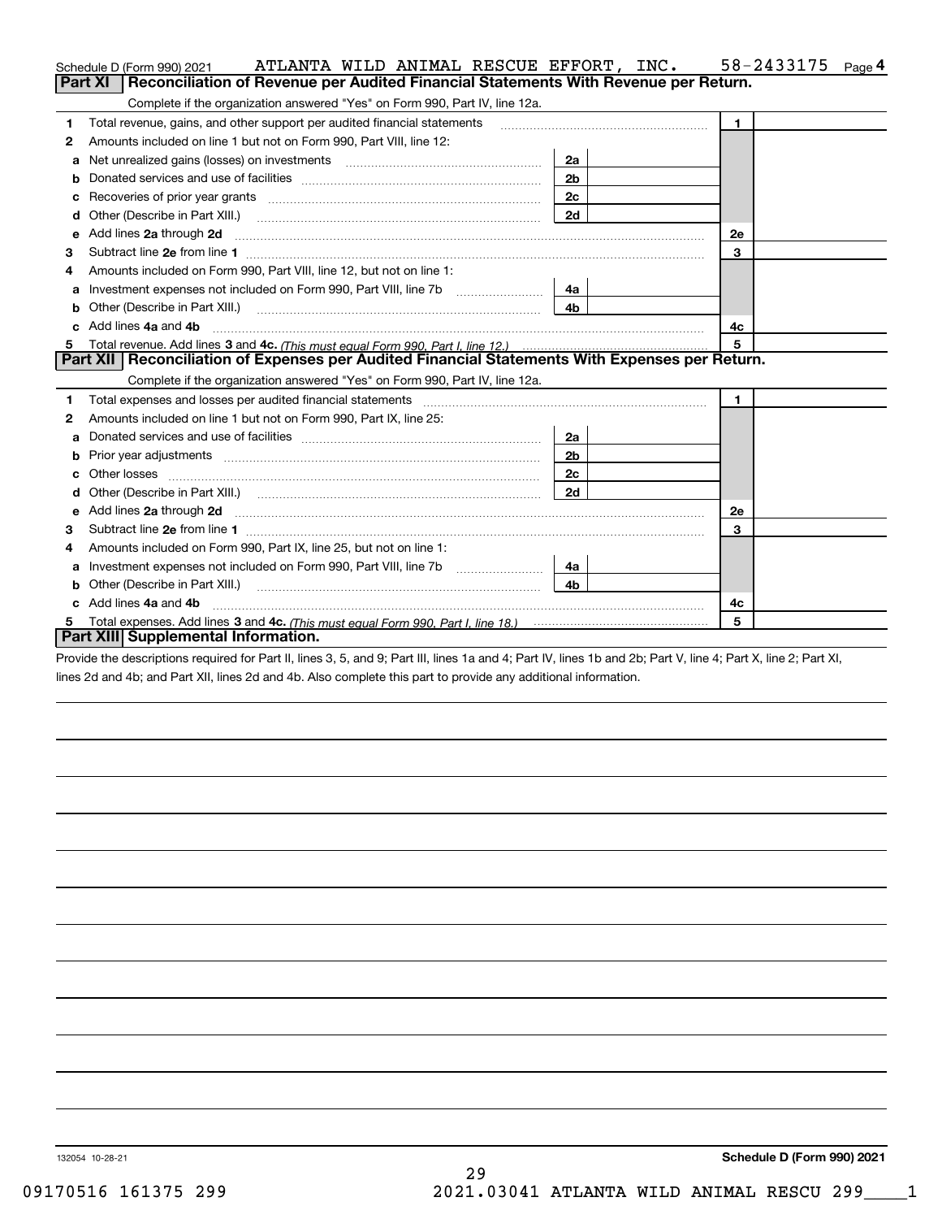Schedule D (Form 990) 2021 ATLANTA WILD ANIMAL RESCUE EFFORT, INC. 58-2433175 Page 4

## Part XI Reconciliation of Revenue per Audited Financial Statements With Revenue per Return.

Complete if the organization answered "Yes" on Form 990, Part IV, line 12a.

| | | | | | |
|---|---|---|---|---|---|
| 1 | Total revenue, gains, and other support per audited financial statements | | | 1 | |
| 2 | Amounts included on line 1 but not on Form 990, Part VIII, line 12: | | | | |
| a | Net unrealized gains (losses) on investments | 2a | | | |
| b | Donated services and use of facilities | 2b | | | |
| c | Recoveries of prior year grants | 2c | | | |
| d | Other (Describe in Part XIII.) | 2d | | | |
| e | Add lines **2a** through **2d** | | | 2e | |
| 3 | Subtract line **2e** from line **1** | | | 3 | |
| 4 | Amounts included on Form 990, Part VIII, line 12, but not on line 1: | | | | |
| a | Investment expenses not included on Form 990, Part VIII, line 7b | 4a | | | |
| b | Other (Describe in Part XIII.) | 4b | | | |
| c | Add lines **4a** and **4b** | | | 4c | |
| 5 | Total revenue. Add lines **3** and **4c.** *(This must equal Form 990, Part I, line 12.)* | | | 5 | |

## Part XII Reconciliation of Expenses per Audited Financial Statements With Expenses per Return.

Complete if the organization answered "Yes" on Form 990, Part IV, line 12a.

| | | | | | |
|---|---|---|---|---|---|
| 1 | Total expenses and losses per audited financial statements | | | 1 | |
| 2 | Amounts included on line 1 but not on Form 990, Part IX, line 25: | | | | |
| a | Donated services and use of facilities | 2a | | | |
| b | Prior year adjustments | 2b | | | |
| c | Other losses | 2c | | | |
| d | Other (Describe in Part XIII.) | 2d | | | |
| e | Add lines **2a** through **2d** | | | 2e | |
| 3 | Subtract line **2e** from line **1** | | | 3 | |
| 4 | Amounts included on Form 990, Part IX, line 25, but not on line 1: | | | | |
| a | Investment expenses not included on Form 990, Part VIII, line 7b | 4a | | | |
| b | Other (Describe in Part XIII.) | 4b | | | |
| c | Add lines **4a** and **4b** | | | 4c | |
| 5 | Total expenses. Add lines **3** and **4c.** *(This must equal Form 990, Part I, line 18.)* | | | 5 | |

## Part XIII Supplemental Information.

Provide the descriptions required for Part II, lines 3, 5, and 9; Part III, lines 1a and 4; Part IV, lines 1b and 2b; Part V, line 4; Part X, line 2; Part XI, lines 2d and 4b; and Part XII, lines 2d and 4b. Also complete this part to provide any additional information.

132054 10-28-21 **Schedule D (Form 990) 2021**

09170516 161375 299 2021.03041 ATLANTA WILD ANIMAL RESCU 299____1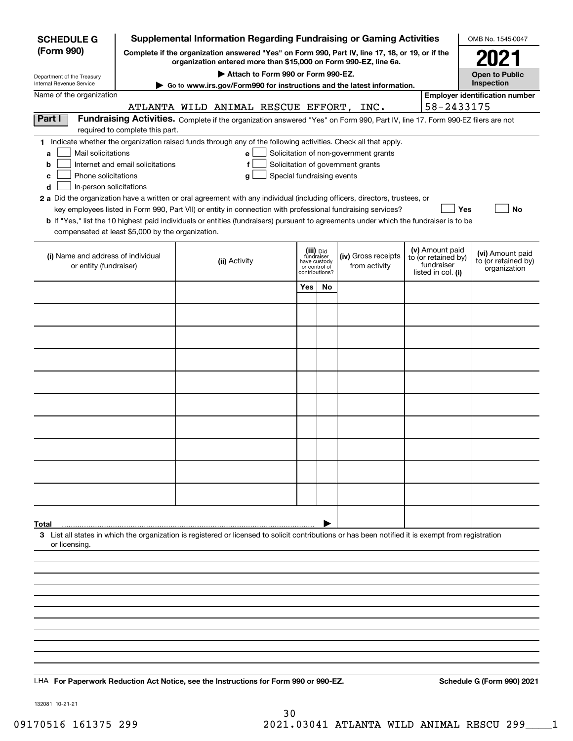**SCHEDULE G (Form 990)**

Department of the Treasury
Internal Revenue Service

# Supplemental Information Regarding Fundraising or Gaming Activities

**Complete if the organization answered "Yes" on Form 990, Part IV, line 17, 18, or 19, or if the organization entered more than $15,000 on Form 990-EZ, line 6a.**

**▶ Attach to Form 990 or Form 990-EZ.**

**▶ Go to www.irs.gov/Form990 for instructions and the latest information.**

OMB No. 1545-0047

**2021**

**Open to Public Inspection**

Name of the organization: ATLANTA WILD ANIMAL RESCUE EFFORT, INC.

**Employer identification number:** 58-2433175

**Part I** **Fundraising Activities.** Complete if the organization answered "Yes" on Form 990, Part IV, line 17. Form 990-EZ filers are not required to complete this part.

**1** Indicate whether the organization raised funds through any of the following activities. Check all that apply.

- **a** ☐ Mail solicitations
- **b** ☐ Internet and email solicitations
- **c** ☐ Phone solicitations
- **d** ☐ In-person solicitations
- **e** ☐ Solicitation of non-government grants
- **f** ☐ Solicitation of government grants
- **g** ☐ Special fundraising events

**2 a** Did the organization have a written or oral agreement with any individual (including officers, directors, trustees, or key employees listed in Form 990, Part VII) or entity in connection with professional fundraising services? ☐ **Yes** ☐ **No**

**b** If "Yes," list the 10 highest paid individuals or entities (fundraisers) pursuant to agreements under which the fundraiser is to be compensated at least $5,000 by the organization.

| (i) Name and address of individual or entity (fundraiser) | (ii) Activity | (iii) Did fundraiser have custody or control of contributions? Yes | No | (iv) Gross receipts from activity | (v) Amount paid to (or retained by) fundraiser listed in col. (i) | (vi) Amount paid to (or retained by) organization |
|---|---|---|---|---|---|---|
| | | | | | | |
| | | | | | | |
| | | | | | | |
| | | | | | | |
| | | | | | | |
| | | | | | | |
| | | | | | | |
| | | | | | | |
| | | | | | | |
| | | | | | | |
| **Total** ▶ | | | | | | |

**3** List all states in which the organization is registered or licensed to solicit contributions or has been notified it is exempt from registration or licensing.

LHA **For Paperwork Reduction Act Notice, see the Instructions for Form 990 or 990-EZ.** **Schedule G (Form 990) 2021**

132081 10-21-21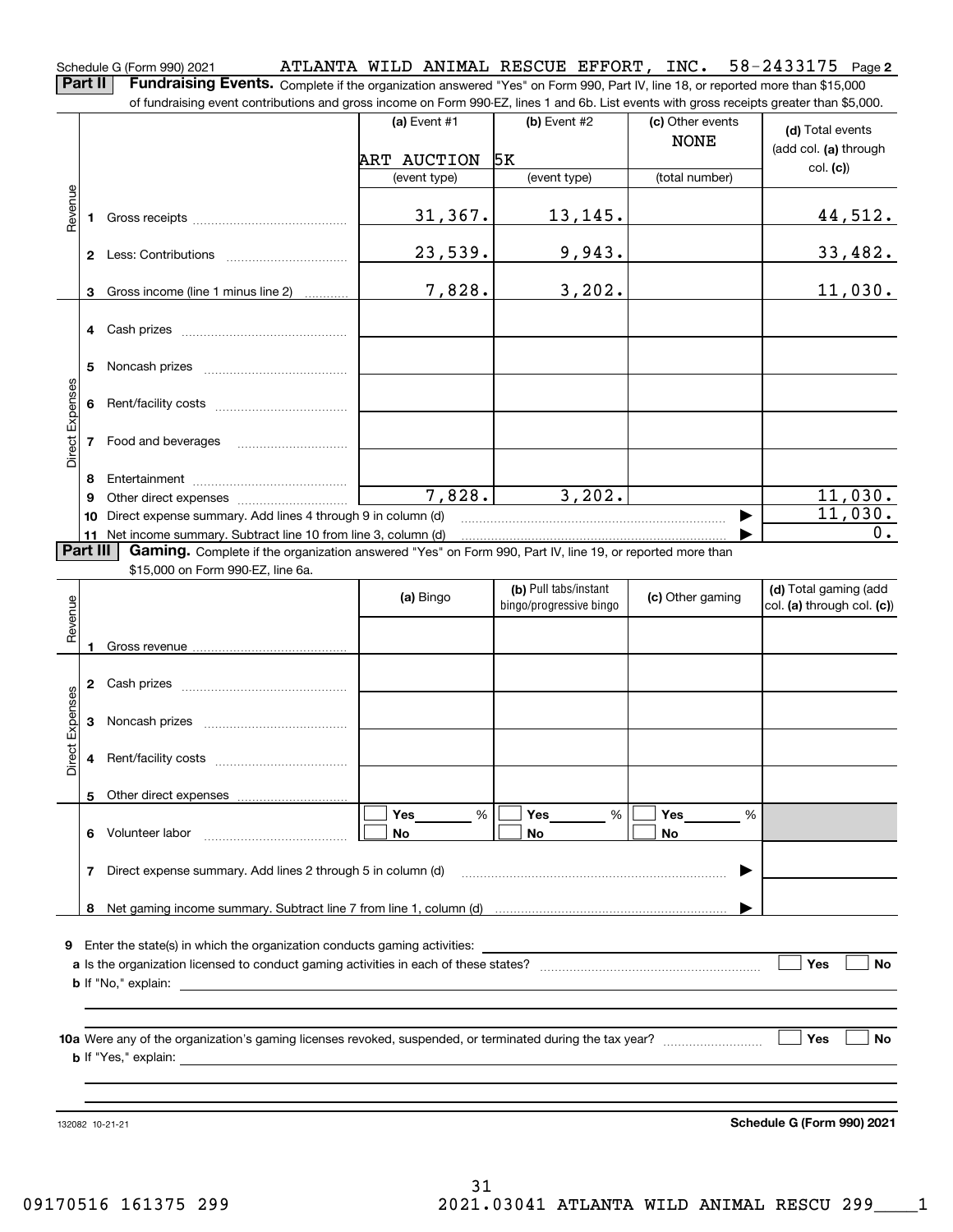Schedule G (Form 990) 2021 ATLANTA WILD ANIMAL RESCUE EFFORT, INC. 58-2433175 Page **2**

**Part II** **Fundraising Events.** Complete if the organization answered "Yes" on Form 990, Part IV, line 18, or reported more than $15,000 of fundraising event contributions and gross income on Form 990-EZ, lines 1 and 6b. List events with gross receipts greater than $5,000.

| | | (a) Event #1 | (b) Event #2 | (c) Other events | (d) Total events (add col. (a) through col. (c)) |
|---|---|---|---|---|---|
| | | ART AUCTION | 5K | NONE | |
| | | (event type) | (event type) | (total number) | |
| Revenue | 1 Gross receipts | 31,367. | 13,145. | | 44,512. |
| | 2 Less: Contributions | 23,539. | 9,943. | | 33,482. |
| | 3 Gross income (line 1 minus line 2) | 7,828. | 3,202. | | 11,030. |
| Direct Expenses | 4 Cash prizes | | | | |
| | 5 Noncash prizes | | | | |
| | 6 Rent/facility costs | | | | |
| | 7 Food and beverages | | | | |
| | 8 Entertainment | | | | |
| | 9 Other direct expenses | 7,828. | 3,202. | | 11,030. |
| | 10 Direct expense summary. Add lines 4 through 9 in column (d) | | | | 11,030. |
| | 11 Net income summary. Subtract line 10 from line 3, column (d) | | | | 0. |

**Part III** **Gaming.** Complete if the organization answered "Yes" on Form 990, Part IV, line 19, or reported more than $15,000 on Form 990-EZ, line 6a.

| | | (a) Bingo | (b) Pull tabs/instant bingo/progressive bingo | (c) Other gaming | (d) Total gaming (add col. (a) through col. (c)) |
|---|---|---|---|---|---|
| Revenue | 1 Gross revenue | | | | |
| Direct Expenses | 2 Cash prizes | | | | |
| | 3 Noncash prizes | | | | |
| | 4 Rent/facility costs | | | | |
| | 5 Other direct expenses | | | | |
| | 6 Volunteer labor | ☐ Yes ___ % ☐ No | ☐ Yes ___ % ☐ No | ☐ Yes ___ % ☐ No | |
| | 7 Direct expense summary. Add lines 2 through 5 in column (d) | | | | |
| | 8 Net gaming income summary. Subtract line 7 from line 1, column (d) | | | | |

**9** Enter the state(s) in which the organization conducts gaming activities:

**a** Is the organization licensed to conduct gaming activities in each of these states? ☐ Yes ☐ No

**b** If "No," explain:

**10a** Were any of the organization's gaming licenses revoked, suspended, or terminated during the tax year? ☐ Yes ☐ No

**b** If "Yes," explain:

132082 10-21-21 **Schedule G (Form 990) 2021**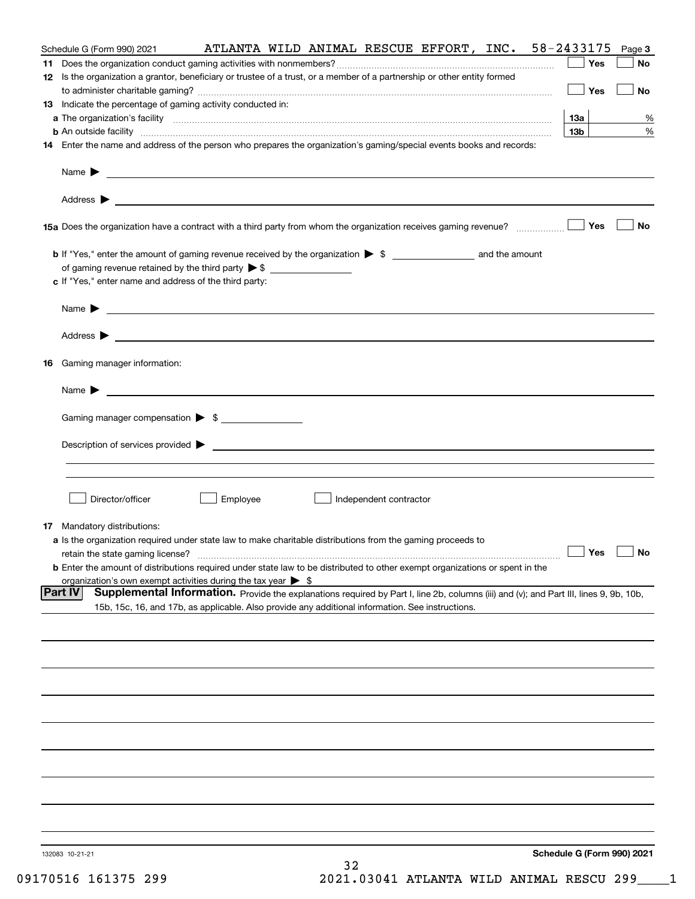Schedule G (Form 990) 2021 ATLANTA WILD ANIMAL RESCUE EFFORT, INC. 58-2433175 Page 3

**11** Does the organization conduct gaming activities with nonmembers? ☐ Yes ☐ No

**12** Is the organization a grantor, beneficiary or trustee of a trust, or a member of a partnership or other entity formed to administer charitable gaming? ☐ Yes ☐ No

**13** Indicate the percentage of gaming activity conducted in:

**a** The organization's facility **13a** %

**b** An outside facility **13b** %

**14** Enter the name and address of the person who prepares the organization's gaming/special events books and records:

Name ▶

Address ▶

**15a** Does the organization have a contract with a third party from whom the organization receives gaming revenue? ☐ Yes ☐ No

**b** If "Yes," enter the amount of gaming revenue received by the organization ▶ $ ________ and the amount of gaming revenue retained by the third party ▶ $ ________

**c** If "Yes," enter name and address of the third party:

Name ▶

Address ▶

**16** Gaming manager information:

Name ▶

Gaming manager compensation ▶ $ ________

Description of services provided ▶

☐ Director/officer ☐ Employee ☐ Independent contractor

**17** Mandatory distributions:

**a** Is the organization required under state law to make charitable distributions from the gaming proceeds to retain the state gaming license? ☐ Yes ☐ No

**b** Enter the amount of distributions required under state law to be distributed to other exempt organizations or spent in the organization's own exempt activities during the tax year ▶ $

**Part IV** **Supplemental Information.** Provide the explanations required by Part I, line 2b, columns (iii) and (v); and Part III, lines 9, 9b, 10b, 15b, 15c, 16, and 17b, as applicable. Also provide any additional information. See instructions.

132083 10-21-21 **Schedule G (Form 990) 2021**

09170516 161375 299 2021.03041 ATLANTA WILD ANIMAL RESCU 299____1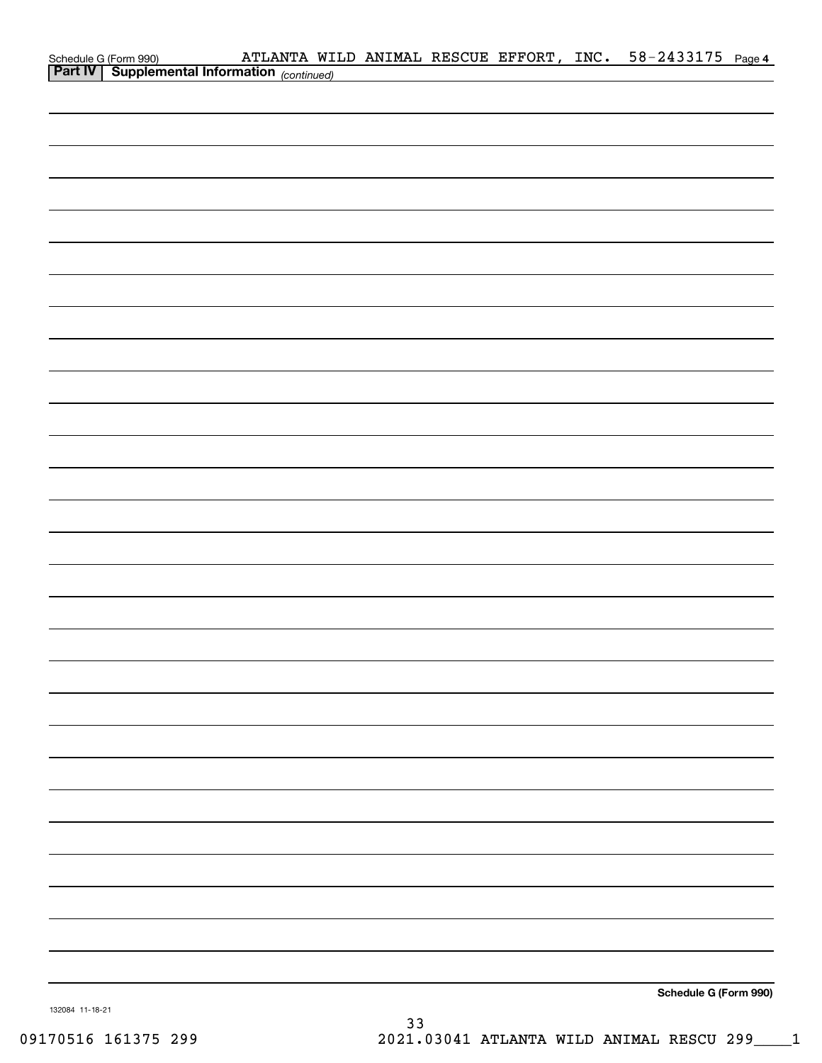Schedule G (Form 990)    ATLANTA WILD ANIMAL RESCUE EFFORT, INC.    58-2433175    Page 4

**Part IV | Supplemental Information** *(continued)*

**Schedule G (Form 990)**

132084 11-18-21

09170516 161375 299    2021.03041 ATLANTA WILD ANIMAL RESCU 299____1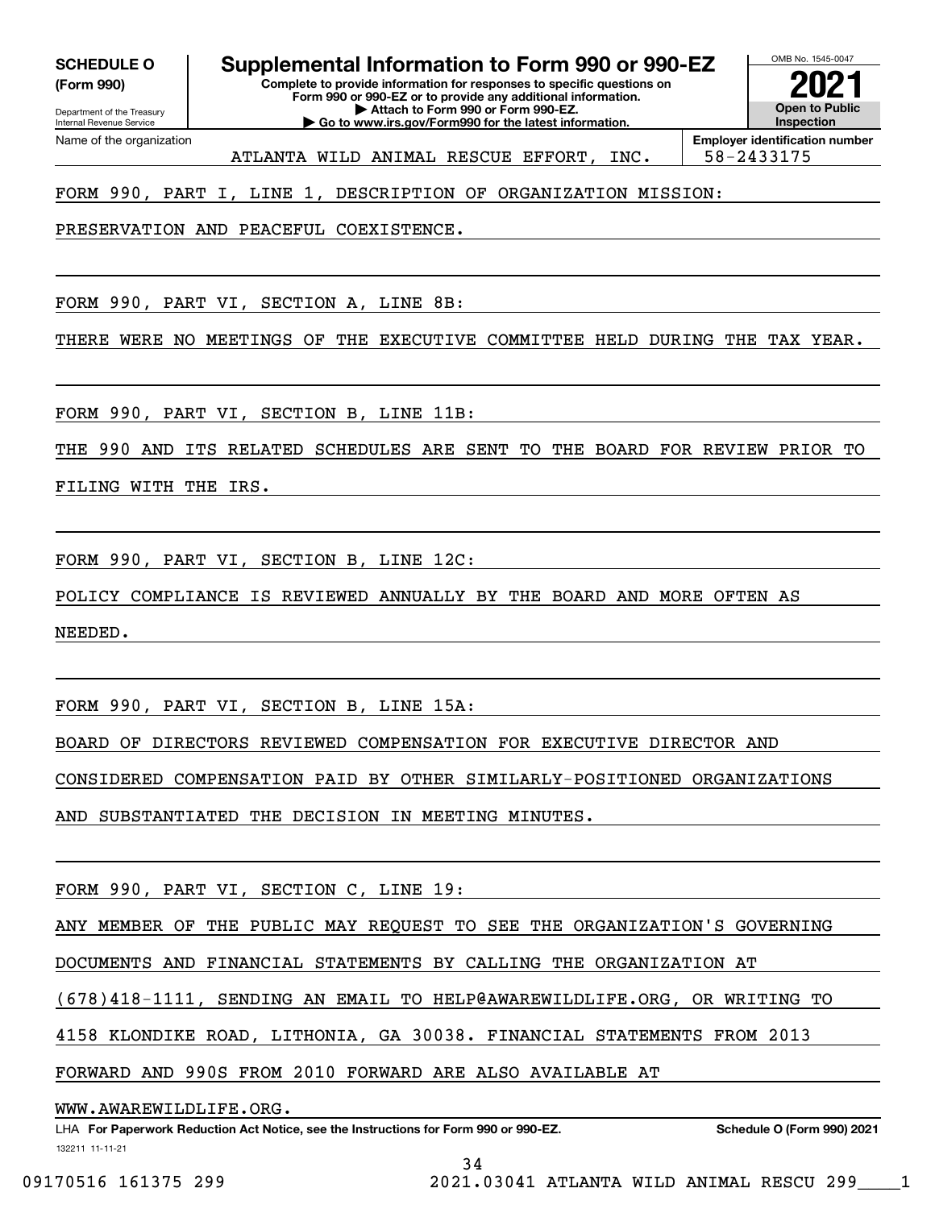**SCHEDULE O (Form 990)**

Department of the Treasury
Internal Revenue Service

# Supplemental Information to Form 990 or 990-EZ

**Complete to provide information for responses to specific questions on Form 990 or 990-EZ or to provide any additional information.**
**▶ Attach to Form 990 or Form 990-EZ.**
**▶ Go to www.irs.gov/Form990 for the latest information.**

OMB No. 1545-0047

**2021**

**Open to Public Inspection**

Name of the organization: ATLANTA WILD ANIMAL RESCUE EFFORT, INC.

**Employer identification number** 58-2433175

FORM 990, PART I, LINE 1, DESCRIPTION OF ORGANIZATION MISSION:

PRESERVATION AND PEACEFUL COEXISTENCE.

FORM 990, PART VI, SECTION A, LINE 8B:

THERE WERE NO MEETINGS OF THE EXECUTIVE COMMITTEE HELD DURING THE TAX YEAR.

FORM 990, PART VI, SECTION B, LINE 11B:

THE 990 AND ITS RELATED SCHEDULES ARE SENT TO THE BOARD FOR REVIEW PRIOR TO FILING WITH THE IRS.

FORM 990, PART VI, SECTION B, LINE 12C:

POLICY COMPLIANCE IS REVIEWED ANNUALLY BY THE BOARD AND MORE OFTEN AS NEEDED.

FORM 990, PART VI, SECTION B, LINE 15A:

BOARD OF DIRECTORS REVIEWED COMPENSATION FOR EXECUTIVE DIRECTOR AND CONSIDERED COMPENSATION PAID BY OTHER SIMILARLY-POSITIONED ORGANIZATIONS AND SUBSTANTIATED THE DECISION IN MEETING MINUTES.

FORM 990, PART VI, SECTION C, LINE 19:

ANY MEMBER OF THE PUBLIC MAY REQUEST TO SEE THE ORGANIZATION'S GOVERNING DOCUMENTS AND FINANCIAL STATEMENTS BY CALLING THE ORGANIZATION AT (678)418-1111, SENDING AN EMAIL TO HELP@AWAREWILDLIFE.ORG, OR WRITING TO 4158 KLONDIKE ROAD, LITHONIA, GA 30038. FINANCIAL STATEMENTS FROM 2013 FORWARD AND 990S FROM 2010 FORWARD ARE ALSO AVAILABLE AT WWW.AWAREWILDLIFE.ORG.

LHA **For Paperwork Reduction Act Notice, see the Instructions for Form 990 or 990-EZ.** **Schedule O (Form 990) 2021**

132211 11-11-21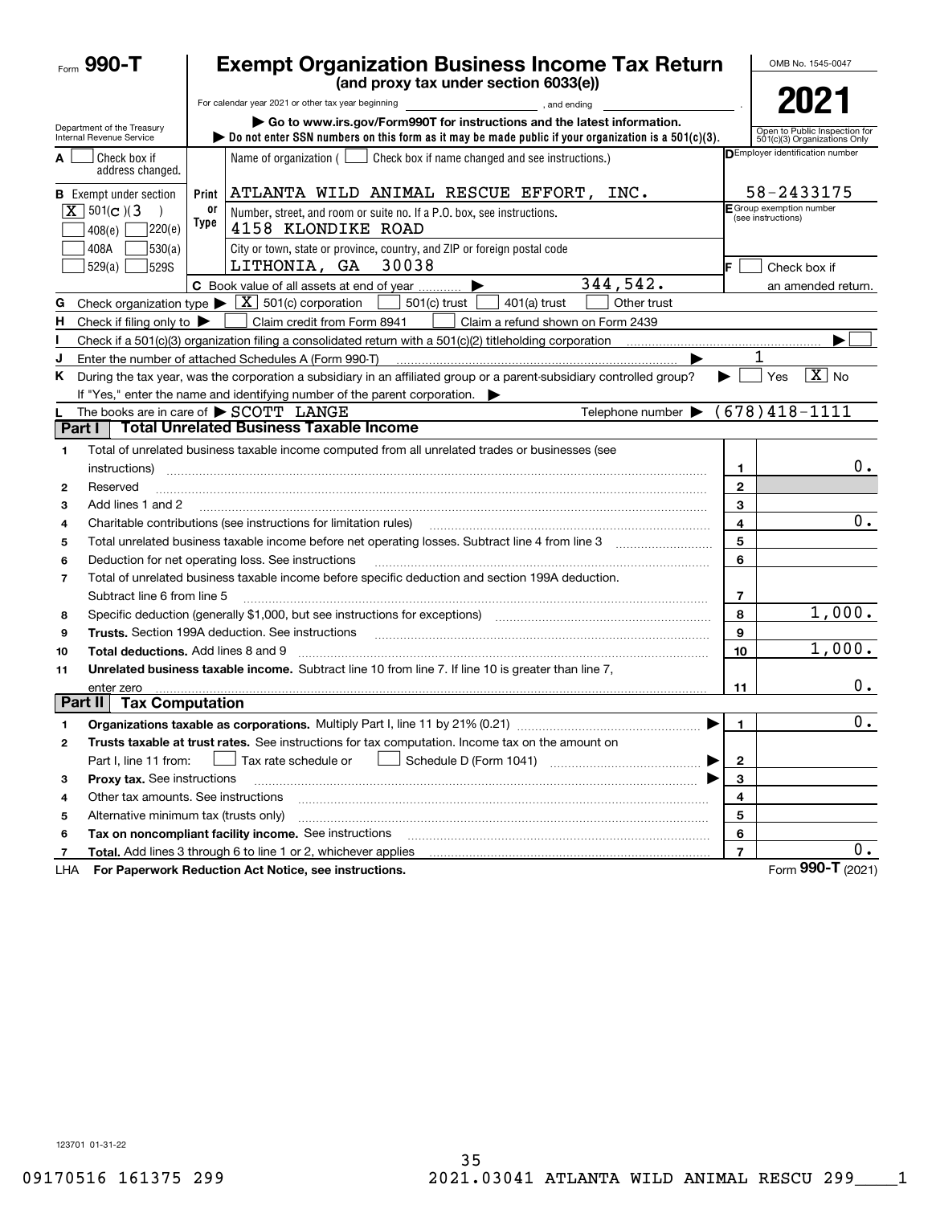Form **990-T**

# Exempt Organization Business Income Tax Return

**(and proxy tax under section 6033(e))**

For calendar year 2021 or other tax year beginning , and ending .

▶ Go to www.irs.gov/Form990T for instructions and the latest information.

▶ Do not enter SSN numbers on this form as it may be made public if your organization is a 501(c)(3).

Department of the Treasury Internal Revenue Service

OMB No. 1545-0047

**2021**

Open to Public Inspection for 501(c)(3) Organizations Only

A ☐ Check box if address changed.

B Exempt under section ☒ 501(c)(3) ☐ 408(e) ☐ 220(e) ☐ 408A ☐ 530(a) ☐ 529(a) ☐ 529S

Name of organization ( ☐ Check box if name changed and see instructions.)

ATLANTA WILD ANIMAL RESCUE EFFORT, INC.

Number, street, and room or suite no. If a P.O. box, see instructions.

4158 KLONDIKE ROAD

City or town, state or province, country, and ZIP or foreign postal code

LITHONIA, GA 30038

D Employer identification number: 58-2433175

E Group exemption number (see instructions)

F ☐ Check box if an amended return.

C Book value of all assets at end of year ▶ 344,542.

G Check organization type ▶ ☒ 501(c) corporation ☐ 501(c) trust ☐ 401(a) trust ☐ Other trust

H Check if filing only to ▶ ☐ Claim credit from Form 8941 ☐ Claim a refund shown on Form 2439

I Check if a 501(c)(3) organization filing a consolidated return with a 501(c)(2) titleholding corporation ▶ ☐

J Enter the number of attached Schedules A (Form 990-T) ▶ 1

K During the tax year, was the corporation a subsidiary in an affiliated group or a parent-subsidiary controlled group? ▶ ☐ Yes ☒ No

If "Yes," enter the name and identifying number of the parent corporation. ▶

L The books are in care of ▶ SCOTT LANGE Telephone number ▶ (678)418-1111

## Part I Total Unrelated Business Taxable Income

| | | | |
|---|---|---|---|
| 1 | Total of unrelated business taxable income computed from all unrelated trades or businesses (see instructions) | 1 | 0. |
| 2 | Reserved | 2 | |
| 3 | Add lines 1 and 2 | 3 | |
| 4 | Charitable contributions (see instructions for limitation rules) | 4 | 0. |
| 5 | Total unrelated business taxable income before net operating losses. Subtract line 4 from line 3 | 5 | |
| 6 | Deduction for net operating loss. See instructions | 6 | |
| 7 | Total of unrelated business taxable income before specific deduction and section 199A deduction. Subtract line 6 from line 5 | 7 | |
| 8 | Specific deduction (generally $1,000, but see instructions for exceptions) | 8 | 1,000. |
| 9 | **Trusts.** Section 199A deduction. See instructions | 9 | |
| 10 | **Total deductions.** Add lines 8 and 9 | 10 | 1,000. |
| 11 | **Unrelated business taxable income.** Subtract line 10 from line 7. If line 10 is greater than line 7, enter zero | 11 | 0. |

## Part II Tax Computation

| | | | |
|---|---|---|---|
| 1 | **Organizations taxable as corporations.** Multiply Part I, line 11 by 21% (0.21) ▶ | 1 | 0. |
| 2 | **Trusts taxable at trust rates.** See instructions for tax computation. Income tax on the amount on Part I, line 11 from: ☐ Tax rate schedule or ☐ Schedule D (Form 1041) ▶ | 2 | |
| 3 | **Proxy tax.** See instructions ▶ | 3 | |
| 4 | Other tax amounts. See instructions | 4 | |
| 5 | Alternative minimum tax (trusts only) | 5 | |
| 6 | **Tax on noncompliant facility income.** See instructions | 6 | |
| 7 | **Total.** Add lines 3 through 6 to line 1 or 2, whichever applies | 7 | 0. |

LHA **For Paperwork Reduction Act Notice, see instructions.** Form **990-T** (2021)

123701 01-31-22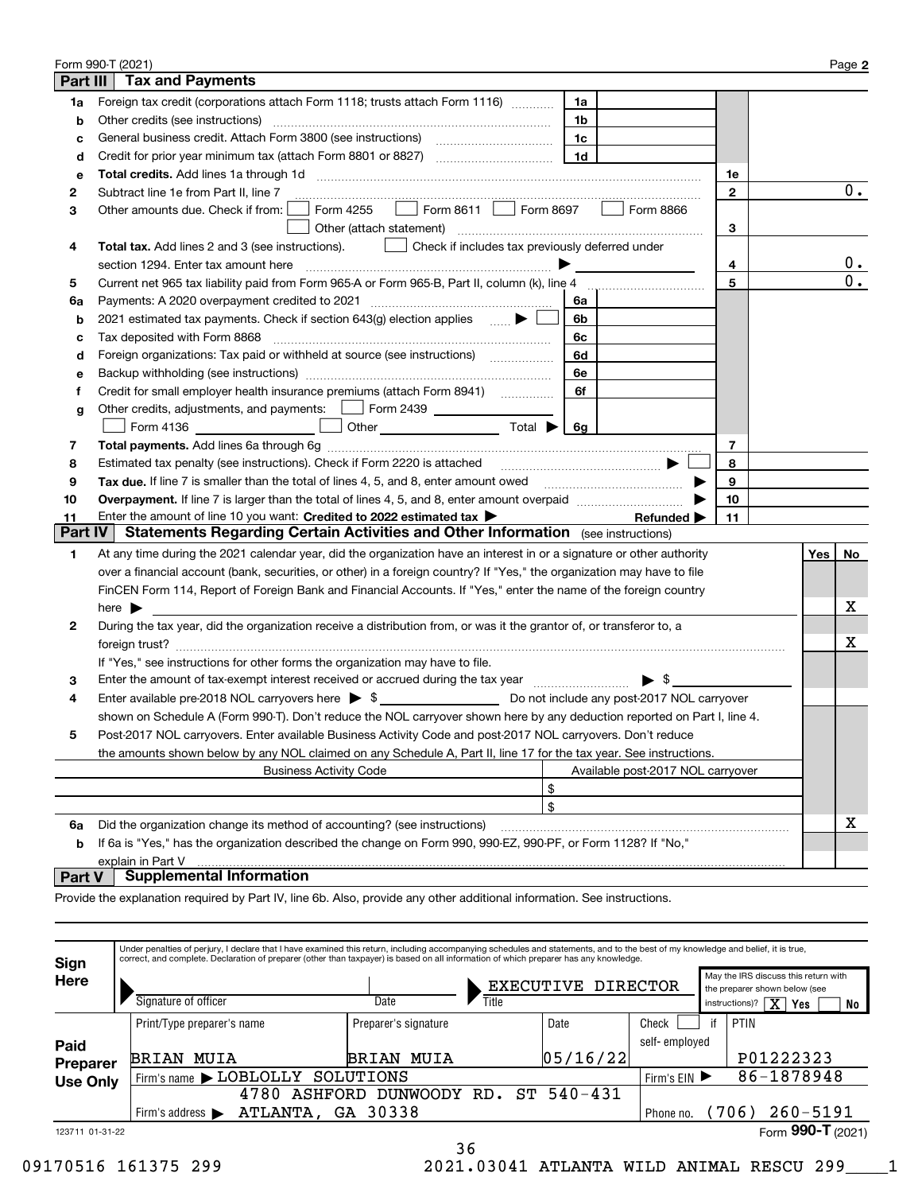Form 990-T (2021) Page **2**

## Part III Tax and Payments

| | | | | | |
|---|---|---|---|---|---|
| **1a** | Foreign tax credit (corporations attach Form 1118; trusts attach Form 1116) | 1a | | | |
| **b** | Other credits (see instructions) | 1b | | | |
| **c** | General business credit. Attach Form 3800 (see instructions) | 1c | | | |
| **d** | Credit for prior year minimum tax (attach Form 8801 or 8827) | 1d | | | |
| **e** | **Total credits.** Add lines 1a through 1d | | | 1e | |
| **2** | Subtract line 1e from Part II, line 7 | | | 2 | 0. |
| **3** | Other amounts due. Check if from: ☐ Form 4255 ☐ Form 8611 ☐ Form 8697 ☐ Form 8866 ☐ Other (attach statement) | | | 3 | |
| **4** | **Total tax.** Add lines 2 and 3 (see instructions). ☐ Check if includes tax previously deferred under section 1294. Enter tax amount here ▶ | | | 4 | 0. |
| **5** | Current net 965 tax liability paid from Form 965-A or Form 965-B, Part II, column (k), line 4 | | | 5 | 0. |
| **6a** | Payments: A 2020 overpayment credited to 2021 | 6a | | | |
| **b** | 2021 estimated tax payments. Check if section 643(g) election applies ▶ ☐ | 6b | | | |
| **c** | Tax deposited with Form 8868 | 6c | | | |
| **d** | Foreign organizations: Tax paid or withheld at source (see instructions) | 6d | | | |
| **e** | Backup withholding (see instructions) | 6e | | | |
| **f** | Credit for small employer health insurance premiums (attach Form 8941) | 6f | | | |
| **g** | Other credits, adjustments, and payments: ☐ Form 2439 ☐ Form 4136 ☐ Other Total ▶ | 6g | | | |
| **7** | **Total payments.** Add lines 6a through 6g | | | 7 | |
| **8** | Estimated tax penalty (see instructions). Check if Form 2220 is attached ▶ ☐ | | | 8 | |
| **9** | **Tax due.** If line 7 is smaller than the total of lines 4, 5, and 8, enter amount owed ▶ | | | 9 | |
| **10** | **Overpayment.** If line 7 is larger than the total of lines 4, 5, and 8, enter amount overpaid ▶ | | | 10 | |
| **11** | Enter the amount of line 10 you want: **Credited to 2022 estimated tax** ▶ **Refunded** ▶ | | | 11 | |

## Part IV Statements Regarding Certain Activities and Other Information (see instructions)

| | | Yes | No |
|---|---|---|---|
| **1** | At any time during the 2021 calendar year, did the organization have an interest in or a signature or other authority over a financial account (bank, securities, or other) in a foreign country? If "Yes," the organization may have to file FinCEN Form 114, Report of Foreign Bank and Financial Accounts. If "Yes," enter the name of the foreign country here ▶ | | X |
| **2** | During the tax year, did the organization receive a distribution from, or was it the grantor of, or transferor to, a foreign trust? If "Yes," see instructions for other forms the organization may have to file. | | X |
| **3** | Enter the amount of tax-exempt interest received or accrued during the tax year ▶ $ | | |
| **4** | Enter available pre-2018 NOL carryovers here ▶ $ Do not include any post-2017 NOL carryover shown on Schedule A (Form 990-T). Don't reduce the NOL carryover shown here by any deduction reported on Part I, line 4. | | |
| **5** | Post-2017 NOL carryovers. Enter available Business Activity Code and post-2017 NOL carryovers. Don't reduce the amounts shown below by any NOL claimed on any Schedule A, Part II, line 17 for the tax year. See instructions. | | |

| Business Activity Code | Available post-2017 NOL carryover |
|---|---|
| | $ |
| | $ |

| | | Yes | No |
|---|---|---|---|
| **6a** | Did the organization change its method of accounting? (see instructions) | | X |
| **b** | If 6a is "Yes," has the organization described the change on Form 990, 990-EZ, 990-PF, or Form 1128? If "No," explain in Part V | | |

## Part V Supplemental Information

Provide the explanation required by Part IV, line 6b. Also, provide any other additional information. See instructions.

**Sign Here**

Under penalties of perjury, I declare that I have examined this return, including accompanying schedules and statements, and to the best of my knowledge and belief, it is true, correct, and complete. Declaration of preparer (other than taxpayer) is based on all information of which preparer has any knowledge.

Signature of officer | Date | Title: EXECUTIVE DIRECTOR

May the IRS discuss this return with the preparer shown below (see instructions)? [X] Yes ☐ No

**Paid Preparer Use Only**

| Print/Type preparer's name | Preparer's signature | Date | Check ☐ if self-employed | PTIN |
|---|---|---|---|---|
| BRIAN MUIA | BRIAN MUIA | 05/16/22 | | P01222323 |

Firm's name ▶ LOBLOLLY SOLUTIONS — Firm's EIN ▶ 86-1878948

Firm's address ▶ 4780 ASHFORD DUNWOODY RD. ST 540-431, ATLANTA, GA 30338 — Phone no. (706) 260-5191

123711 01-31-22 Form **990-T** (2021)

09170516 161375 299 2021.03041 ATLANTA WILD ANIMAL RESCU 299____1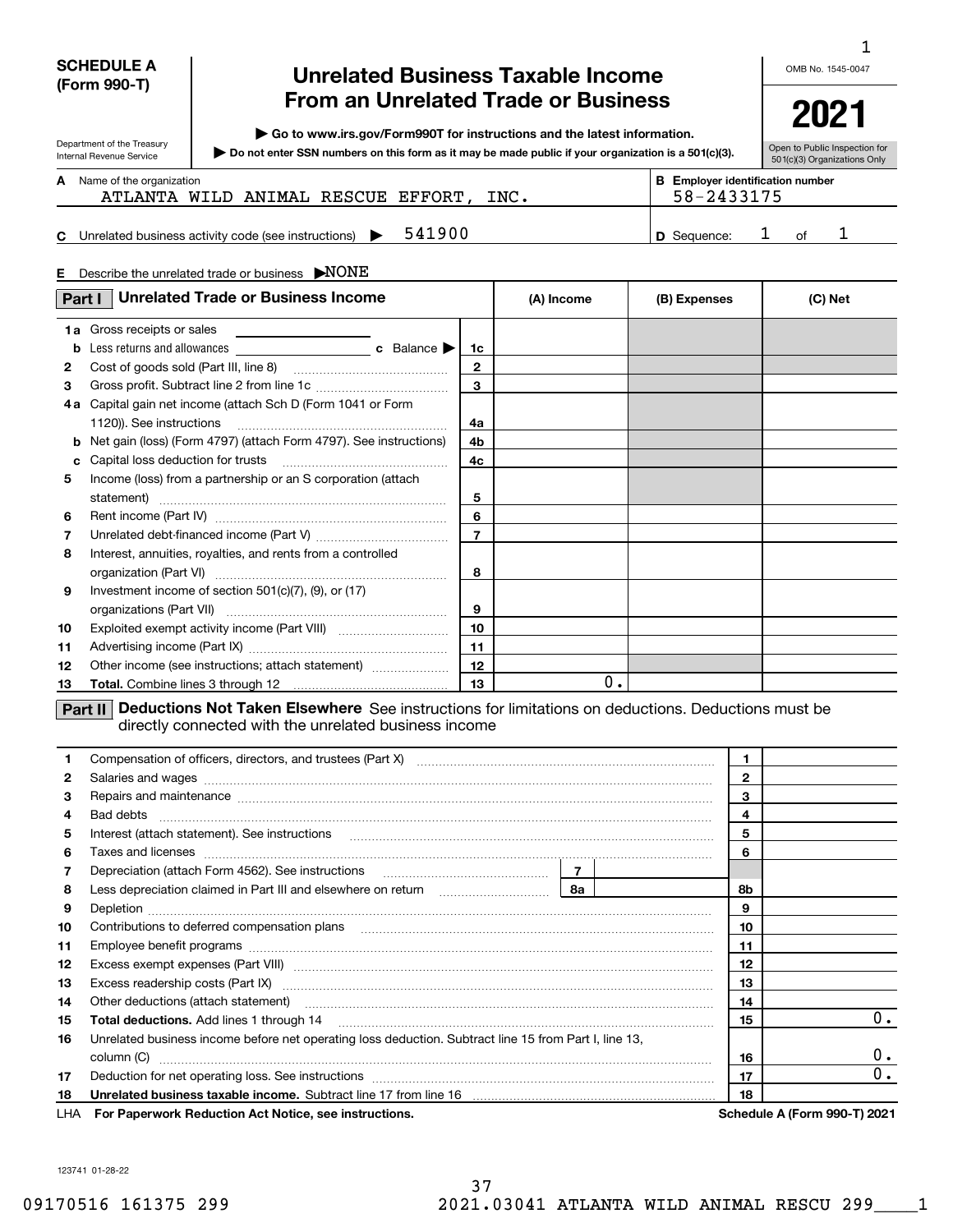**SCHEDULE A (Form 990-T)**

Department of the Treasury
Internal Revenue Service

# Unrelated Business Taxable Income From an Unrelated Trade or Business

▶ Go to www.irs.gov/Form990T for instructions and the latest information.

▶ Do not enter SSN numbers on this form as it may be made public if your organization is a 501(c)(3).

OMB No. 1545-0047

**2021**

Open to Public Inspection for 501(c)(3) Organizations Only

**A** Name of the organization: ATLANTA WILD ANIMAL RESCUE EFFORT, INC.

**B** Employer identification number: 58-2433175

**C** Unrelated business activity code (see instructions) ▶ 541900

**D** Sequence: 1 of 1

**E** Describe the unrelated trade or business ▶NONE

| Part I Unrelated Trade or Business Income | | (A) Income | (B) Expenses | (C) Net |
|---|---|---|---|---|
| 1a Gross receipts or sales | | | | |
| b Less returns and allowances c Balance ▶ | 1c | | | |
| 2 Cost of goods sold (Part III, line 8) | 2 | | | |
| 3 Gross profit. Subtract line 2 from line 1c | 3 | | | |
| 4a Capital gain net income (attach Sch D (Form 1041 or Form 1120)). See instructions | 4a | | | |
| b Net gain (loss) (Form 4797) (attach Form 4797). See instructions | 4b | | | |
| c Capital loss deduction for trusts | 4c | | | |
| 5 Income (loss) from a partnership or an S corporation (attach statement) | 5 | | | |
| 6 Rent income (Part IV) | 6 | | | |
| 7 Unrelated debt-financed income (Part V) | 7 | | | |
| 8 Interest, annuities, royalties, and rents from a controlled organization (Part VI) | 8 | | | |
| 9 Investment income of section 501(c)(7), (9), or (17) organizations (Part VII) | 9 | | | |
| 10 Exploited exempt activity income (Part VIII) | 10 | | | |
| 11 Advertising income (Part IX) | 11 | | | |
| 12 Other income (see instructions; attach statement) | 12 | | | |
| 13 **Total.** Combine lines 3 through 12 | 13 | 0. | | |

**Part II Deductions Not Taken Elsewhere** See instructions for limitations on deductions. Deductions must be directly connected with the unrelated business income

| Line | Description | | | No. | Amount |
|---|---|---|---|---|---|
| 1 | Compensation of officers, directors, and trustees (Part X) | | | 1 | |
| 2 | Salaries and wages | | | 2 | |
| 3 | Repairs and maintenance | | | 3 | |
| 4 | Bad debts | | | 4 | |
| 5 | Interest (attach statement). See instructions | | | 5 | |
| 6 | Taxes and licenses | | | 6 | |
| 7 | Depreciation (attach Form 4562). See instructions | 7 | | | |
| 8 | Less depreciation claimed in Part III and elsewhere on return | 8a | | 8b | |
| 9 | Depletion | | | 9 | |
| 10 | Contributions to deferred compensation plans | | | 10 | |
| 11 | Employee benefit programs | | | 11 | |
| 12 | Excess exempt expenses (Part VIII) | | | 12 | |
| 13 | Excess readership costs (Part IX) | | | 13 | |
| 14 | Other deductions (attach statement) | | | 14 | |
| 15 | **Total deductions.** Add lines 1 through 14 | | | 15 | 0. |
| 16 | Unrelated business income before net operating loss deduction. Subtract line 15 from Part I, line 13, column (C) | | | 16 | 0. |
| 17 | Deduction for net operating loss. See instructions | | | 17 | 0. |
| 18 | **Unrelated business taxable income.** Subtract line 17 from line 16 | | | 18 | |

LHA **For Paperwork Reduction Act Notice, see instructions.** **Schedule A (Form 990-T) 2021**

123741 01-28-22

09170516 161375 299 2021.03041 ATLANTA WILD ANIMAL RESCU 299____1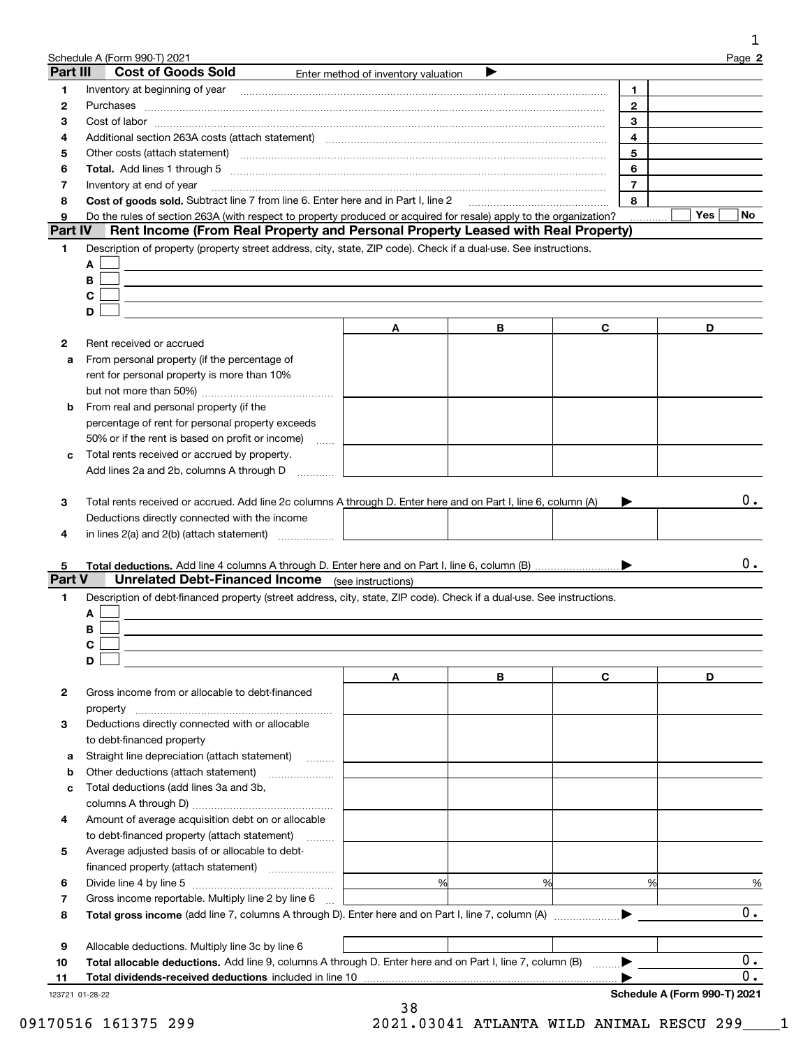Schedule A (Form 990-T) 2021

## Part III Cost of Goods Sold

Enter method of inventory valuation ▶

| | | | |
|---|---|---|---|
| 1 | Inventory at beginning of year | 1 | |
| 2 | Purchases | 2 | |
| 3 | Cost of labor | 3 | |
| 4 | Additional section 263A costs (attach statement) | 4 | |
| 5 | Other costs (attach statement) | 5 | |
| 6 | **Total.** Add lines 1 through 5 | 6 | |
| 7 | Inventory at end of year | 7 | |
| 8 | **Cost of goods sold.** Subtract line 7 from line 6. Enter here and in Part I, line 2 | 8 | |
| 9 | Do the rules of section 263A (with respect to property produced or acquired for resale) apply to the organization? | | ☐ Yes ☐ No |

## Part IV Rent Income (From Real Property and Personal Property Leased with Real Property)

1 Description of property (property street address, city, state, ZIP code). Check if a dual-use. See instructions.

A ☐

B ☐

C ☐

D ☐

| | | A | B | C | D |
|---|---|---|---|---|---|
| 2 | Rent received or accrued | | | | |
| a | From personal property (if the percentage of rent for personal property is more than 10% but not more than 50%) | | | | |
| b | From real and personal property (if the percentage of rent for personal property exceeds 50% or if the rent is based on profit or income) | | | | |
| c | Total rents received or accrued by property. Add lines 2a and 2b, columns A through D | | | | |

3 Total rents received or accrued. Add line 2c columns A through D. Enter here and on Part I, line 6, column (A) ▶ 0.

| | | A | B | C | D |
|---|---|---|---|---|---|
| 4 | Deductions directly connected with the income in lines 2(a) and 2(b) (attach statement) | | | | |

5 **Total deductions.** Add line 4 columns A through D. Enter here and on Part I, line 6, column (B) ▶ 0.

## Part V Unrelated Debt-Financed Income (see instructions)

1 Description of debt-financed property (street address, city, state, ZIP code). Check if a dual-use. See instructions.

A ☐

B ☐

C ☐

D ☐

| | | A | B | C | D |
|---|---|---|---|---|---|
| 2 | Gross income from or allocable to debt-financed property | | | | |
| 3 | Deductions directly connected with or allocable to debt-financed property | | | | |
| a | Straight line depreciation (attach statement) | | | | |
| b | Other deductions (attach statement) | | | | |
| c | Total deductions (add lines 3a and 3b, columns A through D) | | | | |
| 4 | Amount of average acquisition debt on or allocable to debt-financed property (attach statement) | | | | |
| 5 | Average adjusted basis of or allocable to debt-financed property (attach statement) | | | | |
| 6 | Divide line 4 by line 5 | % | % | % | % |
| 7 | Gross income reportable. Multiply line 2 by line 6 | | | | |

8 **Total gross income** (add line 7, columns A through D). Enter here and on Part I, line 7, column (A) ▶ 0.

| | | A | B | C | D |
|---|---|---|---|---|---|
| 9 | Allocable deductions. Multiply line 3c by line 6 | | | | |

10 **Total allocable deductions.** Add line 9, columns A through D. Enter here and on Part I, line 7, column (B) ▶ 0.

11 **Total dividends-received deductions** included in line 10 ▶ 0.

123721 01-28-22

**Schedule A (Form 990-T) 2021**

09170516 161375 299 2021.03041 ATLANTA WILD ANIMAL RESCU 299____1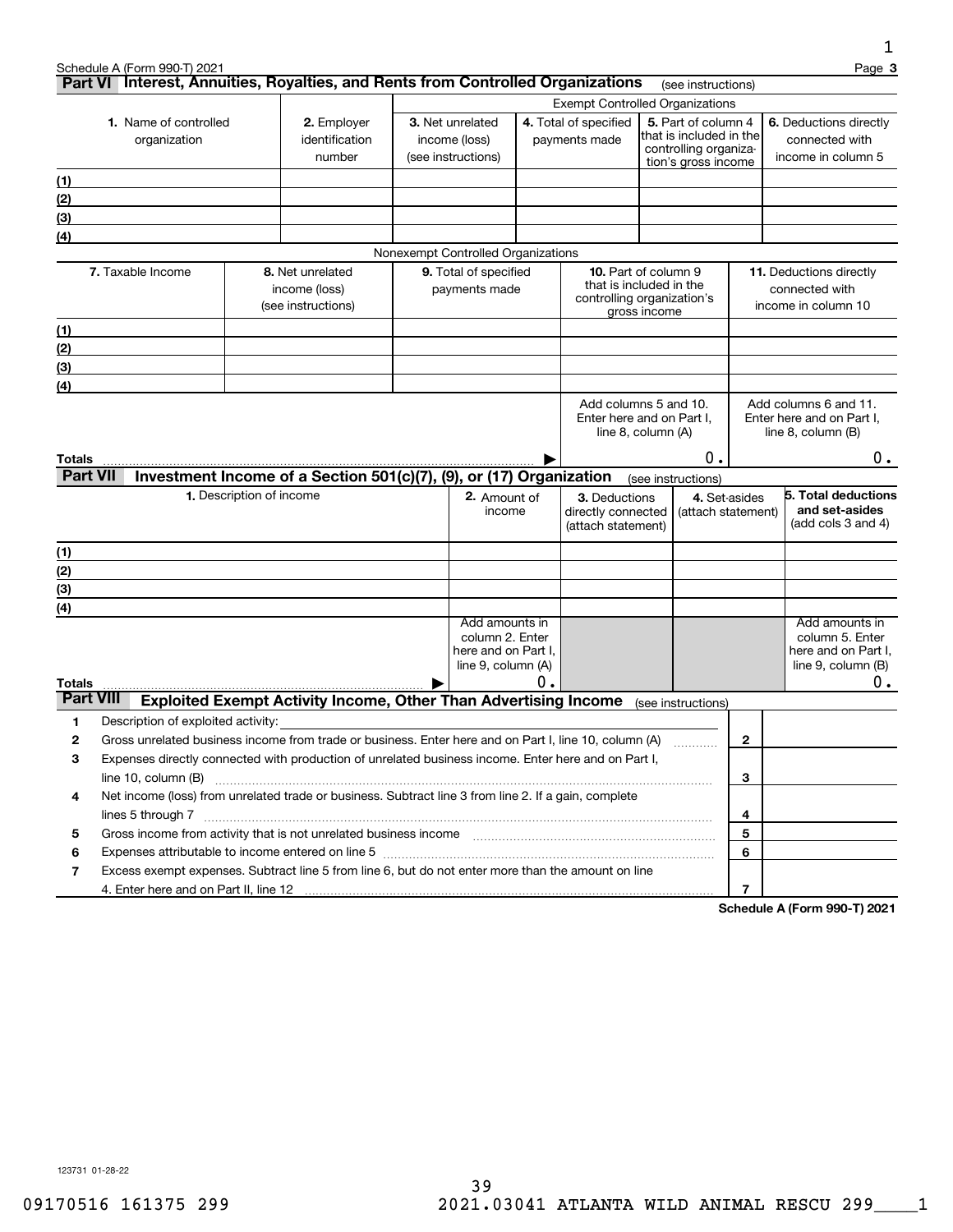Schedule A (Form 990-T) 2021

## Part VI Interest, Annuities, Royalties, and Rents from Controlled Organizations (see instructions)

| 1. Name of controlled organization | 2. Employer identification number | Exempt Controlled Organizations | | | |
|---|---|---|---|---|---|
| | | 3. Net unrelated income (loss) (see instructions) | 4. Total of specified payments made | 5. Part of column 4 that is included in the controlling organization's gross income | 6. Deductions directly connected with income in column 5 |
| (1) | | | | | |
| (2) | | | | | |
| (3) | | | | | |
| (4) | | | | | |

Nonexempt Controlled Organizations

| | 7. Taxable Income | 8. Net unrelated income (loss) (see instructions) | 9. Total of specified payments made | 10. Part of column 9 that is included in the controlling organization's gross income | 11. Deductions directly connected with income in column 10 |
|---|---|---|---|---|---|
| (1) | | | | | |
| (2) | | | | | |
| (3) | | | | | |
| (4) | | | | | |
| Totals | | | ▶ | Add columns 5 and 10. Enter here and on Part I, line 8, column (A) 0. | Add columns 6 and 11. Enter here and on Part I, line 8, column (B) 0. |

## Part VII Investment Income of a Section 501(c)(7), (9), or (17) Organization (see instructions)

| 1. Description of income | 2. Amount of income | 3. Deductions directly connected (attach statement) | 4. Set-asides (attach statement) | 5. Total deductions and set-asides (add cols 3 and 4) |
|---|---|---|---|---|
| (1) | | | | |
| (2) | | | | |
| (3) | | | | |
| (4) | | | | |
| Totals ▶ | Add amounts in column 2. Enter here and on Part I, line 9, column (A) 0. | | | Add amounts in column 5. Enter here and on Part I, line 9, column (B) 0. |

## Part VIII Exploited Exempt Activity Income, Other Than Advertising Income (see instructions)

| | | | |
|---|---|---|---|
| 1 | Description of exploited activity: | | |
| 2 | Gross unrelated business income from trade or business. Enter here and on Part I, line 10, column (A) | 2 | |
| 3 | Expenses directly connected with production of unrelated business income. Enter here and on Part I, line 10, column (B) | 3 | |
| 4 | Net income (loss) from unrelated trade or business. Subtract line 3 from line 2. If a gain, complete lines 5 through 7 | 4 | |
| 5 | Gross income from activity that is not unrelated business income | 5 | |
| 6 | Expenses attributable to income entered on line 5 | 6 | |
| 7 | Excess exempt expenses. Subtract line 5 from line 6, but do not enter more than the amount on line 4. Enter here and on Part II, line 12 | 7 | |

Schedule A (Form 990-T) 2021

123731 01-28-22

09170516 161375 299 2021.03041 ATLANTA WILD ANIMAL RESCU 299____1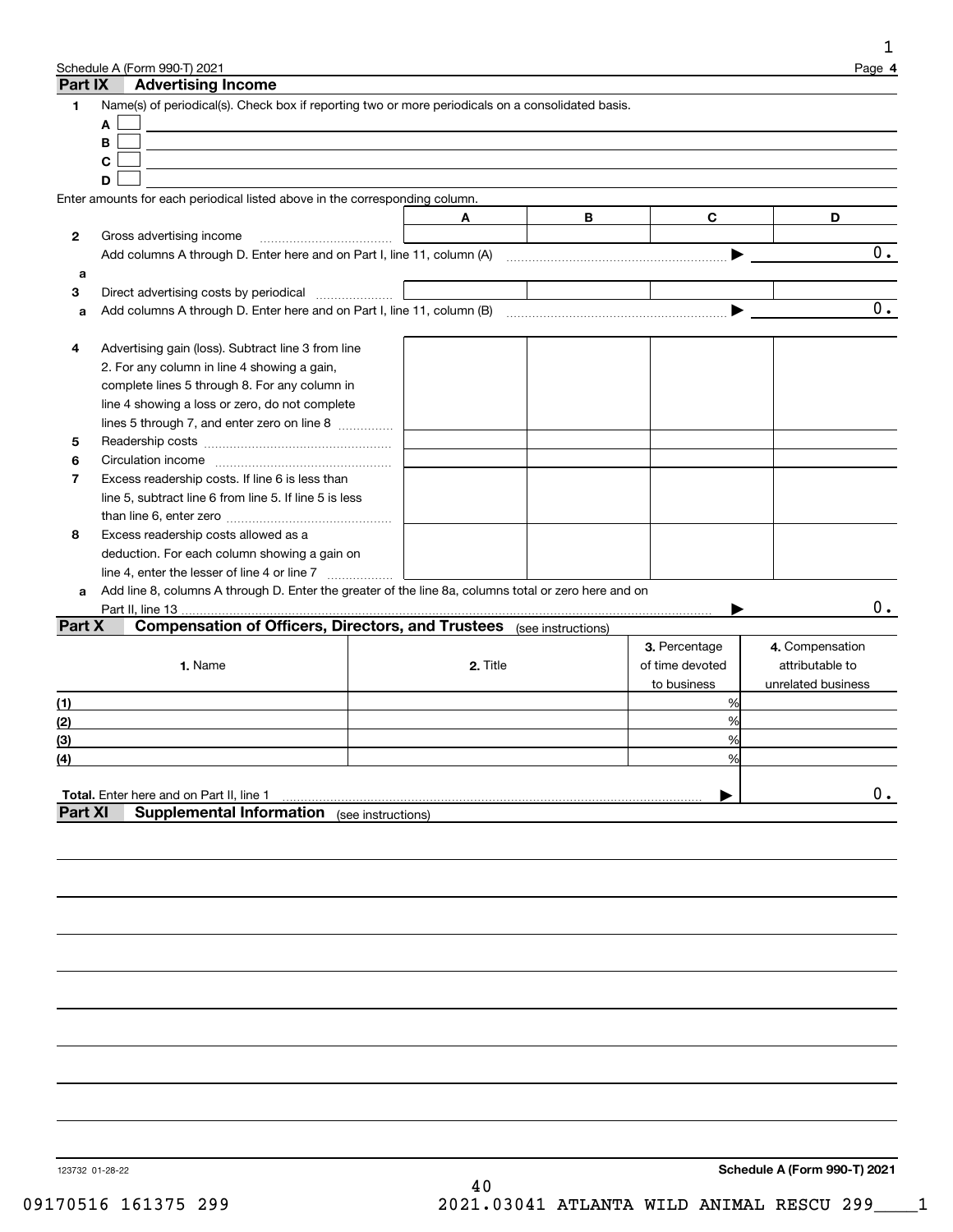Schedule A (Form 990-T) 2021

## Part IX Advertising Income

**1** Name(s) of periodical(s). Check box if reporting two or more periodicals on a consolidated basis.

A ☐

B ☐

C ☐

D ☐

Enter amounts for each periodical listed above in the corresponding column.

| | | A | B | C | D |
|---|---|---|---|---|---|
| **2** | Gross advertising income | | | | |
| | Add columns A through D. Enter here and on Part I, line 11, column (A) | | | ▶ | 0. |
| **a** | | | | | |
| **3** | Direct advertising costs by periodical | | | | |
| **a** | Add columns A through D. Enter here and on Part I, line 11, column (B) | | | ▶ | 0. |
| **4** | Advertising gain (loss). Subtract line 3 from line 2. For any column in line 4 showing a gain, complete lines 5 through 8. For any column in line 4 showing a loss or zero, do not complete lines 5 through 7, and enter zero on line 8 | | | | |
| **5** | Readership costs | | | | |
| **6** | Circulation income | | | | |
| **7** | Excess readership costs. If line 6 is less than line 5, subtract line 6 from line 5. If line 5 is less than line 6, enter zero | | | | |
| **8** | Excess readership costs allowed as a deduction. For each column showing a gain on line 4, enter the lesser of line 4 or line 7 | | | | |
| **a** | Add line 8, columns A through D. Enter the greater of the line 8a, columns total or zero here and on Part II, line 13 | | | ▶ | 0. |

## Part X Compensation of Officers, Directors, and Trustees (see instructions)

| | 1. Name | 2. Title | 3. Percentage of time devoted to business | 4. Compensation attributable to unrelated business |
|---|---|---|---|---|
| (1) | | | % | |
| (2) | | | % | |
| (3) | | | % | |
| (4) | | | % | |
| **Total.** Enter here and on Part II, line 1 | | | ▶ | 0. |

## Part XI Supplemental Information (see instructions)

123732 01-28-22

**Schedule A (Form 990-T) 2021**

09170516 161375 299 2021.03041 ATLANTA WILD ANIMAL RESCU 299____1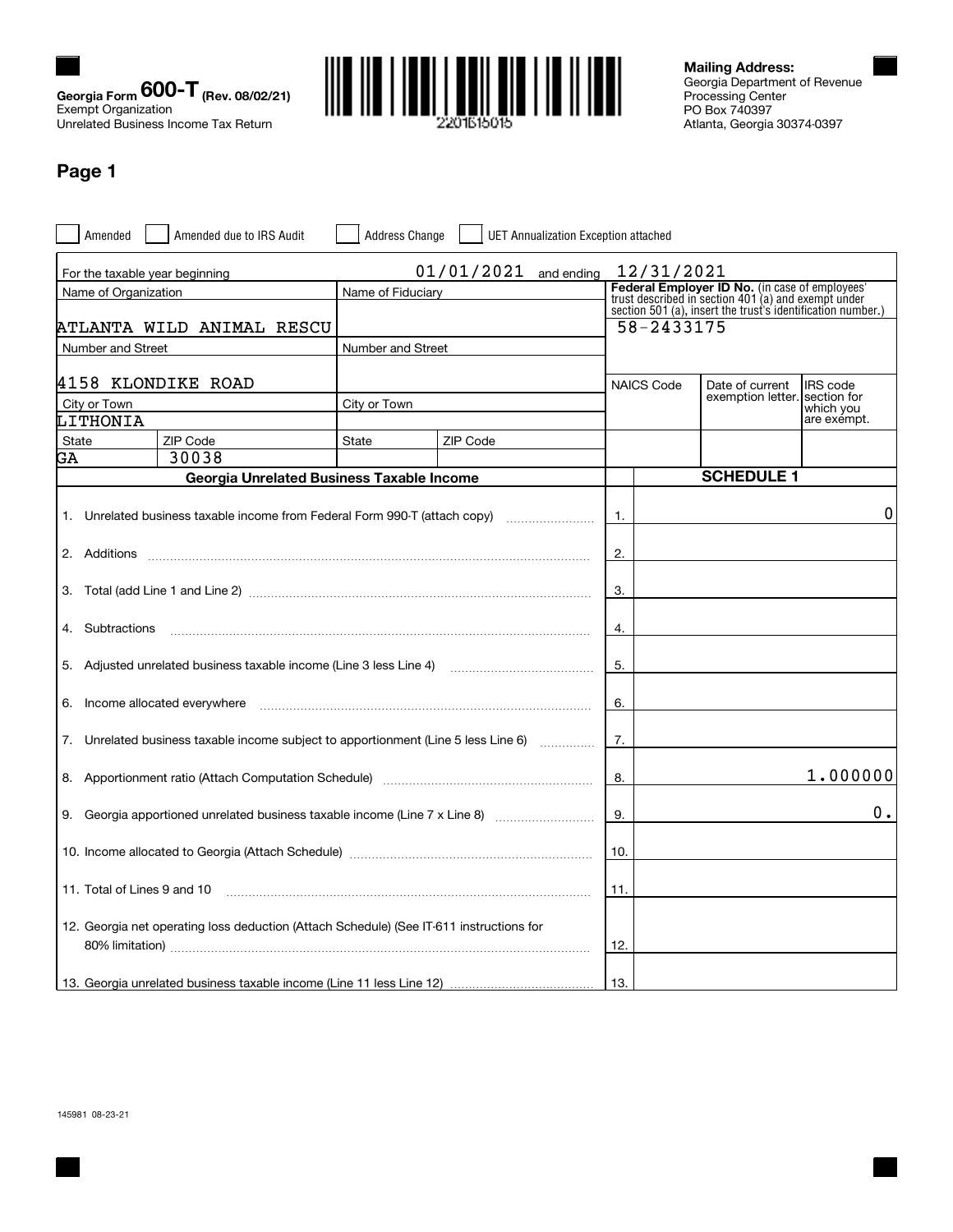Georgia Form **600-T** (Rev. 08/02/21)
Exempt Organization
Unrelated Business Income Tax Return

2201616015

**Mailing Address:**
Georgia Department of Revenue
Processing Center
PO Box 740397
Atlanta, Georgia 30374-0397

## Page 1

☐ Amended ☐ Amended due to IRS Audit ☐ Address Change ☐ UET Annualization Exception attached

For the taxable year beginning 01/01/2021 and ending 12/31/2021

| Name of Organization | | Name of Fiduciary | | Federal Employer ID No. (in case of employees' trust described in section 401 (a) and exempt under section 501 (a), insert the trust's identification number.) | | |
|---|---|---|---|---|---|---|
| ATLANTA WILD ANIMAL RESCU | | | | 58-2433175 | | |
| Number and Street | | Number and Street | | | | |
| 4158 KLONDIKE ROAD | | | | NAICS Code | Date of current exemption letter. | IRS code section for which you are exempt. |
| City or Town | | City or Town | | | | |
| LITHONIA | | | | | | |
| State | ZIP Code | State | ZIP Code | | | |
| GA | 30038 | | | | | |

| Georgia Unrelated Business Taxable Income | | SCHEDULE 1 |
|---|---|---|
| 1. Unrelated business taxable income from Federal Form 990-T (attach copy) | 1. | 0 |
| 2. Additions | 2. | |
| 3. Total (add Line 1 and Line 2) | 3. | |
| 4. Subtractions | 4. | |
| 5. Adjusted unrelated business taxable income (Line 3 less Line 4) | 5. | |
| 6. Income allocated everywhere | 6. | |
| 7. Unrelated business taxable income subject to apportionment (Line 5 less Line 6) | 7. | |
| 8. Apportionment ratio (Attach Computation Schedule) | 8. | 1.000000 |
| 9. Georgia apportioned unrelated business taxable income (Line 7 x Line 8) | 9. | 0. |
| 10. Income allocated to Georgia (Attach Schedule) | 10. | |
| 11. Total of Lines 9 and 10 | 11. | |
| 12. Georgia net operating loss deduction (Attach Schedule) (See IT-611 instructions for 80% limitation) | 12. | |
| 13. Georgia unrelated business taxable income (Line 11 less Line 12) | 13. | |

145981 08-23-21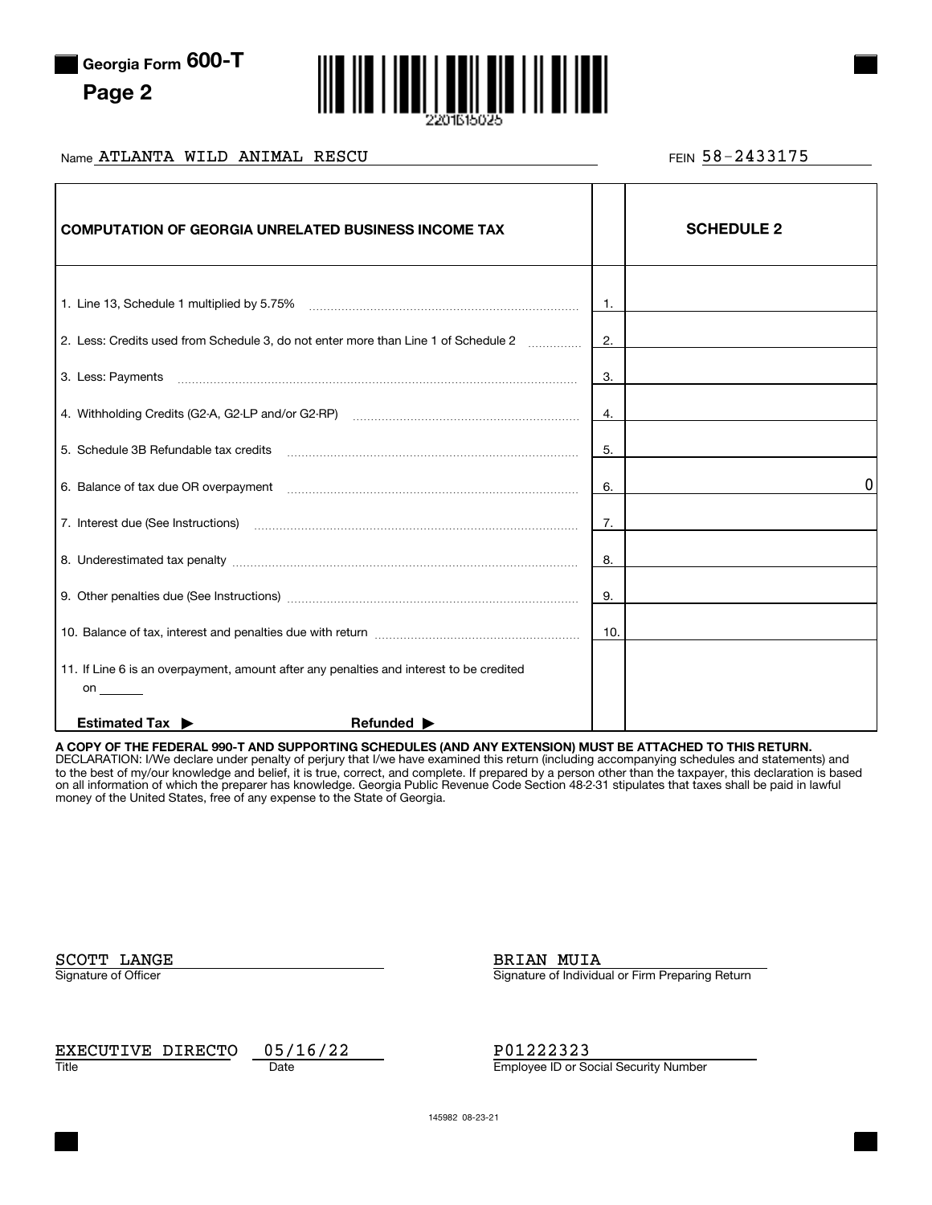**Georgia Form 600-T**

**Page 2**

2201615025

Name ATLANTA WILD ANIMAL RESCU

FEIN 58-2433175

| **COMPUTATION OF GEORGIA UNRELATED BUSINESS INCOME TAX** | | **SCHEDULE 2** |
|---|---|---|
| 1. Line 13, Schedule 1 multiplied by 5.75% | 1. | |
| 2. Less: Credits used from Schedule 3, do not enter more than Line 1 of Schedule 2 | 2. | |
| 3. Less: Payments | 3. | |
| 4. Withholding Credits (G2-A, G2-LP and/or G2-RP) | 4. | |
| 5. Schedule 3B Refundable tax credits | 5. | |
| 6. Balance of tax due OR overpayment | 6. | 0 |
| 7. Interest due (See Instructions) | 7. | |
| 8. Underestimated tax penalty | 8. | |
| 9. Other penalties due (See Instructions) | 9. | |
| 10. Balance of tax, interest and penalties due with return | 10. | |
| 11. If Line 6 is an overpayment, amount after any penalties and interest to be credited on ______ **Estimated Tax ▶** **Refunded ▶** | | |

**A COPY OF THE FEDERAL 990-T AND SUPPORTING SCHEDULES (AND ANY EXTENSION) MUST BE ATTACHED TO THIS RETURN.**
DECLARATION: I/We declare under penalty of perjury that I/we have examined this return (including accompanying schedules and statements) and to the best of my/our knowledge and belief, it is true, correct, and complete. If prepared by a person other than the taxpayer, this declaration is based on all information of which the preparer has knowledge. Georgia Public Revenue Code Section 48-2-31 stipulates that taxes shall be paid in lawful money of the United States, free of any expense to the State of Georgia.

SCOTT LANGE
Signature of Officer

BRIAN MUIA
Signature of Individual or Firm Preparing Return

EXECUTIVE DIRECTO
Title

05/16/22
Date

P01222323
Employee ID or Social Security Number

145982 08-23-21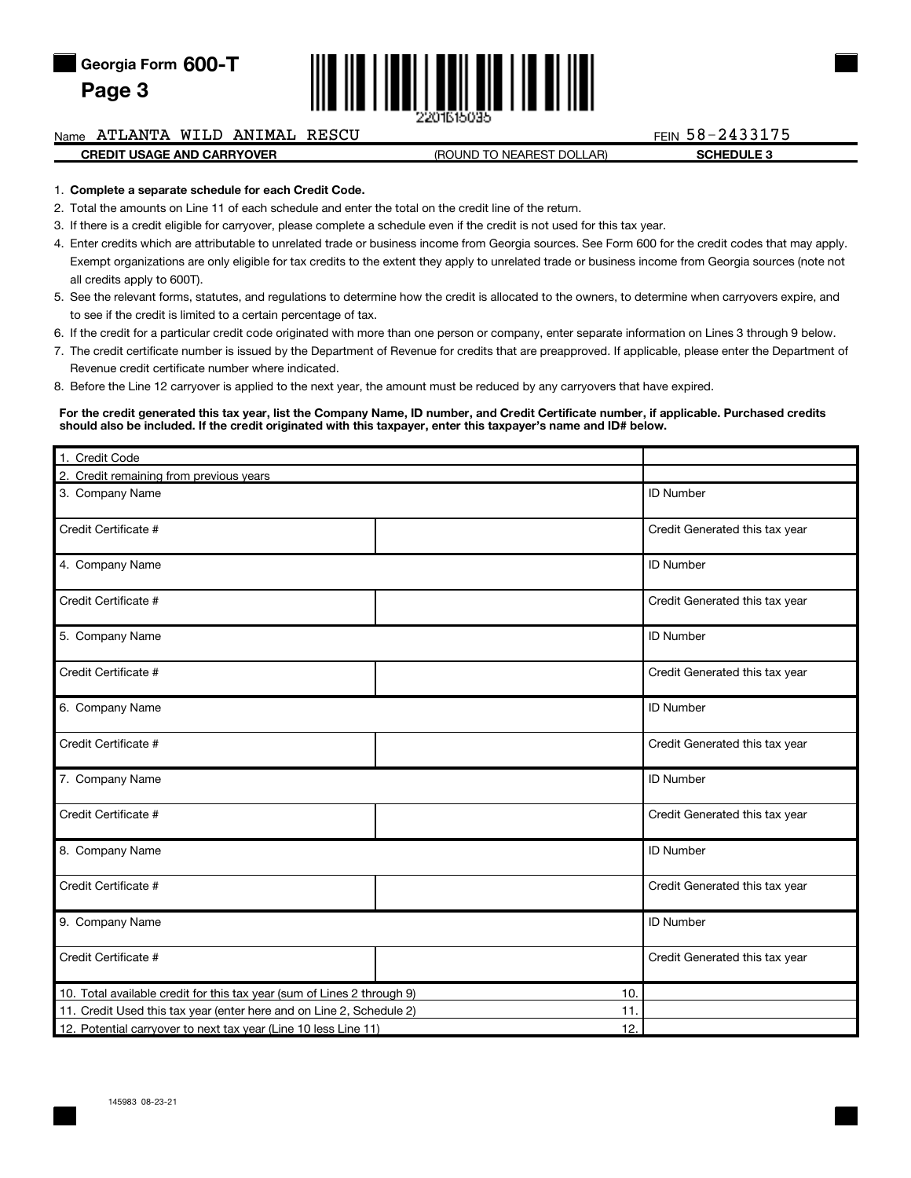**Georgia Form 600-T**
**Page 3**

2201615035

Name ATLANTA WILD ANIMAL RESCU FEIN 58-2433175

**CREDIT USAGE AND CARRYOVER** (ROUND TO NEAREST DOLLAR) **SCHEDULE 3**

1. **Complete a separate schedule for each Credit Code.**
2. Total the amounts on Line 11 of each schedule and enter the total on the credit line of the return.
3. If there is a credit eligible for carryover, please complete a schedule even if the credit is not used for this tax year.
4. Enter credits which are attributable to unrelated trade or business income from Georgia sources. See Form 600 for the credit codes that may apply. Exempt organizations are only eligible for tax credits to the extent they apply to unrelated trade or business income from Georgia sources (note not all credits apply to 600T).
5. See the relevant forms, statutes, and regulations to determine how the credit is allocated to the owners, to determine when carryovers expire, and to see if the credit is limited to a certain percentage of tax.
6. If the credit for a particular credit code originated with more than one person or company, enter separate information on Lines 3 through 9 below.
7. The credit certificate number is issued by the Department of Revenue for credits that are preapproved. If applicable, please enter the Department of Revenue credit certificate number where indicated.
8. Before the Line 12 carryover is applied to the next year, the amount must be reduced by any carryovers that have expired.

**For the credit generated this tax year, list the Company Name, ID number, and Credit Certificate number, if applicable. Purchased credits should also be included. If the credit originated with this taxpayer, enter this taxpayer's name and ID# below.**

| | | | |
|---|---|---|---|
| 1. Credit Code | | | |
| 2. Credit remaining from previous years | | | |
| 3. Company Name | | | ID Number |
| Credit Certificate # | | | Credit Generated this tax year |
| 4. Company Name | | | ID Number |
| Credit Certificate # | | | Credit Generated this tax year |
| 5. Company Name | | | ID Number |
| Credit Certificate # | | | Credit Generated this tax year |
| 6. Company Name | | | ID Number |
| Credit Certificate # | | | Credit Generated this tax year |
| 7. Company Name | | | ID Number |
| Credit Certificate # | | | Credit Generated this tax year |
| 8. Company Name | | | ID Number |
| Credit Certificate # | | | Credit Generated this tax year |
| 9. Company Name | | | ID Number |
| Credit Certificate # | | | Credit Generated this tax year |
| 10. Total available credit for this tax year (sum of Lines 2 through 9) | | 10. | |
| 11. Credit Used this tax year (enter here and on Line 2, Schedule 2) | | 11. | |
| 12. Potential carryover to next tax year (Line 10 less Line 11) | | 12. | |

145983 08-23-21